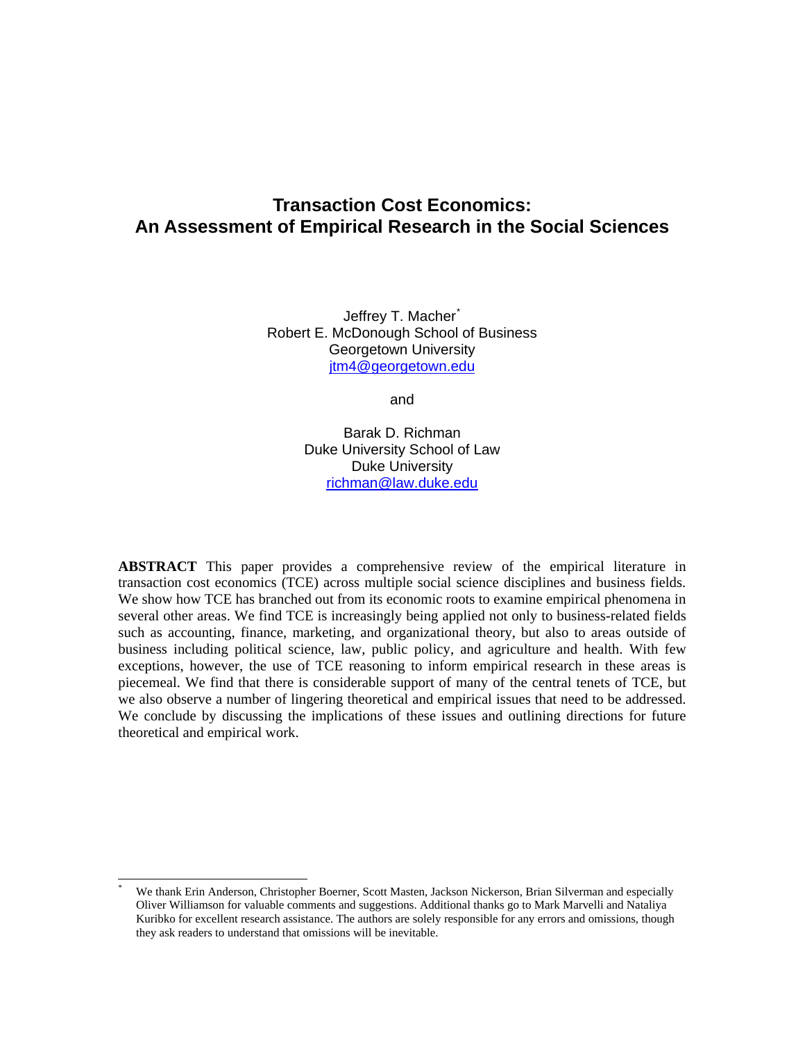# Transaction Cost Economics: An Assessment of Empirical Research in the Social Sciences

Jeffrey T. Macher[*]
Robert E. McDonough School of Business
Georgetown University
jtm4@georgetown.edu

and

Barak D. Richman
Duke University School of Law
Duke University
richman@law.duke.edu

**ABSTRACT** This paper provides a comprehensive review of the empirical literature in transaction cost economics (TCE) across multiple social science disciplines and business fields. We show how TCE has branched out from its economic roots to examine empirical phenomena in several other areas. We find TCE is increasingly being applied not only to business-related fields such as accounting, finance, marketing, and organizational theory, but also to areas outside of business including political science, law, public policy, and agriculture and health. With few exceptions, however, the use of TCE reasoning to inform empirical research in these areas is piecemeal. We find that there is considerable support of many of the central tenets of TCE, but we also observe a number of lingering theoretical and empirical issues that need to be addressed. We conclude by discussing the implications of these issues and outlining directions for future theoretical and empirical work.

---

[*] We thank Erin Anderson, Christopher Boerner, Scott Masten, Jackson Nickerson, Brian Silverman and especially Oliver Williamson for valuable comments and suggestions. Additional thanks go to Mark Marvelli and Nataliya Kuribko for excellent research assistance. The authors are solely responsible for any errors and omissions, though they ask readers to understand that omissions will be inevitable.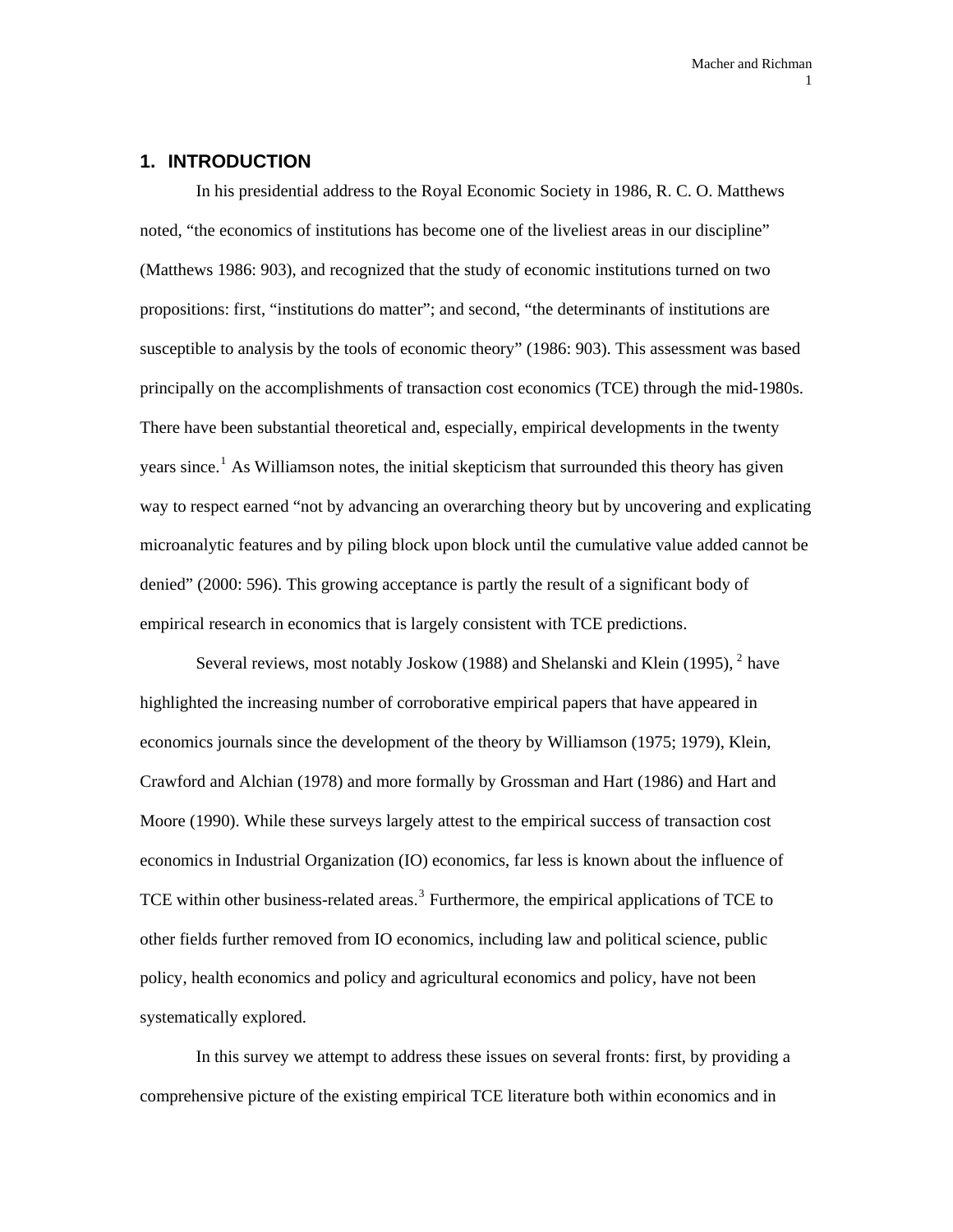## 1. INTRODUCTION

In his presidential address to the Royal Economic Society in 1986, R. C. O. Matthews noted, "the economics of institutions has become one of the liveliest areas in our discipline" (Matthews 1986: 903), and recognized that the study of economic institutions turned on two propositions: first, "institutions do matter"; and second, "the determinants of institutions are susceptible to analysis by the tools of economic theory" (1986: 903). This assessment was based principally on the accomplishments of transaction cost economics (TCE) through the mid-1980s. There have been substantial theoretical and, especially, empirical developments in the twenty years since.[1] As Williamson notes, the initial skepticism that surrounded this theory has given way to respect earned "not by advancing an overarching theory but by uncovering and explicating microanalytic features and by piling block upon block until the cumulative value added cannot be denied" (2000: 596). This growing acceptance is partly the result of a significant body of empirical research in economics that is largely consistent with TCE predictions.

Several reviews, most notably Joskow (1988) and Shelanski and Klein (1995), [2] have highlighted the increasing number of corroborative empirical papers that have appeared in economics journals since the development of the theory by Williamson (1975; 1979), Klein, Crawford and Alchian (1978) and more formally by Grossman and Hart (1986) and Hart and Moore (1990). While these surveys largely attest to the empirical success of transaction cost economics in Industrial Organization (IO) economics, far less is known about the influence of TCE within other business-related areas.[3] Furthermore, the empirical applications of TCE to other fields further removed from IO economics, including law and political science, public policy, health economics and policy and agricultural economics and policy, have not been systematically explored.

In this survey we attempt to address these issues on several fronts: first, by providing a comprehensive picture of the existing empirical TCE literature both within economics and in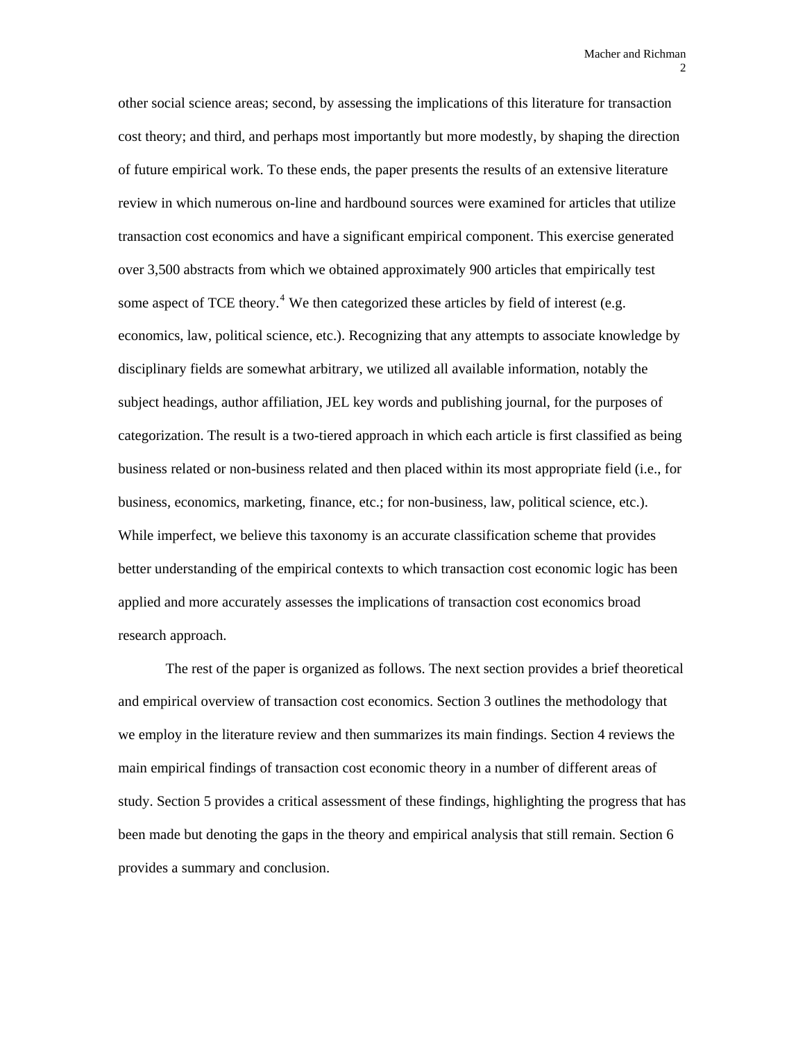other social science areas; second, by assessing the implications of this literature for transaction cost theory; and third, and perhaps most importantly but more modestly, by shaping the direction of future empirical work. To these ends, the paper presents the results of an extensive literature review in which numerous on-line and hardbound sources were examined for articles that utilize transaction cost economics and have a significant empirical component. This exercise generated over 3,500 abstracts from which we obtained approximately 900 articles that empirically test some aspect of TCE theory.[4] We then categorized these articles by field of interest (e.g. economics, law, political science, etc.). Recognizing that any attempts to associate knowledge by disciplinary fields are somewhat arbitrary, we utilized all available information, notably the subject headings, author affiliation, JEL key words and publishing journal, for the purposes of categorization. The result is a two-tiered approach in which each article is first classified as being business related or non-business related and then placed within its most appropriate field (i.e., for business, economics, marketing, finance, etc.; for non-business, law, political science, etc.). While imperfect, we believe this taxonomy is an accurate classification scheme that provides better understanding of the empirical contexts to which transaction cost economic logic has been applied and more accurately assesses the implications of transaction cost economics broad research approach.

The rest of the paper is organized as follows. The next section provides a brief theoretical and empirical overview of transaction cost economics. Section 3 outlines the methodology that we employ in the literature review and then summarizes its main findings. Section 4 reviews the main empirical findings of transaction cost economic theory in a number of different areas of study. Section 5 provides a critical assessment of these findings, highlighting the progress that has been made but denoting the gaps in the theory and empirical analysis that still remain. Section 6 provides a summary and conclusion.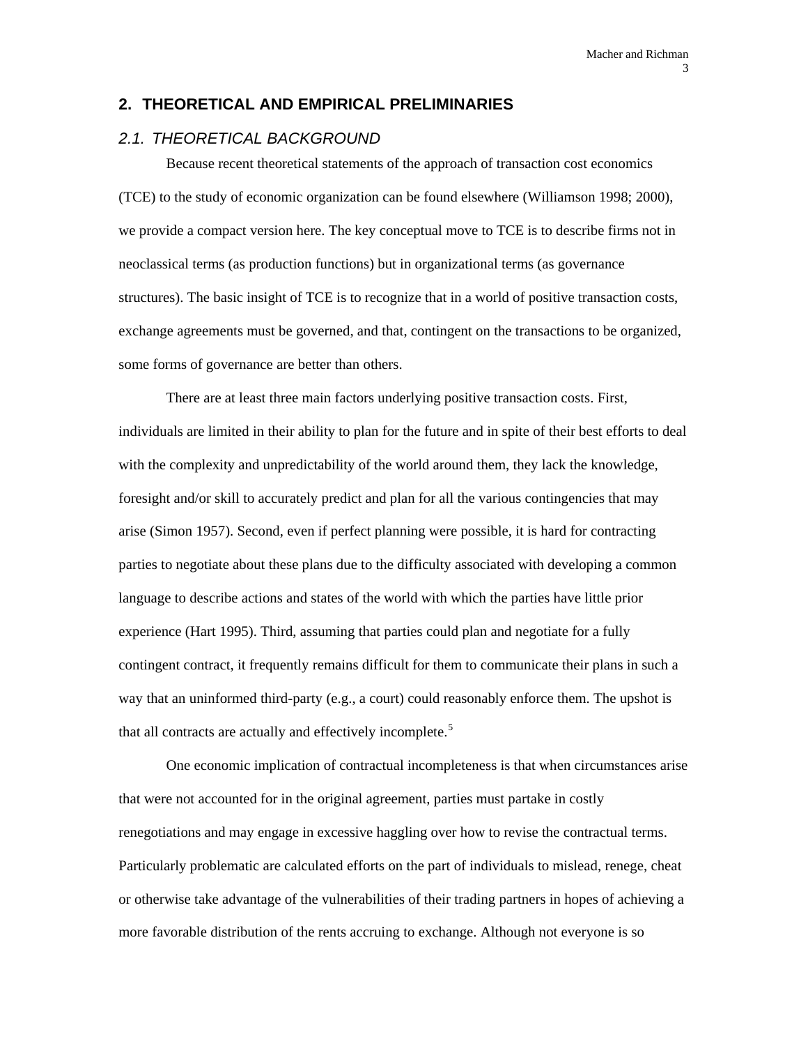## 2. THEORETICAL AND EMPIRICAL PRELIMINARIES

### 2.1. THEORETICAL BACKGROUND

Because recent theoretical statements of the approach of transaction cost economics (TCE) to the study of economic organization can be found elsewhere (Williamson 1998; 2000), we provide a compact version here. The key conceptual move to TCE is to describe firms not in neoclassical terms (as production functions) but in organizational terms (as governance structures). The basic insight of TCE is to recognize that in a world of positive transaction costs, exchange agreements must be governed, and that, contingent on the transactions to be organized, some forms of governance are better than others.

There are at least three main factors underlying positive transaction costs. First, individuals are limited in their ability to plan for the future and in spite of their best efforts to deal with the complexity and unpredictability of the world around them, they lack the knowledge, foresight and/or skill to accurately predict and plan for all the various contingencies that may arise (Simon 1957). Second, even if perfect planning were possible, it is hard for contracting parties to negotiate about these plans due to the difficulty associated with developing a common language to describe actions and states of the world with which the parties have little prior experience (Hart 1995). Third, assuming that parties could plan and negotiate for a fully contingent contract, it frequently remains difficult for them to communicate their plans in such a way that an uninformed third-party (e.g., a court) could reasonably enforce them. The upshot is that all contracts are actually and effectively incomplete.[5]

One economic implication of contractual incompleteness is that when circumstances arise that were not accounted for in the original agreement, parties must partake in costly renegotiations and may engage in excessive haggling over how to revise the contractual terms. Particularly problematic are calculated efforts on the part of individuals to mislead, renege, cheat or otherwise take advantage of the vulnerabilities of their trading partners in hopes of achieving a more favorable distribution of the rents accruing to exchange. Although not everyone is so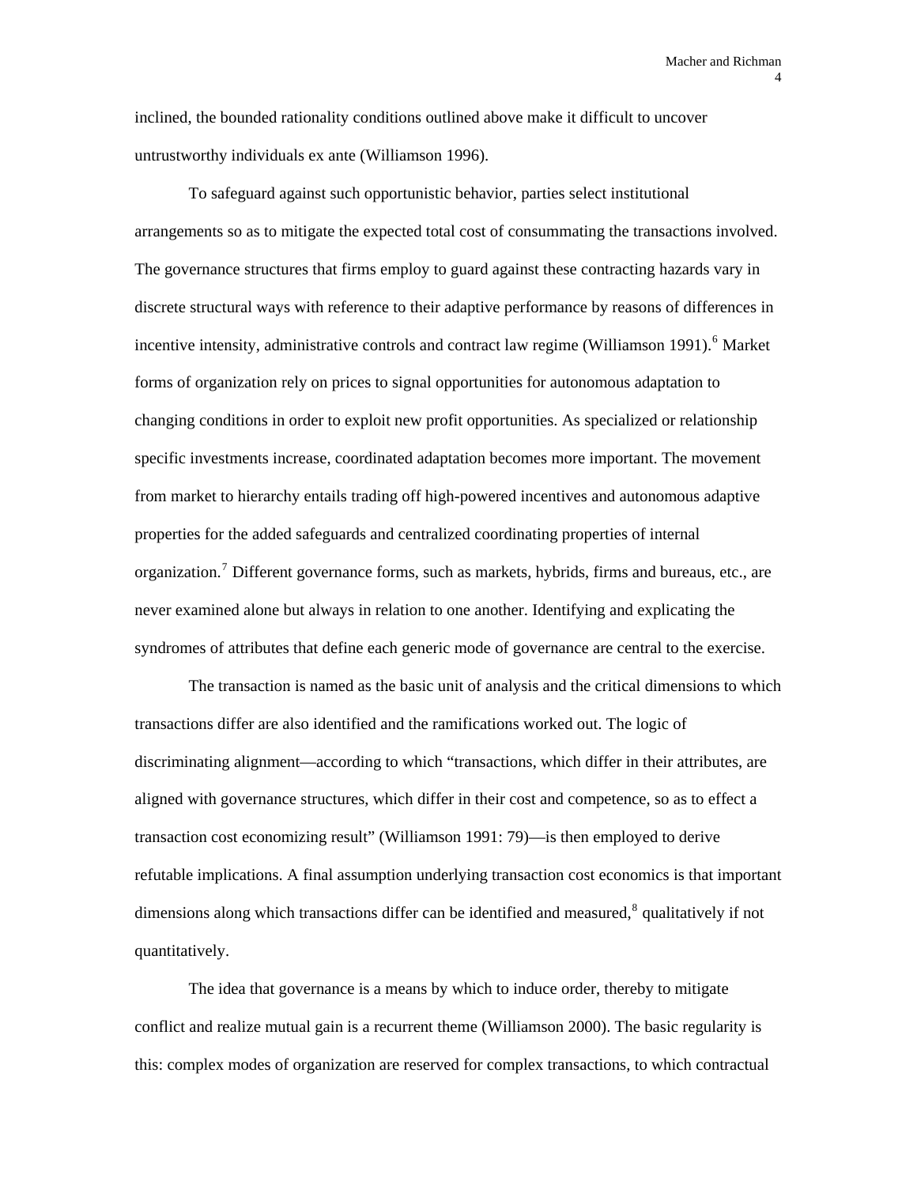inclined, the bounded rationality conditions outlined above make it difficult to uncover untrustworthy individuals ex ante (Williamson 1996).

To safeguard against such opportunistic behavior, parties select institutional arrangements so as to mitigate the expected total cost of consummating the transactions involved. The governance structures that firms employ to guard against these contracting hazards vary in discrete structural ways with reference to their adaptive performance by reasons of differences in incentive intensity, administrative controls and contract law regime (Williamson 1991).[6] Market forms of organization rely on prices to signal opportunities for autonomous adaptation to changing conditions in order to exploit new profit opportunities. As specialized or relationship specific investments increase, coordinated adaptation becomes more important. The movement from market to hierarchy entails trading off high-powered incentives and autonomous adaptive properties for the added safeguards and centralized coordinating properties of internal organization.[7] Different governance forms, such as markets, hybrids, firms and bureaus, etc., are never examined alone but always in relation to one another. Identifying and explicating the syndromes of attributes that define each generic mode of governance are central to the exercise.

The transaction is named as the basic unit of analysis and the critical dimensions to which transactions differ are also identified and the ramifications worked out. The logic of discriminating alignment—according to which "transactions, which differ in their attributes, are aligned with governance structures, which differ in their cost and competence, so as to effect a transaction cost economizing result" (Williamson 1991: 79)—is then employed to derive refutable implications. A final assumption underlying transaction cost economics is that important dimensions along which transactions differ can be identified and measured,[8] qualitatively if not quantitatively.

The idea that governance is a means by which to induce order, thereby to mitigate conflict and realize mutual gain is a recurrent theme (Williamson 2000). The basic regularity is this: complex modes of organization are reserved for complex transactions, to which contractual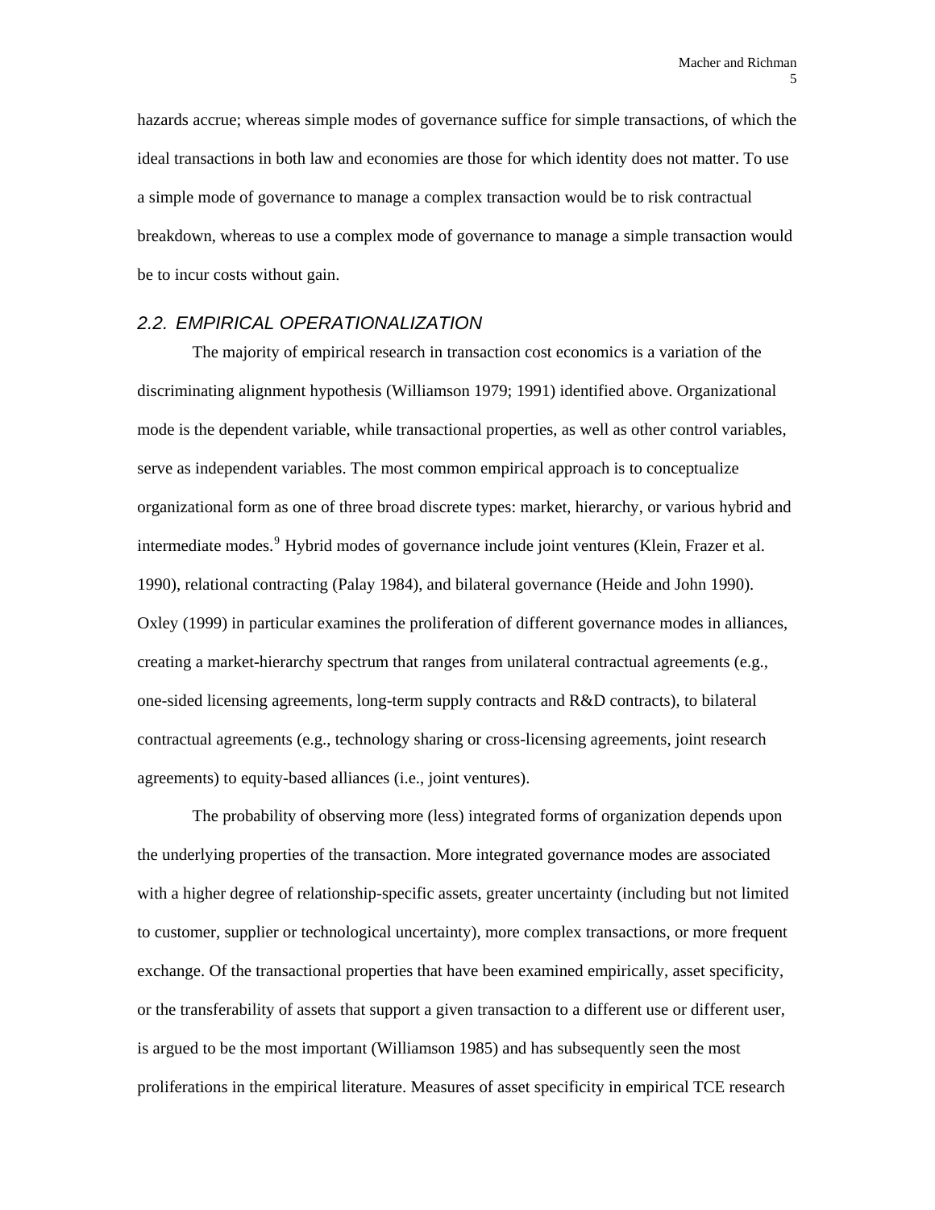hazards accrue; whereas simple modes of governance suffice for simple transactions, of which the ideal transactions in both law and economies are those for which identity does not matter. To use a simple mode of governance to manage a complex transaction would be to risk contractual breakdown, whereas to use a complex mode of governance to manage a simple transaction would be to incur costs without gain.

### *2.2. EMPIRICAL OPERATIONALIZATION*

The majority of empirical research in transaction cost economics is a variation of the discriminating alignment hypothesis (Williamson 1979; 1991) identified above. Organizational mode is the dependent variable, while transactional properties, as well as other control variables, serve as independent variables. The most common empirical approach is to conceptualize organizational form as one of three broad discrete types: market, hierarchy, or various hybrid and intermediate modes.[9] Hybrid modes of governance include joint ventures (Klein, Frazer et al. 1990), relational contracting (Palay 1984), and bilateral governance (Heide and John 1990). Oxley (1999) in particular examines the proliferation of different governance modes in alliances, creating a market-hierarchy spectrum that ranges from unilateral contractual agreements (e.g., one-sided licensing agreements, long-term supply contracts and R&D contracts), to bilateral contractual agreements (e.g., technology sharing or cross-licensing agreements, joint research agreements) to equity-based alliances (i.e., joint ventures).

The probability of observing more (less) integrated forms of organization depends upon the underlying properties of the transaction. More integrated governance modes are associated with a higher degree of relationship-specific assets, greater uncertainty (including but not limited to customer, supplier or technological uncertainty), more complex transactions, or more frequent exchange. Of the transactional properties that have been examined empirically, asset specificity, or the transferability of assets that support a given transaction to a different use or different user, is argued to be the most important (Williamson 1985) and has subsequently seen the most proliferations in the empirical literature. Measures of asset specificity in empirical TCE research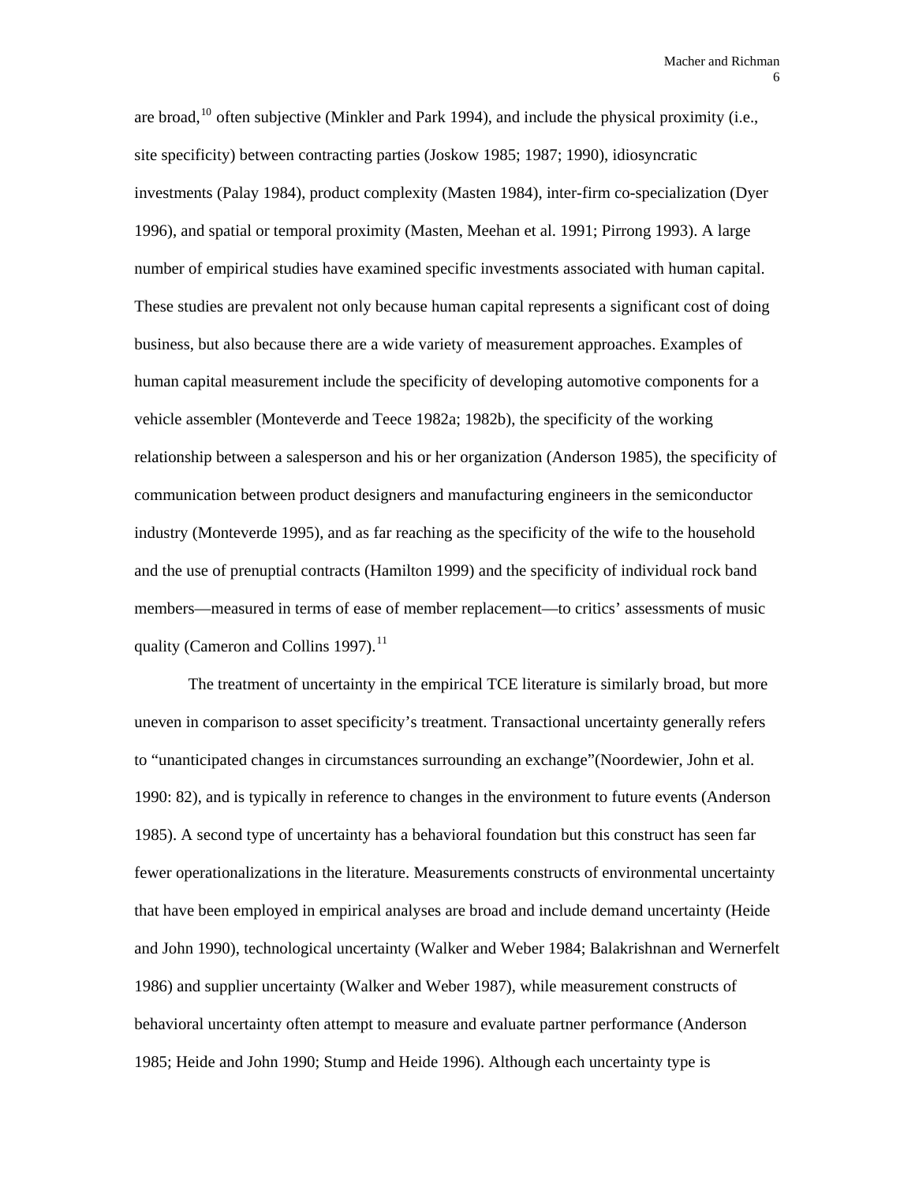are broad,[10] often subjective (Minkler and Park 1994), and include the physical proximity (i.e., site specificity) between contracting parties (Joskow 1985; 1987; 1990), idiosyncratic investments (Palay 1984), product complexity (Masten 1984), inter-firm co-specialization (Dyer 1996), and spatial or temporal proximity (Masten, Meehan et al. 1991; Pirrong 1993). A large number of empirical studies have examined specific investments associated with human capital. These studies are prevalent not only because human capital represents a significant cost of doing business, but also because there are a wide variety of measurement approaches. Examples of human capital measurement include the specificity of developing automotive components for a vehicle assembler (Monteverde and Teece 1982a; 1982b), the specificity of the working relationship between a salesperson and his or her organization (Anderson 1985), the specificity of communication between product designers and manufacturing engineers in the semiconductor industry (Monteverde 1995), and as far reaching as the specificity of the wife to the household and the use of prenuptial contracts (Hamilton 1999) and the specificity of individual rock band members—measured in terms of ease of member replacement—to critics' assessments of music quality (Cameron and Collins 1997).[11]

The treatment of uncertainty in the empirical TCE literature is similarly broad, but more uneven in comparison to asset specificity's treatment. Transactional uncertainty generally refers to "unanticipated changes in circumstances surrounding an exchange"(Noordewier, John et al. 1990: 82), and is typically in reference to changes in the environment to future events (Anderson 1985). A second type of uncertainty has a behavioral foundation but this construct has seen far fewer operationalizations in the literature. Measurements constructs of environmental uncertainty that have been employed in empirical analyses are broad and include demand uncertainty (Heide and John 1990), technological uncertainty (Walker and Weber 1984; Balakrishnan and Wernerfelt 1986) and supplier uncertainty (Walker and Weber 1987), while measurement constructs of behavioral uncertainty often attempt to measure and evaluate partner performance (Anderson 1985; Heide and John 1990; Stump and Heide 1996). Although each uncertainty type is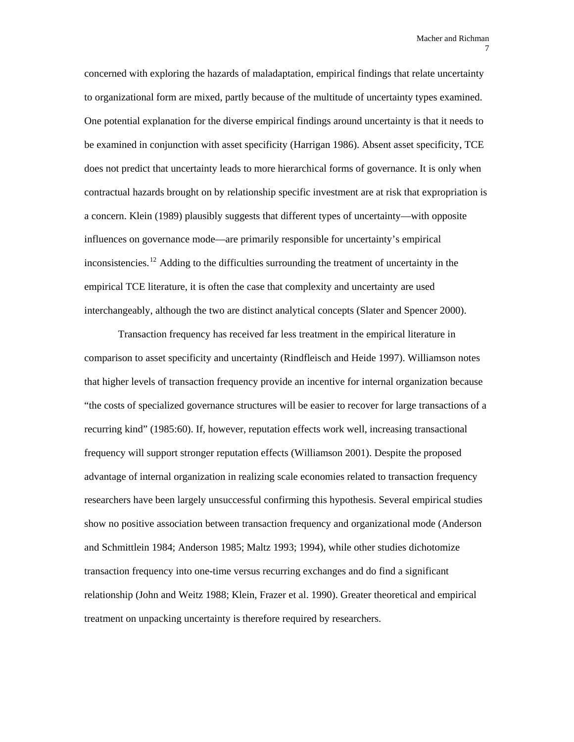concerned with exploring the hazards of maladaptation, empirical findings that relate uncertainty to organizational form are mixed, partly because of the multitude of uncertainty types examined. One potential explanation for the diverse empirical findings around uncertainty is that it needs to be examined in conjunction with asset specificity (Harrigan 1986). Absent asset specificity, TCE does not predict that uncertainty leads to more hierarchical forms of governance. It is only when contractual hazards brought on by relationship specific investment are at risk that expropriation is a concern. Klein (1989) plausibly suggests that different types of uncertainty—with opposite influences on governance mode—are primarily responsible for uncertainty's empirical inconsistencies.[12] Adding to the difficulties surrounding the treatment of uncertainty in the empirical TCE literature, it is often the case that complexity and uncertainty are used interchangeably, although the two are distinct analytical concepts (Slater and Spencer 2000).

Transaction frequency has received far less treatment in the empirical literature in comparison to asset specificity and uncertainty (Rindfleisch and Heide 1997). Williamson notes that higher levels of transaction frequency provide an incentive for internal organization because "the costs of specialized governance structures will be easier to recover for large transactions of a recurring kind" (1985:60). If, however, reputation effects work well, increasing transactional frequency will support stronger reputation effects (Williamson 2001). Despite the proposed advantage of internal organization in realizing scale economies related to transaction frequency researchers have been largely unsuccessful confirming this hypothesis. Several empirical studies show no positive association between transaction frequency and organizational mode (Anderson and Schmittlein 1984; Anderson 1985; Maltz 1993; 1994), while other studies dichotomize transaction frequency into one-time versus recurring exchanges and do find a significant relationship (John and Weitz 1988; Klein, Frazer et al. 1990). Greater theoretical and empirical treatment on unpacking uncertainty is therefore required by researchers.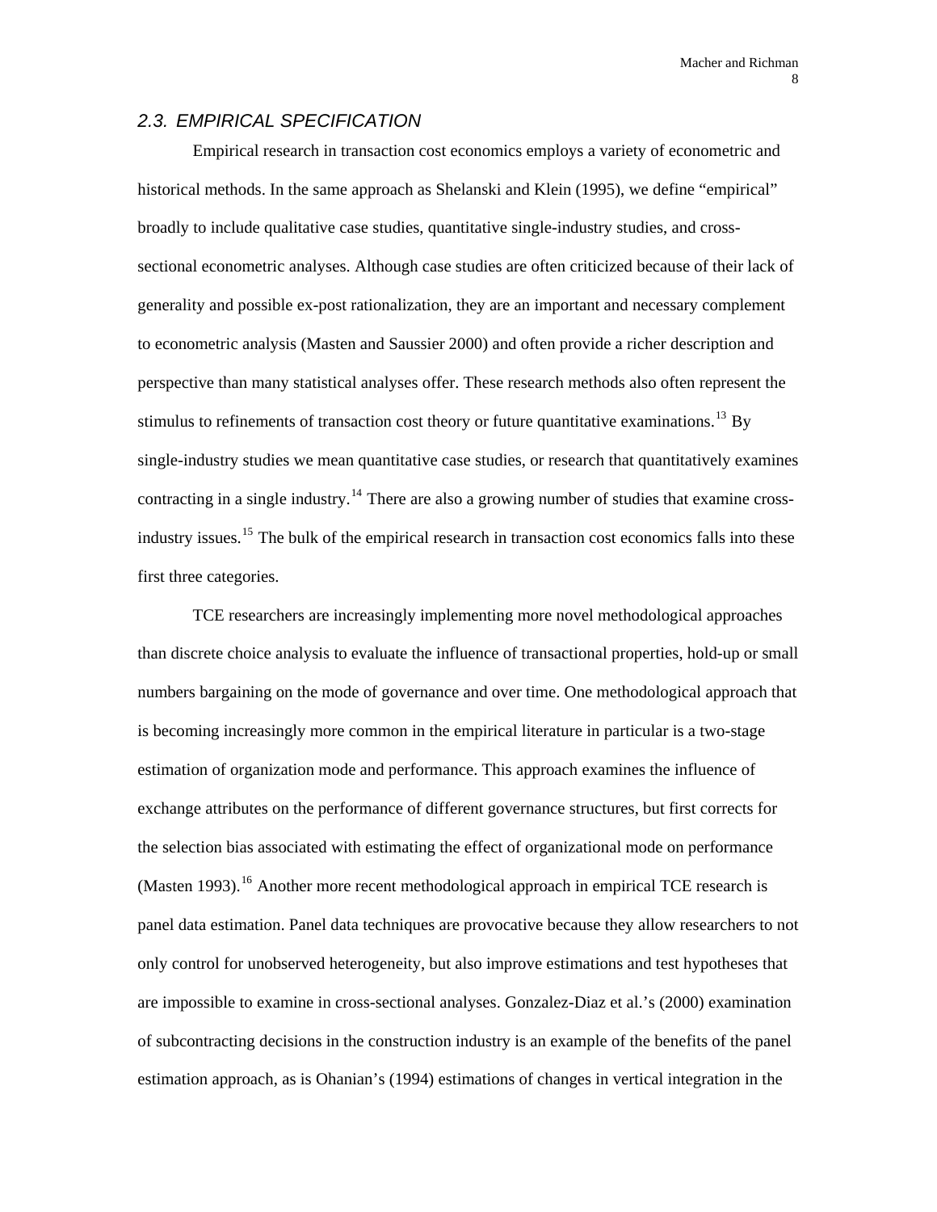## 2.3. EMPIRICAL SPECIFICATION

Empirical research in transaction cost economics employs a variety of econometric and historical methods. In the same approach as Shelanski and Klein (1995), we define "empirical" broadly to include qualitative case studies, quantitative single-industry studies, and cross-sectional econometric analyses. Although case studies are often criticized because of their lack of generality and possible ex-post rationalization, they are an important and necessary complement to econometric analysis (Masten and Saussier 2000) and often provide a richer description and perspective than many statistical analyses offer. These research methods also often represent the stimulus to refinements of transaction cost theory or future quantitative examinations.[13] By single-industry studies we mean quantitative case studies, or research that quantitatively examines contracting in a single industry.[14] There are also a growing number of studies that examine cross-industry issues.[15] The bulk of the empirical research in transaction cost economics falls into these first three categories.

TCE researchers are increasingly implementing more novel methodological approaches than discrete choice analysis to evaluate the influence of transactional properties, hold-up or small numbers bargaining on the mode of governance and over time. One methodological approach that is becoming increasingly more common in the empirical literature in particular is a two-stage estimation of organization mode and performance. This approach examines the influence of exchange attributes on the performance of different governance structures, but first corrects for the selection bias associated with estimating the effect of organizational mode on performance (Masten 1993).[16] Another more recent methodological approach in empirical TCE research is panel data estimation. Panel data techniques are provocative because they allow researchers to not only control for unobserved heterogeneity, but also improve estimations and test hypotheses that are impossible to examine in cross-sectional analyses. Gonzalez-Diaz et al.'s (2000) examination of subcontracting decisions in the construction industry is an example of the benefits of the panel estimation approach, as is Ohanian's (1994) estimations of changes in vertical integration in the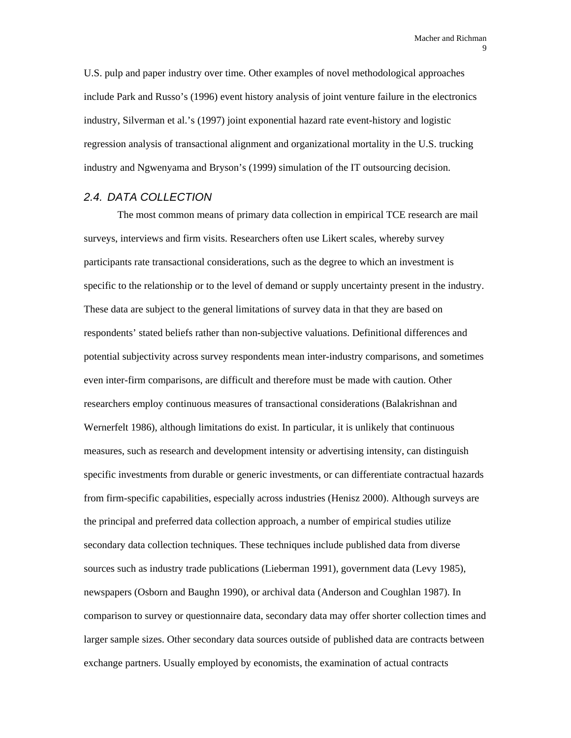U.S. pulp and paper industry over time. Other examples of novel methodological approaches include Park and Russo's (1996) event history analysis of joint venture failure in the electronics industry, Silverman et al.'s (1997) joint exponential hazard rate event-history and logistic regression analysis of transactional alignment and organizational mortality in the U.S. trucking industry and Ngwenyama and Bryson's (1999) simulation of the IT outsourcing decision.

### *2.4. DATA COLLECTION*

The most common means of primary data collection in empirical TCE research are mail surveys, interviews and firm visits. Researchers often use Likert scales, whereby survey participants rate transactional considerations, such as the degree to which an investment is specific to the relationship or to the level of demand or supply uncertainty present in the industry. These data are subject to the general limitations of survey data in that they are based on respondents' stated beliefs rather than non-subjective valuations. Definitional differences and potential subjectivity across survey respondents mean inter-industry comparisons, and sometimes even inter-firm comparisons, are difficult and therefore must be made with caution. Other researchers employ continuous measures of transactional considerations (Balakrishnan and Wernerfelt 1986), although limitations do exist. In particular, it is unlikely that continuous measures, such as research and development intensity or advertising intensity, can distinguish specific investments from durable or generic investments, or can differentiate contractual hazards from firm-specific capabilities, especially across industries (Henisz 2000). Although surveys are the principal and preferred data collection approach, a number of empirical studies utilize secondary data collection techniques. These techniques include published data from diverse sources such as industry trade publications (Lieberman 1991), government data (Levy 1985), newspapers (Osborn and Baughn 1990), or archival data (Anderson and Coughlan 1987). In comparison to survey or questionnaire data, secondary data may offer shorter collection times and larger sample sizes. Other secondary data sources outside of published data are contracts between exchange partners. Usually employed by economists, the examination of actual contracts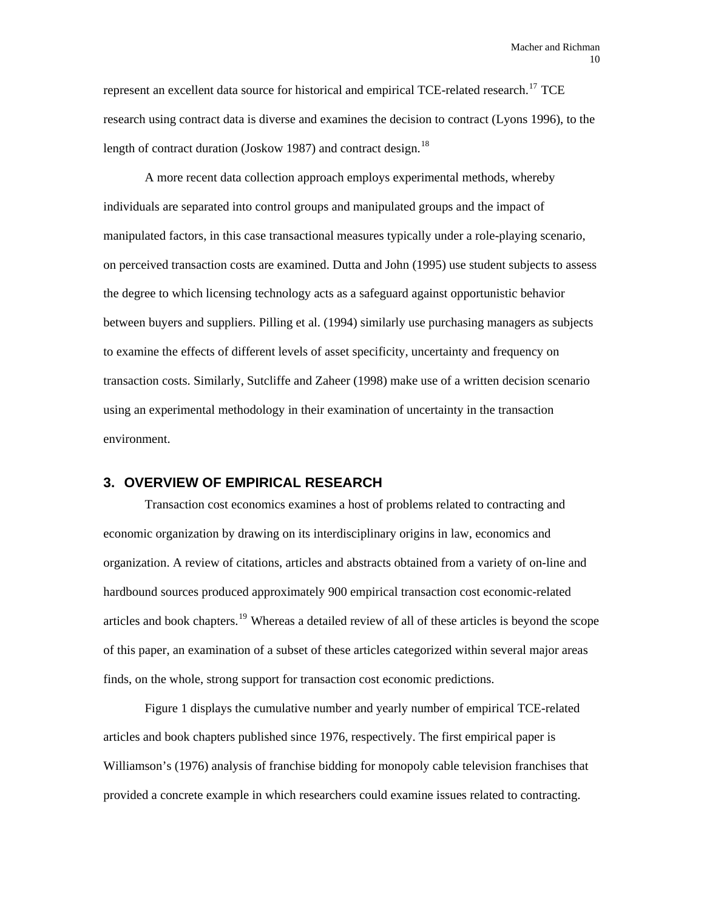represent an excellent data source for historical and empirical TCE-related research.[17] TCE research using contract data is diverse and examines the decision to contract (Lyons 1996), to the length of contract duration (Joskow 1987) and contract design.[18]

A more recent data collection approach employs experimental methods, whereby individuals are separated into control groups and manipulated groups and the impact of manipulated factors, in this case transactional measures typically under a role-playing scenario, on perceived transaction costs are examined. Dutta and John (1995) use student subjects to assess the degree to which licensing technology acts as a safeguard against opportunistic behavior between buyers and suppliers. Pilling et al. (1994) similarly use purchasing managers as subjects to examine the effects of different levels of asset specificity, uncertainty and frequency on transaction costs. Similarly, Sutcliffe and Zaheer (1998) make use of a written decision scenario using an experimental methodology in their examination of uncertainty in the transaction environment.

## 3. OVERVIEW OF EMPIRICAL RESEARCH

Transaction cost economics examines a host of problems related to contracting and economic organization by drawing on its interdisciplinary origins in law, economics and organization. A review of citations, articles and abstracts obtained from a variety of on-line and hardbound sources produced approximately 900 empirical transaction cost economic-related articles and book chapters.[19] Whereas a detailed review of all of these articles is beyond the scope of this paper, an examination of a subset of these articles categorized within several major areas finds, on the whole, strong support for transaction cost economic predictions.

Figure 1 displays the cumulative number and yearly number of empirical TCE-related articles and book chapters published since 1976, respectively. The first empirical paper is Williamson's (1976) analysis of franchise bidding for monopoly cable television franchises that provided a concrete example in which researchers could examine issues related to contracting.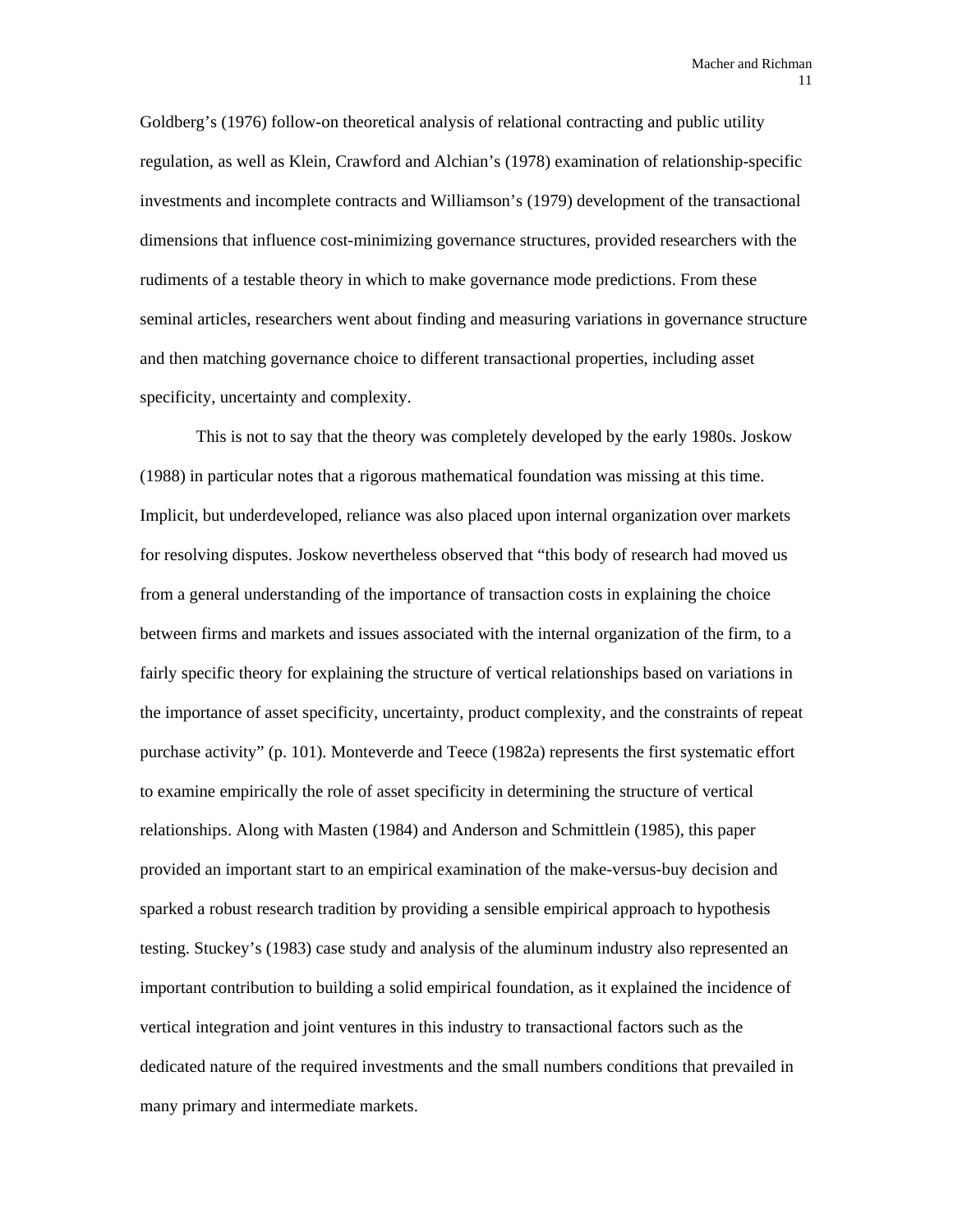Goldberg's (1976) follow-on theoretical analysis of relational contracting and public utility regulation, as well as Klein, Crawford and Alchian's (1978) examination of relationship-specific investments and incomplete contracts and Williamson's (1979) development of the transactional dimensions that influence cost-minimizing governance structures, provided researchers with the rudiments of a testable theory in which to make governance mode predictions. From these seminal articles, researchers went about finding and measuring variations in governance structure and then matching governance choice to different transactional properties, including asset specificity, uncertainty and complexity.

This is not to say that the theory was completely developed by the early 1980s. Joskow (1988) in particular notes that a rigorous mathematical foundation was missing at this time. Implicit, but underdeveloped, reliance was also placed upon internal organization over markets for resolving disputes. Joskow nevertheless observed that "this body of research had moved us from a general understanding of the importance of transaction costs in explaining the choice between firms and markets and issues associated with the internal organization of the firm, to a fairly specific theory for explaining the structure of vertical relationships based on variations in the importance of asset specificity, uncertainty, product complexity, and the constraints of repeat purchase activity" (p. 101). Monteverde and Teece (1982a) represents the first systematic effort to examine empirically the role of asset specificity in determining the structure of vertical relationships. Along with Masten (1984) and Anderson and Schmittlein (1985), this paper provided an important start to an empirical examination of the make-versus-buy decision and sparked a robust research tradition by providing a sensible empirical approach to hypothesis testing. Stuckey's (1983) case study and analysis of the aluminum industry also represented an important contribution to building a solid empirical foundation, as it explained the incidence of vertical integration and joint ventures in this industry to transactional factors such as the dedicated nature of the required investments and the small numbers conditions that prevailed in many primary and intermediate markets.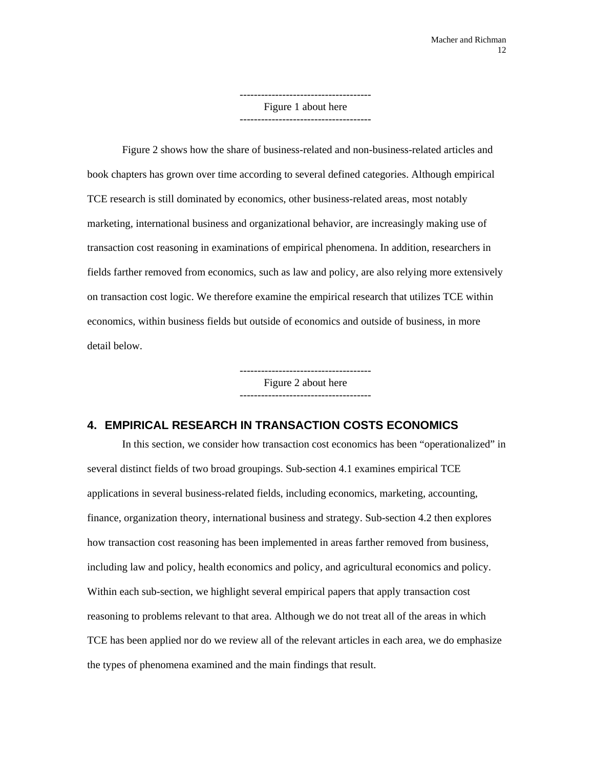-------------------------------------
Figure 1 about here
-------------------------------------

Figure 2 shows how the share of business-related and non-business-related articles and book chapters has grown over time according to several defined categories. Although empirical TCE research is still dominated by economics, other business-related areas, most notably marketing, international business and organizational behavior, are increasingly making use of transaction cost reasoning in examinations of empirical phenomena. In addition, researchers in fields farther removed from economics, such as law and policy, are also relying more extensively on transaction cost logic. We therefore examine the empirical research that utilizes TCE within economics, within business fields but outside of economics and outside of business, in more detail below.

-------------------------------------
Figure 2 about here
-------------------------------------

## 4. EMPIRICAL RESEARCH IN TRANSACTION COSTS ECONOMICS

In this section, we consider how transaction cost economics has been "operationalized" in several distinct fields of two broad groupings. Sub-section 4.1 examines empirical TCE applications in several business-related fields, including economics, marketing, accounting, finance, organization theory, international business and strategy. Sub-section 4.2 then explores how transaction cost reasoning has been implemented in areas farther removed from business, including law and policy, health economics and policy, and agricultural economics and policy. Within each sub-section, we highlight several empirical papers that apply transaction cost reasoning to problems relevant to that area. Although we do not treat all of the areas in which TCE has been applied nor do we review all of the relevant articles in each area, we do emphasize the types of phenomena examined and the main findings that result.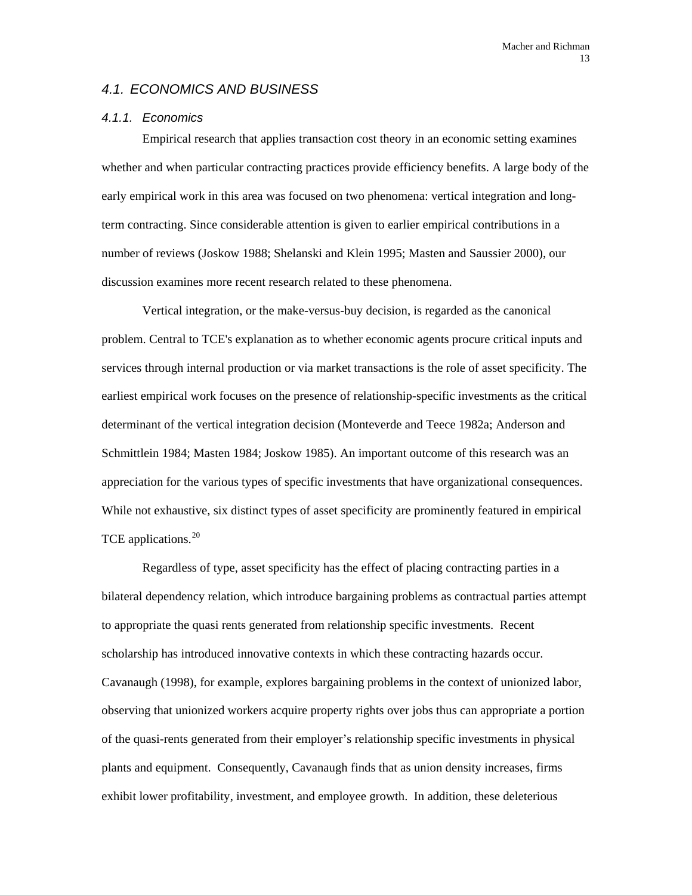### *4.1. ECONOMICS AND BUSINESS*

#### *4.1.1. Economics*

Empirical research that applies transaction cost theory in an economic setting examines whether and when particular contracting practices provide efficiency benefits. A large body of the early empirical work in this area was focused on two phenomena: vertical integration and long-term contracting. Since considerable attention is given to earlier empirical contributions in a number of reviews (Joskow 1988; Shelanski and Klein 1995; Masten and Saussier 2000), our discussion examines more recent research related to these phenomena.

Vertical integration, or the make-versus-buy decision, is regarded as the canonical problem. Central to TCE's explanation as to whether economic agents procure critical inputs and services through internal production or via market transactions is the role of asset specificity. The earliest empirical work focuses on the presence of relationship-specific investments as the critical determinant of the vertical integration decision (Monteverde and Teece 1982a; Anderson and Schmittlein 1984; Masten 1984; Joskow 1985). An important outcome of this research was an appreciation for the various types of specific investments that have organizational consequences. While not exhaustive, six distinct types of asset specificity are prominently featured in empirical TCE applications.[20]

Regardless of type, asset specificity has the effect of placing contracting parties in a bilateral dependency relation, which introduce bargaining problems as contractual parties attempt to appropriate the quasi rents generated from relationship specific investments. Recent scholarship has introduced innovative contexts in which these contracting hazards occur. Cavanaugh (1998), for example, explores bargaining problems in the context of unionized labor, observing that unionized workers acquire property rights over jobs thus can appropriate a portion of the quasi-rents generated from their employer's relationship specific investments in physical plants and equipment. Consequently, Cavanaugh finds that as union density increases, firms exhibit lower profitability, investment, and employee growth. In addition, these deleterious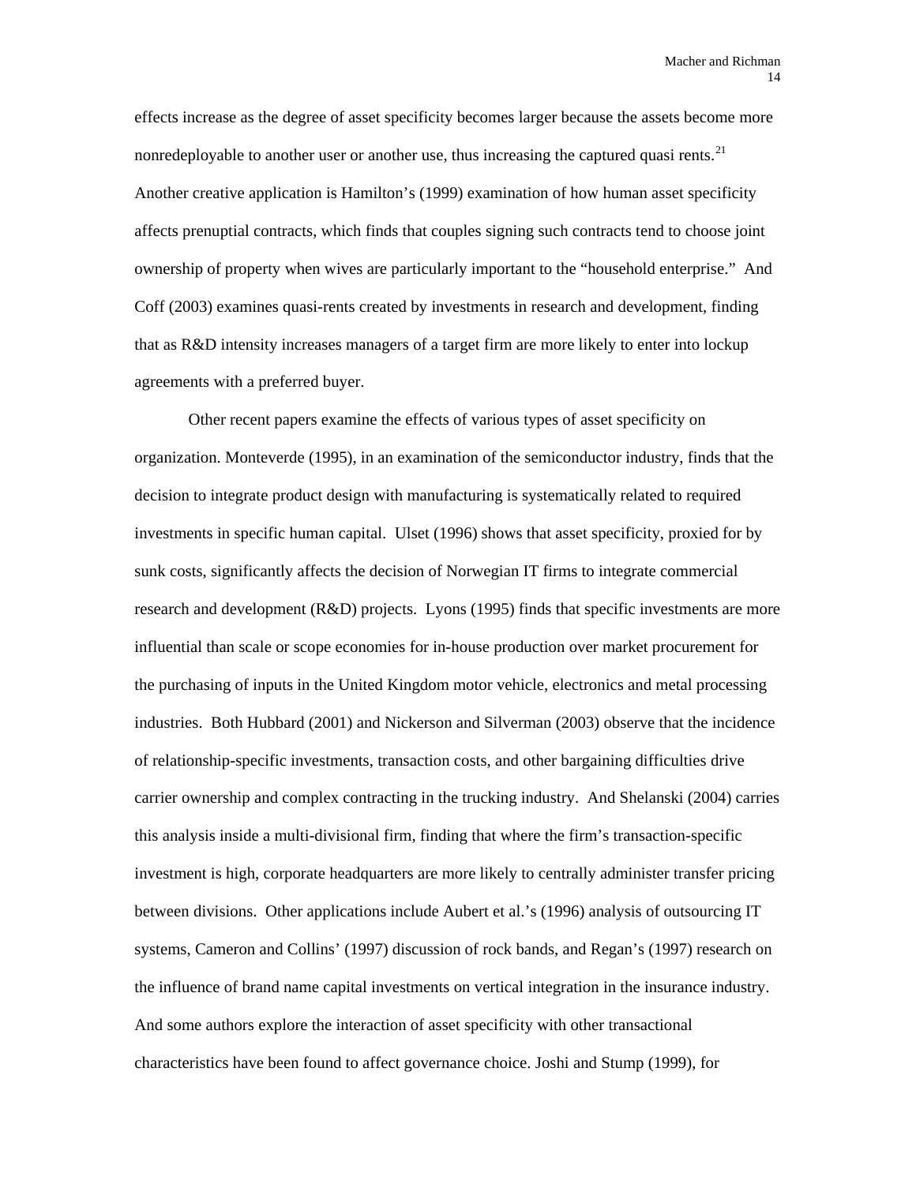effects increase as the degree of asset specificity becomes larger because the assets become more nonredeployable to another user or another use, thus increasing the captured quasi rents.[21] Another creative application is Hamilton's (1999) examination of how human asset specificity affects prenuptial contracts, which finds that couples signing such contracts tend to choose joint ownership of property when wives are particularly important to the "household enterprise." And Coff (2003) examines quasi-rents created by investments in research and development, finding that as R&D intensity increases managers of a target firm are more likely to enter into lockup agreements with a preferred buyer.

Other recent papers examine the effects of various types of asset specificity on organization. Monteverde (1995), in an examination of the semiconductor industry, finds that the decision to integrate product design with manufacturing is systematically related to required investments in specific human capital. Ulset (1996) shows that asset specificity, proxied for by sunk costs, significantly affects the decision of Norwegian IT firms to integrate commercial research and development (R&D) projects. Lyons (1995) finds that specific investments are more influential than scale or scope economies for in-house production over market procurement for the purchasing of inputs in the United Kingdom motor vehicle, electronics and metal processing industries. Both Hubbard (2001) and Nickerson and Silverman (2003) observe that the incidence of relationship-specific investments, transaction costs, and other bargaining difficulties drive carrier ownership and complex contracting in the trucking industry. And Shelanski (2004) carries this analysis inside a multi-divisional firm, finding that where the firm's transaction-specific investment is high, corporate headquarters are more likely to centrally administer transfer pricing between divisions. Other applications include Aubert et al.'s (1996) analysis of outsourcing IT systems, Cameron and Collins' (1997) discussion of rock bands, and Regan's (1997) research on the influence of brand name capital investments on vertical integration in the insurance industry. And some authors explore the interaction of asset specificity with other transactional characteristics have been found to affect governance choice. Joshi and Stump (1999), for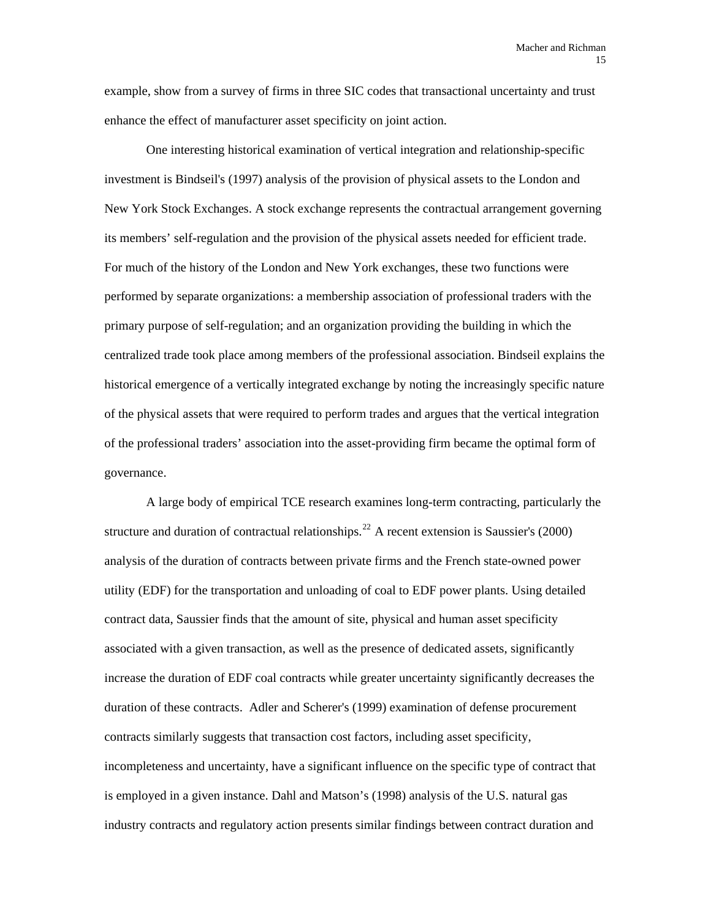example, show from a survey of firms in three SIC codes that transactional uncertainty and trust enhance the effect of manufacturer asset specificity on joint action.

One interesting historical examination of vertical integration and relationship-specific investment is Bindseil's (1997) analysis of the provision of physical assets to the London and New York Stock Exchanges. A stock exchange represents the contractual arrangement governing its members' self-regulation and the provision of the physical assets needed for efficient trade. For much of the history of the London and New York exchanges, these two functions were performed by separate organizations: a membership association of professional traders with the primary purpose of self-regulation; and an organization providing the building in which the centralized trade took place among members of the professional association. Bindseil explains the historical emergence of a vertically integrated exchange by noting the increasingly specific nature of the physical assets that were required to perform trades and argues that the vertical integration of the professional traders' association into the asset-providing firm became the optimal form of governance.

A large body of empirical TCE research examines long-term contracting, particularly the structure and duration of contractual relationships.[22] A recent extension is Saussier's (2000) analysis of the duration of contracts between private firms and the French state-owned power utility (EDF) for the transportation and unloading of coal to EDF power plants. Using detailed contract data, Saussier finds that the amount of site, physical and human asset specificity associated with a given transaction, as well as the presence of dedicated assets, significantly increase the duration of EDF coal contracts while greater uncertainty significantly decreases the duration of these contracts. Adler and Scherer's (1999) examination of defense procurement contracts similarly suggests that transaction cost factors, including asset specificity, incompleteness and uncertainty, have a significant influence on the specific type of contract that is employed in a given instance. Dahl and Matson's (1998) analysis of the U.S. natural gas industry contracts and regulatory action presents similar findings between contract duration and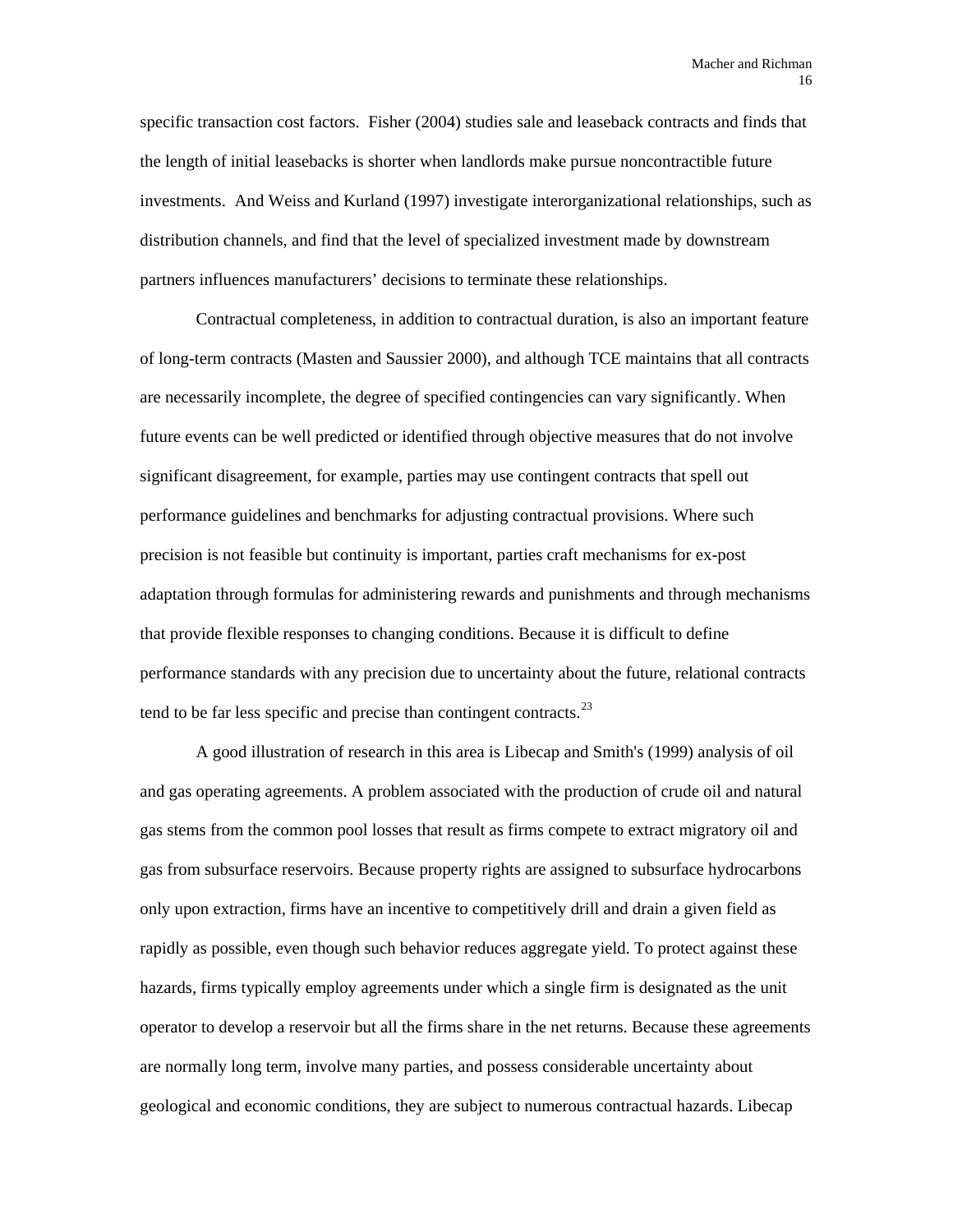specific transaction cost factors.  Fisher (2004) studies sale and leaseback contracts and finds that the length of initial leasebacks is shorter when landlords make pursue noncontractible future investments.  And Weiss and Kurland (1997) investigate interorganizational relationships, such as distribution channels, and find that the level of specialized investment made by downstream partners influences manufacturers' decisions to terminate these relationships.

Contractual completeness, in addition to contractual duration, is also an important feature of long-term contracts (Masten and Saussier 2000), and although TCE maintains that all contracts are necessarily incomplete, the degree of specified contingencies can vary significantly. When future events can be well predicted or identified through objective measures that do not involve significant disagreement, for example, parties may use contingent contracts that spell out performance guidelines and benchmarks for adjusting contractual provisions. Where such precision is not feasible but continuity is important, parties craft mechanisms for ex-post adaptation through formulas for administering rewards and punishments and through mechanisms that provide flexible responses to changing conditions. Because it is difficult to define performance standards with any precision due to uncertainty about the future, relational contracts tend to be far less specific and precise than contingent contracts.[23]

A good illustration of research in this area is Libecap and Smith's (1999) analysis of oil and gas operating agreements. A problem associated with the production of crude oil and natural gas stems from the common pool losses that result as firms compete to extract migratory oil and gas from subsurface reservoirs. Because property rights are assigned to subsurface hydrocarbons only upon extraction, firms have an incentive to competitively drill and drain a given field as rapidly as possible, even though such behavior reduces aggregate yield. To protect against these hazards, firms typically employ agreements under which a single firm is designated as the unit operator to develop a reservoir but all the firms share in the net returns. Because these agreements are normally long term, involve many parties, and possess considerable uncertainty about geological and economic conditions, they are subject to numerous contractual hazards. Libecap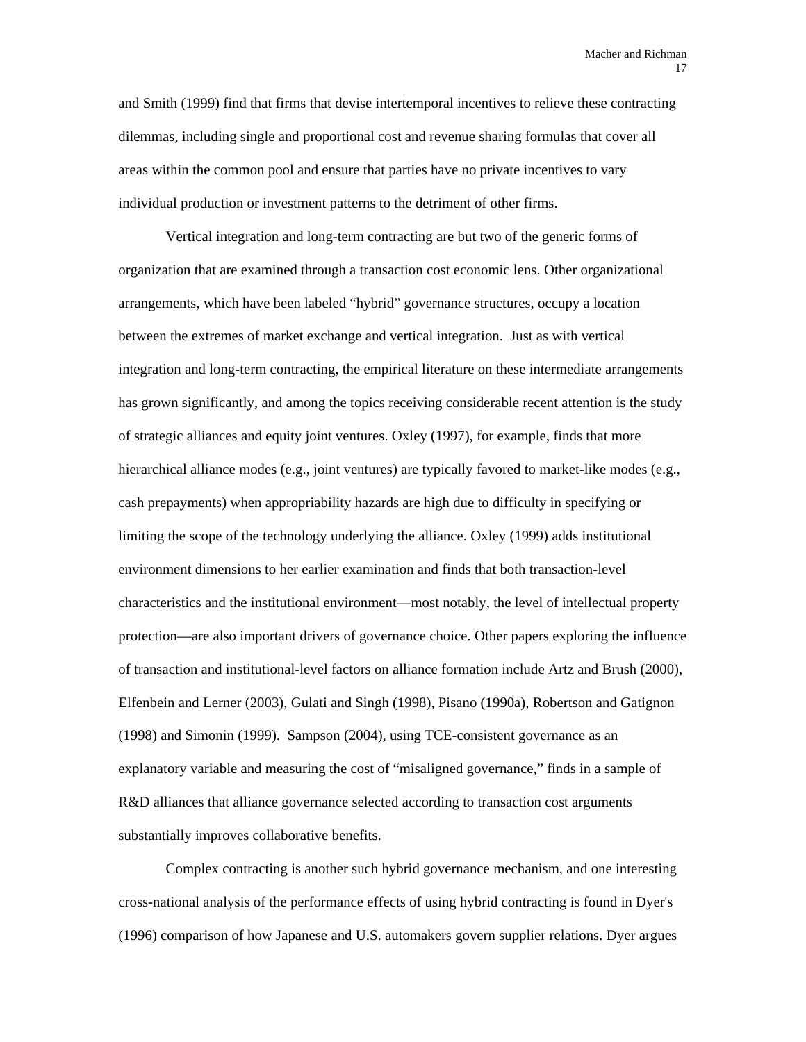and Smith (1999) find that firms that devise intertemporal incentives to relieve these contracting dilemmas, including single and proportional cost and revenue sharing formulas that cover all areas within the common pool and ensure that parties have no private incentives to vary individual production or investment patterns to the detriment of other firms.

Vertical integration and long-term contracting are but two of the generic forms of organization that are examined through a transaction cost economic lens. Other organizational arrangements, which have been labeled "hybrid" governance structures, occupy a location between the extremes of market exchange and vertical integration. Just as with vertical integration and long-term contracting, the empirical literature on these intermediate arrangements has grown significantly, and among the topics receiving considerable recent attention is the study of strategic alliances and equity joint ventures. Oxley (1997), for example, finds that more hierarchical alliance modes (e.g., joint ventures) are typically favored to market-like modes (e.g., cash prepayments) when appropriability hazards are high due to difficulty in specifying or limiting the scope of the technology underlying the alliance. Oxley (1999) adds institutional environment dimensions to her earlier examination and finds that both transaction-level characteristics and the institutional environment—most notably, the level of intellectual property protection—are also important drivers of governance choice. Other papers exploring the influence of transaction and institutional-level factors on alliance formation include Artz and Brush (2000), Elfenbein and Lerner (2003), Gulati and Singh (1998), Pisano (1990a), Robertson and Gatignon (1998) and Simonin (1999). Sampson (2004), using TCE-consistent governance as an explanatory variable and measuring the cost of "misaligned governance," finds in a sample of R&D alliances that alliance governance selected according to transaction cost arguments substantially improves collaborative benefits.

Complex contracting is another such hybrid governance mechanism, and one interesting cross-national analysis of the performance effects of using hybrid contracting is found in Dyer's (1996) comparison of how Japanese and U.S. automakers govern supplier relations. Dyer argues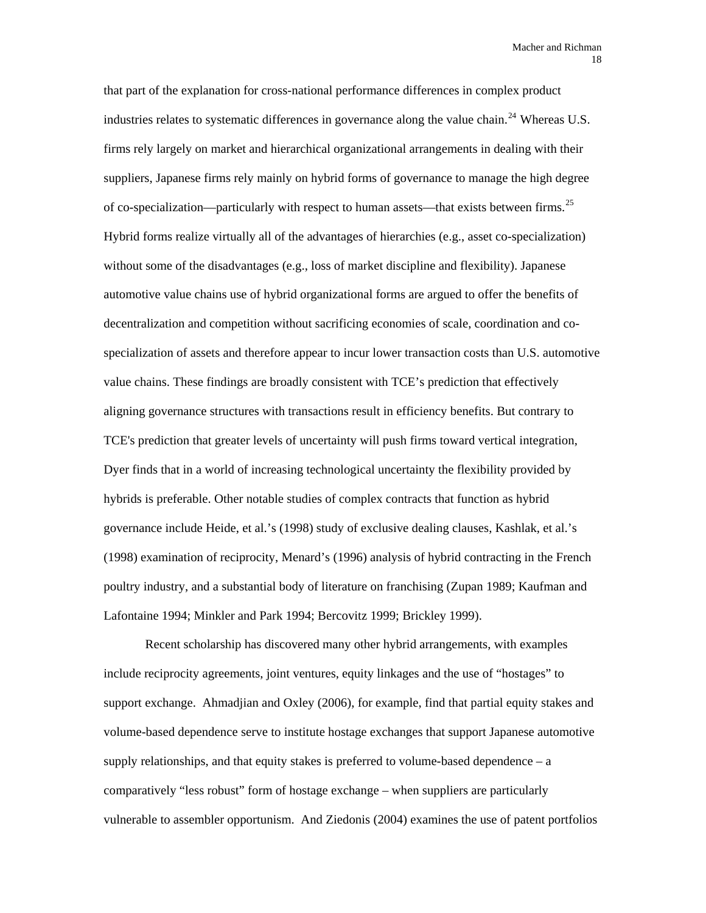that part of the explanation for cross-national performance differences in complex product industries relates to systematic differences in governance along the value chain.[24] Whereas U.S. firms rely largely on market and hierarchical organizational arrangements in dealing with their suppliers, Japanese firms rely mainly on hybrid forms of governance to manage the high degree of co-specialization—particularly with respect to human assets—that exists between firms.[25] Hybrid forms realize virtually all of the advantages of hierarchies (e.g., asset co-specialization) without some of the disadvantages (e.g., loss of market discipline and flexibility). Japanese automotive value chains use of hybrid organizational forms are argued to offer the benefits of decentralization and competition without sacrificing economies of scale, coordination and co-specialization of assets and therefore appear to incur lower transaction costs than U.S. automotive value chains. These findings are broadly consistent with TCE's prediction that effectively aligning governance structures with transactions result in efficiency benefits. But contrary to TCE's prediction that greater levels of uncertainty will push firms toward vertical integration, Dyer finds that in a world of increasing technological uncertainty the flexibility provided by hybrids is preferable. Other notable studies of complex contracts that function as hybrid governance include Heide, et al.'s (1998) study of exclusive dealing clauses, Kashlak, et al.'s (1998) examination of reciprocity, Menard's (1996) analysis of hybrid contracting in the French poultry industry, and a substantial body of literature on franchising (Zupan 1989; Kaufman and Lafontaine 1994; Minkler and Park 1994; Bercovitz 1999; Brickley 1999).

Recent scholarship has discovered many other hybrid arrangements, with examples include reciprocity agreements, joint ventures, equity linkages and the use of "hostages" to support exchange. Ahmadjian and Oxley (2006), for example, find that partial equity stakes and volume-based dependence serve to institute hostage exchanges that support Japanese automotive supply relationships, and that equity stakes is preferred to volume-based dependence – a comparatively "less robust" form of hostage exchange – when suppliers are particularly vulnerable to assembler opportunism. And Ziedonis (2004) examines the use of patent portfolios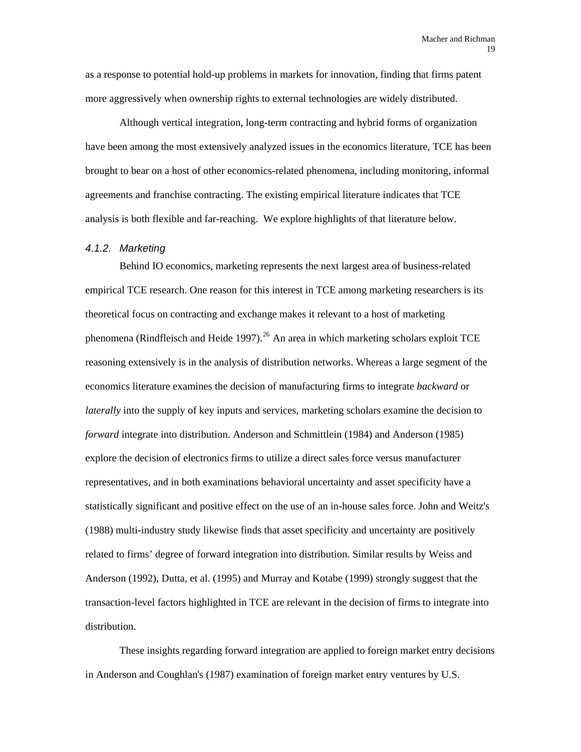as a response to potential hold-up problems in markets for innovation, finding that firms patent more aggressively when ownership rights to external technologies are widely distributed.

Although vertical integration, long-term contracting and hybrid forms of organization have been among the most extensively analyzed issues in the economics literature, TCE has been brought to bear on a host of other economics-related phenomena, including monitoring, informal agreements and franchise contracting. The existing empirical literature indicates that TCE analysis is both flexible and far-reaching. We explore highlights of that literature below.

#### *4.1.2. Marketing*

Behind IO economics, marketing represents the next largest area of business-related empirical TCE research. One reason for this interest in TCE among marketing researchers is its theoretical focus on contracting and exchange makes it relevant to a host of marketing phenomena (Rindfleisch and Heide 1997).[26] An area in which marketing scholars exploit TCE reasoning extensively is in the analysis of distribution networks. Whereas a large segment of the economics literature examines the decision of manufacturing firms to integrate *backward* or *laterally* into the supply of key inputs and services, marketing scholars examine the decision to *forward* integrate into distribution. Anderson and Schmittlein (1984) and Anderson (1985) explore the decision of electronics firms to utilize a direct sales force versus manufacturer representatives, and in both examinations behavioral uncertainty and asset specificity have a statistically significant and positive effect on the use of an in-house sales force. John and Weitz's (1988) multi-industry study likewise finds that asset specificity and uncertainty are positively related to firms' degree of forward integration into distribution. Similar results by Weiss and Anderson (1992), Dutta, et al. (1995) and Murray and Kotabe (1999) strongly suggest that the transaction-level factors highlighted in TCE are relevant in the decision of firms to integrate into distribution.

These insights regarding forward integration are applied to foreign market entry decisions in Anderson and Coughlan's (1987) examination of foreign market entry ventures by U.S.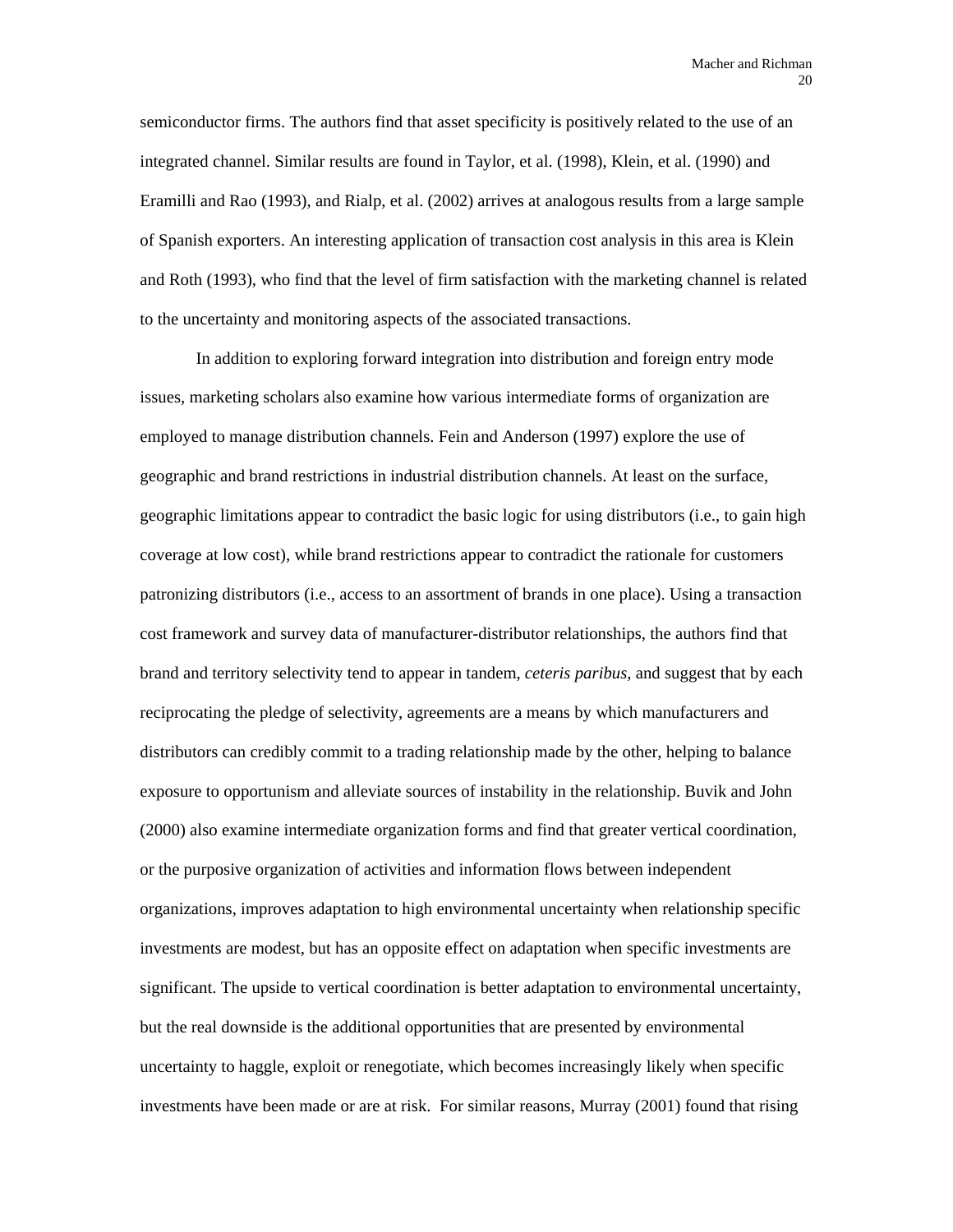semiconductor firms. The authors find that asset specificity is positively related to the use of an integrated channel. Similar results are found in Taylor, et al. (1998), Klein, et al. (1990) and Eramilli and Rao (1993), and Rialp, et al. (2002) arrives at analogous results from a large sample of Spanish exporters. An interesting application of transaction cost analysis in this area is Klein and Roth (1993), who find that the level of firm satisfaction with the marketing channel is related to the uncertainty and monitoring aspects of the associated transactions.

In addition to exploring forward integration into distribution and foreign entry mode issues, marketing scholars also examine how various intermediate forms of organization are employed to manage distribution channels. Fein and Anderson (1997) explore the use of geographic and brand restrictions in industrial distribution channels. At least on the surface, geographic limitations appear to contradict the basic logic for using distributors (i.e., to gain high coverage at low cost), while brand restrictions appear to contradict the rationale for customers patronizing distributors (i.e., access to an assortment of brands in one place). Using a transaction cost framework and survey data of manufacturer-distributor relationships, the authors find that brand and territory selectivity tend to appear in tandem, *ceteris paribus*, and suggest that by each reciprocating the pledge of selectivity, agreements are a means by which manufacturers and distributors can credibly commit to a trading relationship made by the other, helping to balance exposure to opportunism and alleviate sources of instability in the relationship. Buvik and John (2000) also examine intermediate organization forms and find that greater vertical coordination, or the purposive organization of activities and information flows between independent organizations, improves adaptation to high environmental uncertainty when relationship specific investments are modest, but has an opposite effect on adaptation when specific investments are significant. The upside to vertical coordination is better adaptation to environmental uncertainty, but the real downside is the additional opportunities that are presented by environmental uncertainty to haggle, exploit or renegotiate, which becomes increasingly likely when specific investments have been made or are at risk. For similar reasons, Murray (2001) found that rising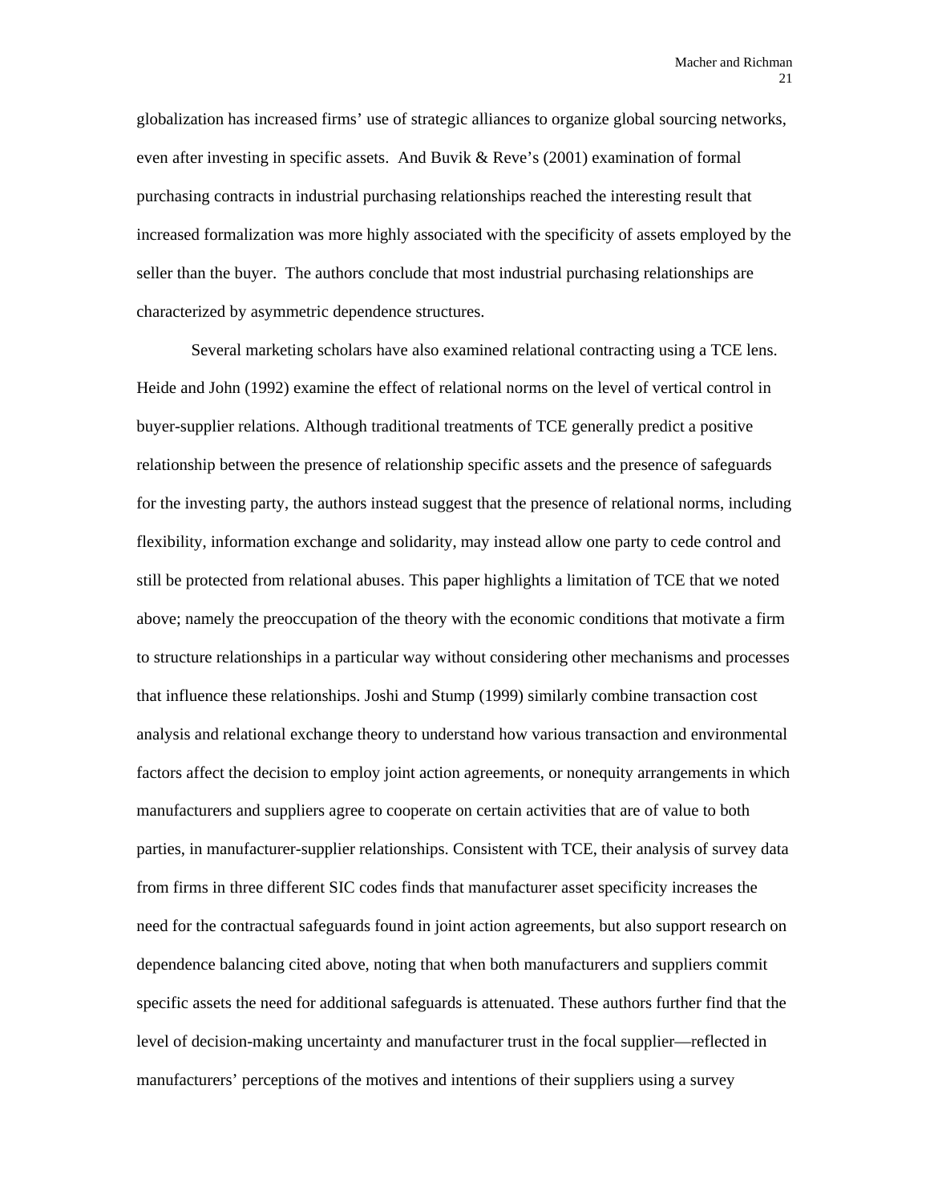globalization has increased firms' use of strategic alliances to organize global sourcing networks, even after investing in specific assets. And Buvik & Reve's (2001) examination of formal purchasing contracts in industrial purchasing relationships reached the interesting result that increased formalization was more highly associated with the specificity of assets employed by the seller than the buyer. The authors conclude that most industrial purchasing relationships are characterized by asymmetric dependence structures.

Several marketing scholars have also examined relational contracting using a TCE lens. Heide and John (1992) examine the effect of relational norms on the level of vertical control in buyer-supplier relations. Although traditional treatments of TCE generally predict a positive relationship between the presence of relationship specific assets and the presence of safeguards for the investing party, the authors instead suggest that the presence of relational norms, including flexibility, information exchange and solidarity, may instead allow one party to cede control and still be protected from relational abuses. This paper highlights a limitation of TCE that we noted above; namely the preoccupation of the theory with the economic conditions that motivate a firm to structure relationships in a particular way without considering other mechanisms and processes that influence these relationships. Joshi and Stump (1999) similarly combine transaction cost analysis and relational exchange theory to understand how various transaction and environmental factors affect the decision to employ joint action agreements, or nonequity arrangements in which manufacturers and suppliers agree to cooperate on certain activities that are of value to both parties, in manufacturer-supplier relationships. Consistent with TCE, their analysis of survey data from firms in three different SIC codes finds that manufacturer asset specificity increases the need for the contractual safeguards found in joint action agreements, but also support research on dependence balancing cited above, noting that when both manufacturers and suppliers commit specific assets the need for additional safeguards is attenuated. These authors further find that the level of decision-making uncertainty and manufacturer trust in the focal supplier—reflected in manufacturers' perceptions of the motives and intentions of their suppliers using a survey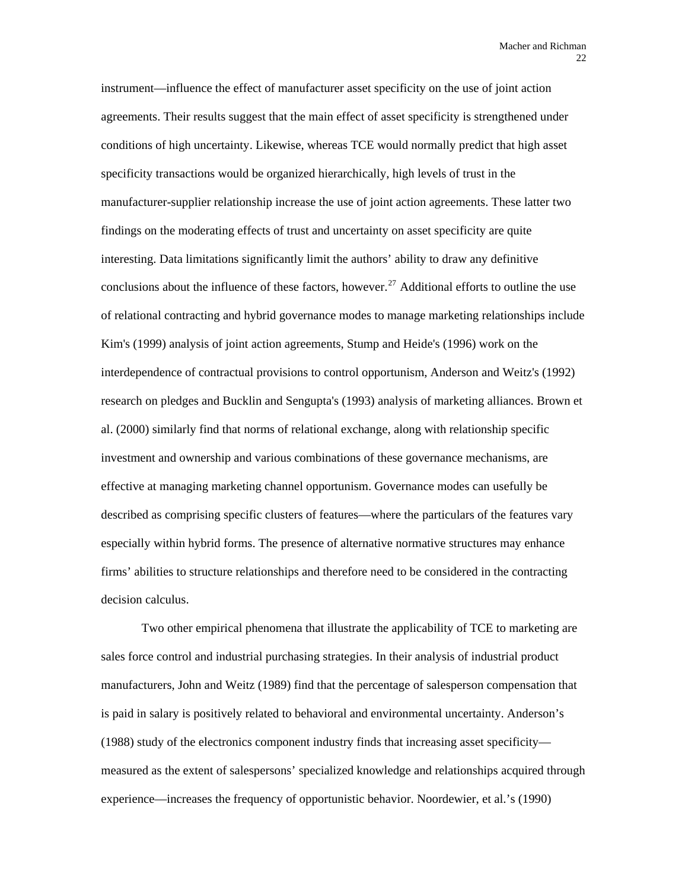instrument—influence the effect of manufacturer asset specificity on the use of joint action agreements. Their results suggest that the main effect of asset specificity is strengthened under conditions of high uncertainty. Likewise, whereas TCE would normally predict that high asset specificity transactions would be organized hierarchically, high levels of trust in the manufacturer-supplier relationship increase the use of joint action agreements. These latter two findings on the moderating effects of trust and uncertainty on asset specificity are quite interesting. Data limitations significantly limit the authors' ability to draw any definitive conclusions about the influence of these factors, however.[27] Additional efforts to outline the use of relational contracting and hybrid governance modes to manage marketing relationships include Kim's (1999) analysis of joint action agreements, Stump and Heide's (1996) work on the interdependence of contractual provisions to control opportunism, Anderson and Weitz's (1992) research on pledges and Bucklin and Sengupta's (1993) analysis of marketing alliances. Brown et al. (2000) similarly find that norms of relational exchange, along with relationship specific investment and ownership and various combinations of these governance mechanisms, are effective at managing marketing channel opportunism. Governance modes can usefully be described as comprising specific clusters of features—where the particulars of the features vary especially within hybrid forms. The presence of alternative normative structures may enhance firms' abilities to structure relationships and therefore need to be considered in the contracting decision calculus.

Two other empirical phenomena that illustrate the applicability of TCE to marketing are sales force control and industrial purchasing strategies. In their analysis of industrial product manufacturers, John and Weitz (1989) find that the percentage of salesperson compensation that is paid in salary is positively related to behavioral and environmental uncertainty. Anderson's (1988) study of the electronics component industry finds that increasing asset specificity—measured as the extent of salespersons' specialized knowledge and relationships acquired through experience—increases the frequency of opportunistic behavior. Noordewier, et al.'s (1990)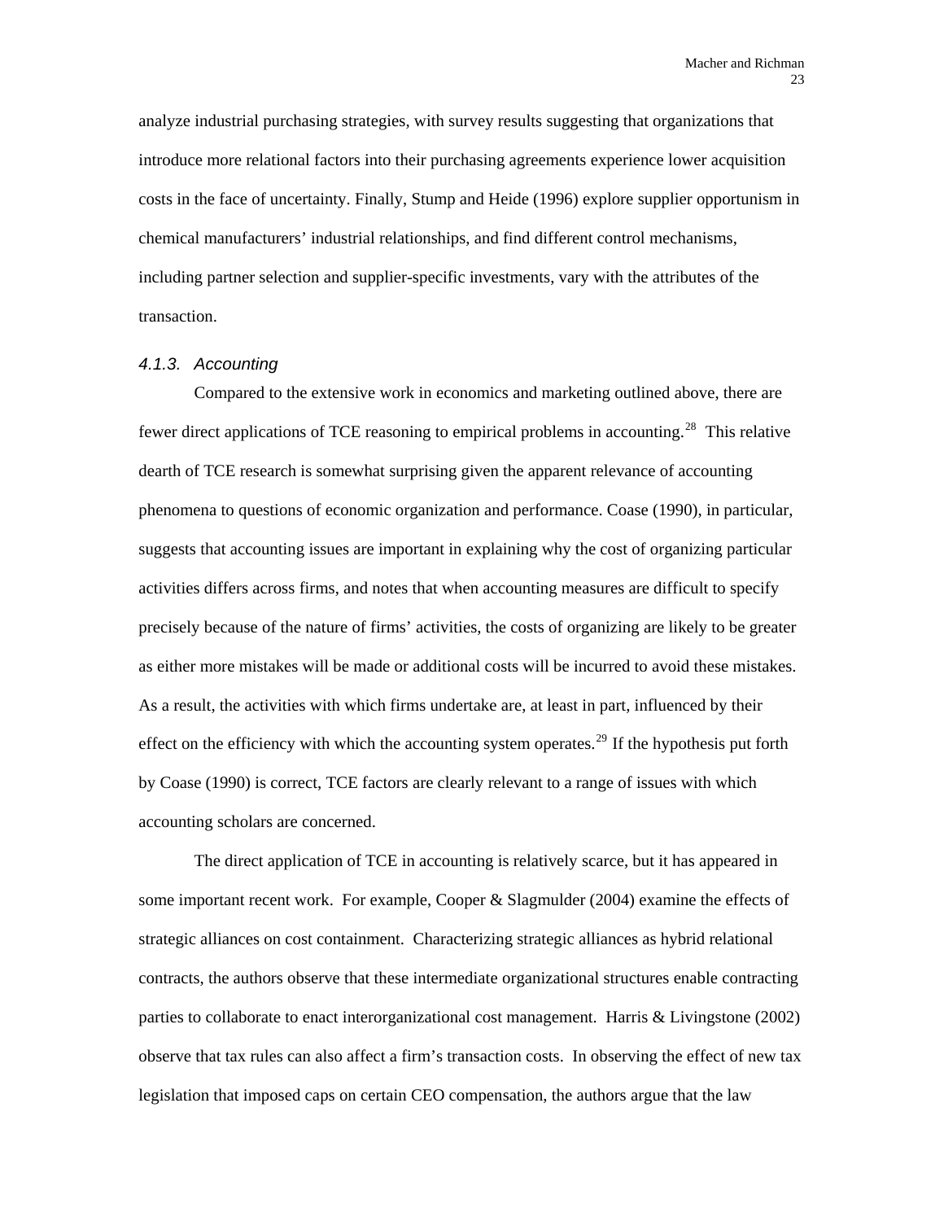analyze industrial purchasing strategies, with survey results suggesting that organizations that introduce more relational factors into their purchasing agreements experience lower acquisition costs in the face of uncertainty. Finally, Stump and Heide (1996) explore supplier opportunism in chemical manufacturers' industrial relationships, and find different control mechanisms, including partner selection and supplier-specific investments, vary with the attributes of the transaction.

### *4.1.3. Accounting*

Compared to the extensive work in economics and marketing outlined above, there are fewer direct applications of TCE reasoning to empirical problems in accounting.[28] This relative dearth of TCE research is somewhat surprising given the apparent relevance of accounting phenomena to questions of economic organization and performance. Coase (1990), in particular, suggests that accounting issues are important in explaining why the cost of organizing particular activities differs across firms, and notes that when accounting measures are difficult to specify precisely because of the nature of firms' activities, the costs of organizing are likely to be greater as either more mistakes will be made or additional costs will be incurred to avoid these mistakes. As a result, the activities with which firms undertake are, at least in part, influenced by their effect on the efficiency with which the accounting system operates.[29] If the hypothesis put forth by Coase (1990) is correct, TCE factors are clearly relevant to a range of issues with which accounting scholars are concerned.

The direct application of TCE in accounting is relatively scarce, but it has appeared in some important recent work. For example, Cooper & Slagmulder (2004) examine the effects of strategic alliances on cost containment. Characterizing strategic alliances as hybrid relational contracts, the authors observe that these intermediate organizational structures enable contracting parties to collaborate to enact interorganizational cost management. Harris & Livingstone (2002) observe that tax rules can also affect a firm's transaction costs. In observing the effect of new tax legislation that imposed caps on certain CEO compensation, the authors argue that the law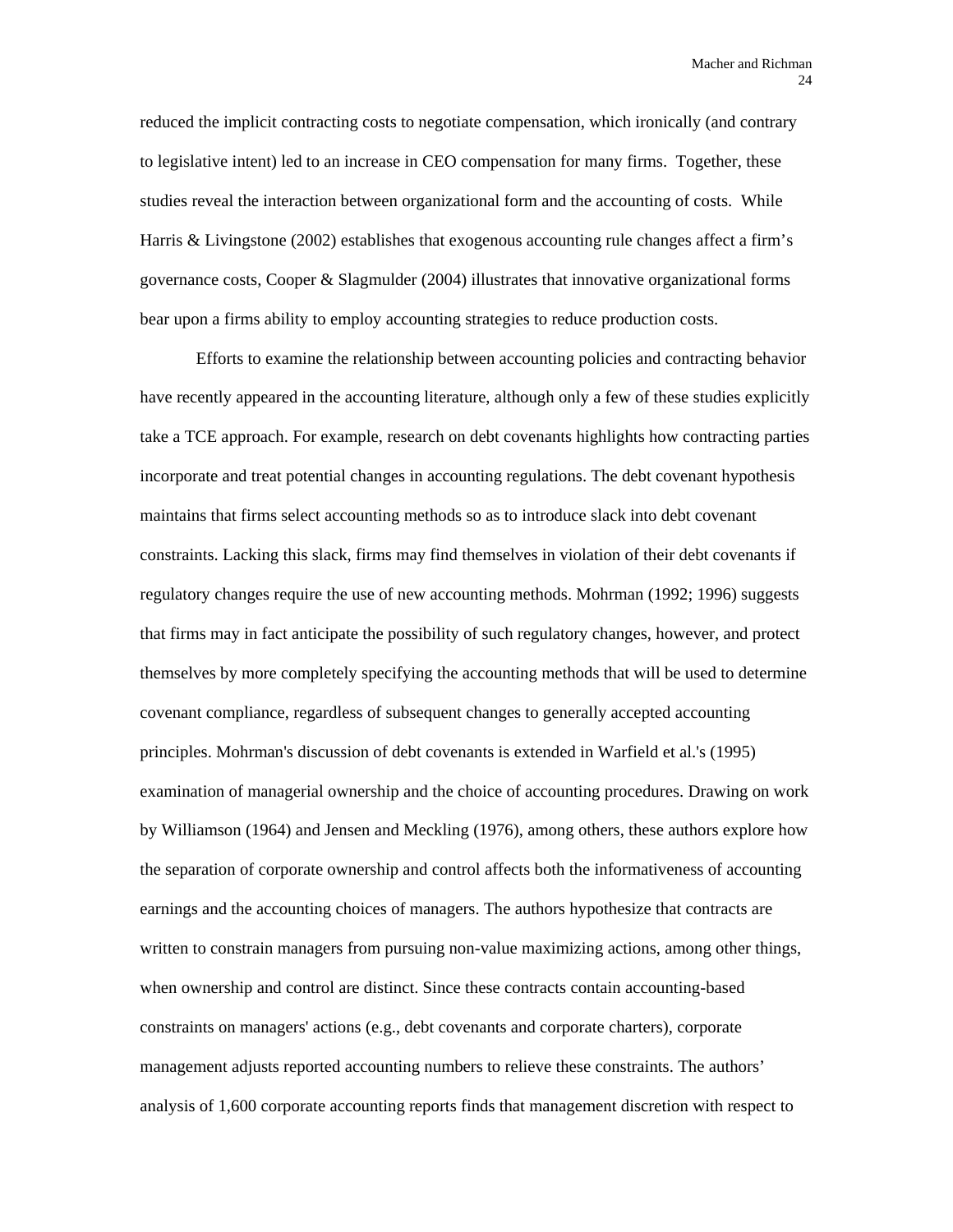reduced the implicit contracting costs to negotiate compensation, which ironically (and contrary to legislative intent) led to an increase in CEO compensation for many firms. Together, these studies reveal the interaction between organizational form and the accounting of costs. While Harris & Livingstone (2002) establishes that exogenous accounting rule changes affect a firm's governance costs, Cooper & Slagmulder (2004) illustrates that innovative organizational forms bear upon a firms ability to employ accounting strategies to reduce production costs.

Efforts to examine the relationship between accounting policies and contracting behavior have recently appeared in the accounting literature, although only a few of these studies explicitly take a TCE approach. For example, research on debt covenants highlights how contracting parties incorporate and treat potential changes in accounting regulations. The debt covenant hypothesis maintains that firms select accounting methods so as to introduce slack into debt covenant constraints. Lacking this slack, firms may find themselves in violation of their debt covenants if regulatory changes require the use of new accounting methods. Mohrman (1992; 1996) suggests that firms may in fact anticipate the possibility of such regulatory changes, however, and protect themselves by more completely specifying the accounting methods that will be used to determine covenant compliance, regardless of subsequent changes to generally accepted accounting principles. Mohrman's discussion of debt covenants is extended in Warfield et al.'s (1995) examination of managerial ownership and the choice of accounting procedures. Drawing on work by Williamson (1964) and Jensen and Meckling (1976), among others, these authors explore how the separation of corporate ownership and control affects both the informativeness of accounting earnings and the accounting choices of managers. The authors hypothesize that contracts are written to constrain managers from pursuing non-value maximizing actions, among other things, when ownership and control are distinct. Since these contracts contain accounting-based constraints on managers' actions (e.g., debt covenants and corporate charters), corporate management adjusts reported accounting numbers to relieve these constraints. The authors' analysis of 1,600 corporate accounting reports finds that management discretion with respect to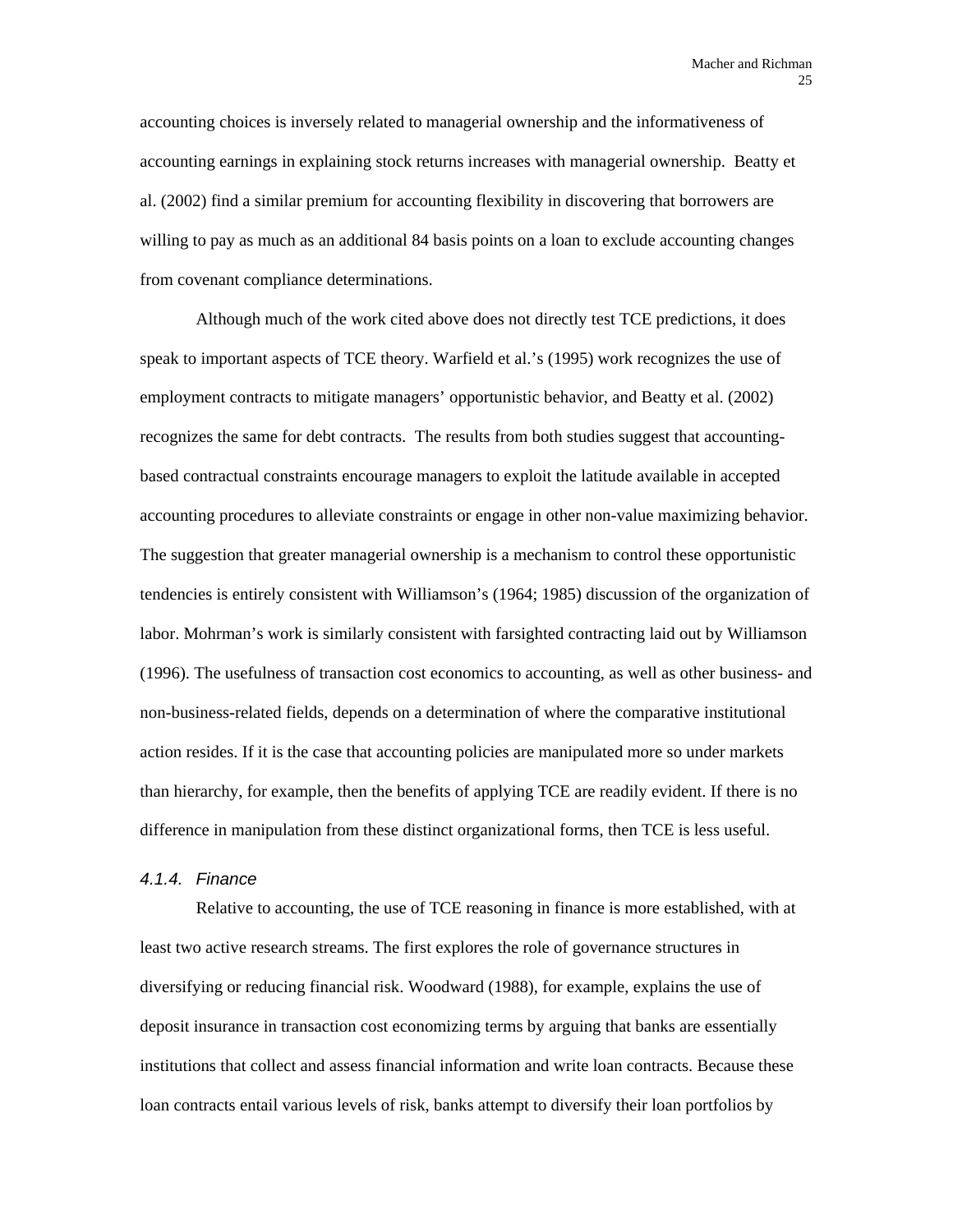accounting choices is inversely related to managerial ownership and the informativeness of accounting earnings in explaining stock returns increases with managerial ownership. Beatty et al. (2002) find a similar premium for accounting flexibility in discovering that borrowers are willing to pay as much as an additional 84 basis points on a loan to exclude accounting changes from covenant compliance determinations.

Although much of the work cited above does not directly test TCE predictions, it does speak to important aspects of TCE theory. Warfield et al.'s (1995) work recognizes the use of employment contracts to mitigate managers' opportunistic behavior, and Beatty et al. (2002) recognizes the same for debt contracts. The results from both studies suggest that accounting-based contractual constraints encourage managers to exploit the latitude available in accepted accounting procedures to alleviate constraints or engage in other non-value maximizing behavior. The suggestion that greater managerial ownership is a mechanism to control these opportunistic tendencies is entirely consistent with Williamson's (1964; 1985) discussion of the organization of labor. Mohrman's work is similarly consistent with farsighted contracting laid out by Williamson (1996). The usefulness of transaction cost economics to accounting, as well as other business- and non-business-related fields, depends on a determination of where the comparative institutional action resides. If it is the case that accounting policies are manipulated more so under markets than hierarchy, for example, then the benefits of applying TCE are readily evident. If there is no difference in manipulation from these distinct organizational forms, then TCE is less useful.

#### *4.1.4. Finance*

Relative to accounting, the use of TCE reasoning in finance is more established, with at least two active research streams. The first explores the role of governance structures in diversifying or reducing financial risk. Woodward (1988), for example, explains the use of deposit insurance in transaction cost economizing terms by arguing that banks are essentially institutions that collect and assess financial information and write loan contracts. Because these loan contracts entail various levels of risk, banks attempt to diversify their loan portfolios by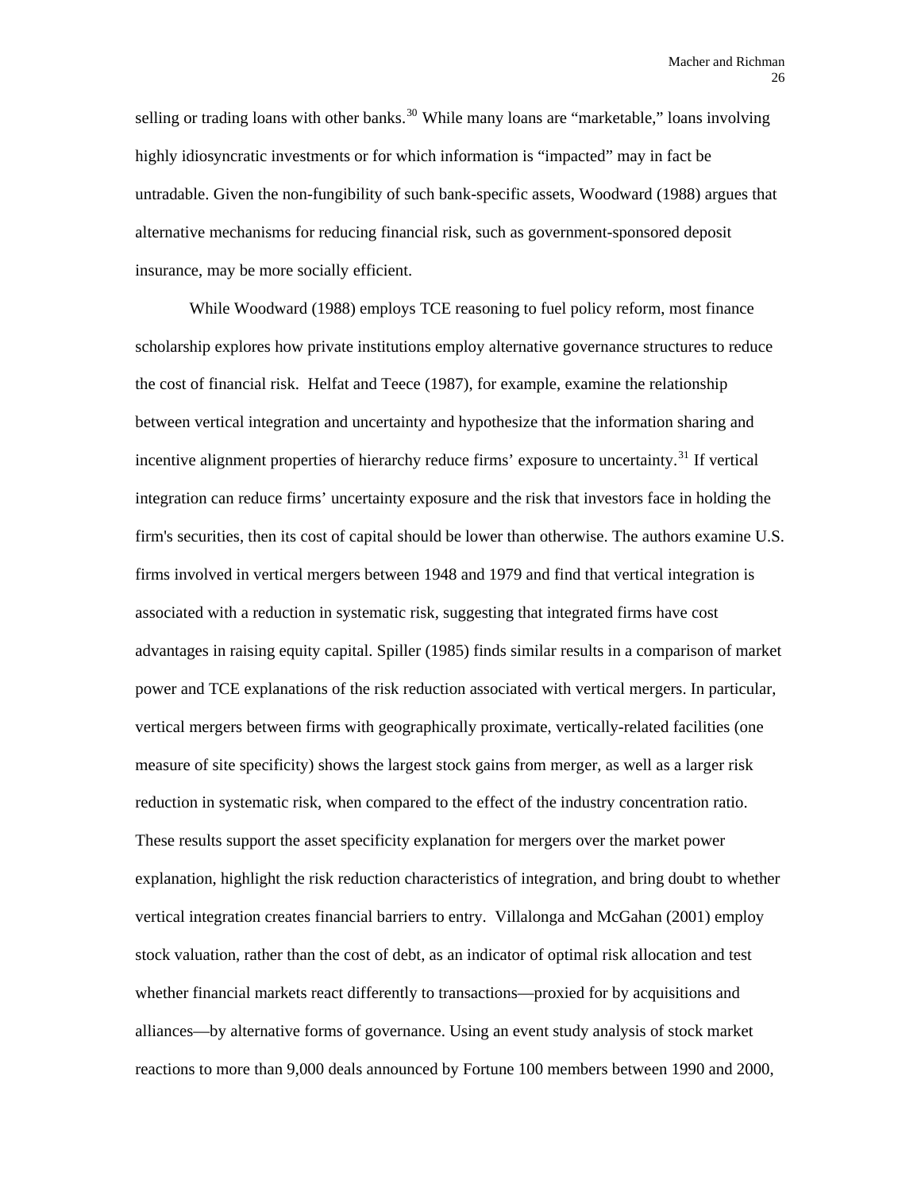selling or trading loans with other banks.[30] While many loans are "marketable," loans involving highly idiosyncratic investments or for which information is "impacted" may in fact be untradable. Given the non-fungibility of such bank-specific assets, Woodward (1988) argues that alternative mechanisms for reducing financial risk, such as government-sponsored deposit insurance, may be more socially efficient.

While Woodward (1988) employs TCE reasoning to fuel policy reform, most finance scholarship explores how private institutions employ alternative governance structures to reduce the cost of financial risk. Helfat and Teece (1987), for example, examine the relationship between vertical integration and uncertainty and hypothesize that the information sharing and incentive alignment properties of hierarchy reduce firms' exposure to uncertainty.[31] If vertical integration can reduce firms' uncertainty exposure and the risk that investors face in holding the firm's securities, then its cost of capital should be lower than otherwise. The authors examine U.S. firms involved in vertical mergers between 1948 and 1979 and find that vertical integration is associated with a reduction in systematic risk, suggesting that integrated firms have cost advantages in raising equity capital. Spiller (1985) finds similar results in a comparison of market power and TCE explanations of the risk reduction associated with vertical mergers. In particular, vertical mergers between firms with geographically proximate, vertically-related facilities (one measure of site specificity) shows the largest stock gains from merger, as well as a larger risk reduction in systematic risk, when compared to the effect of the industry concentration ratio. These results support the asset specificity explanation for mergers over the market power explanation, highlight the risk reduction characteristics of integration, and bring doubt to whether vertical integration creates financial barriers to entry. Villalonga and McGahan (2001) employ stock valuation, rather than the cost of debt, as an indicator of optimal risk allocation and test whether financial markets react differently to transactions—proxied for by acquisitions and alliances—by alternative forms of governance. Using an event study analysis of stock market reactions to more than 9,000 deals announced by Fortune 100 members between 1990 and 2000,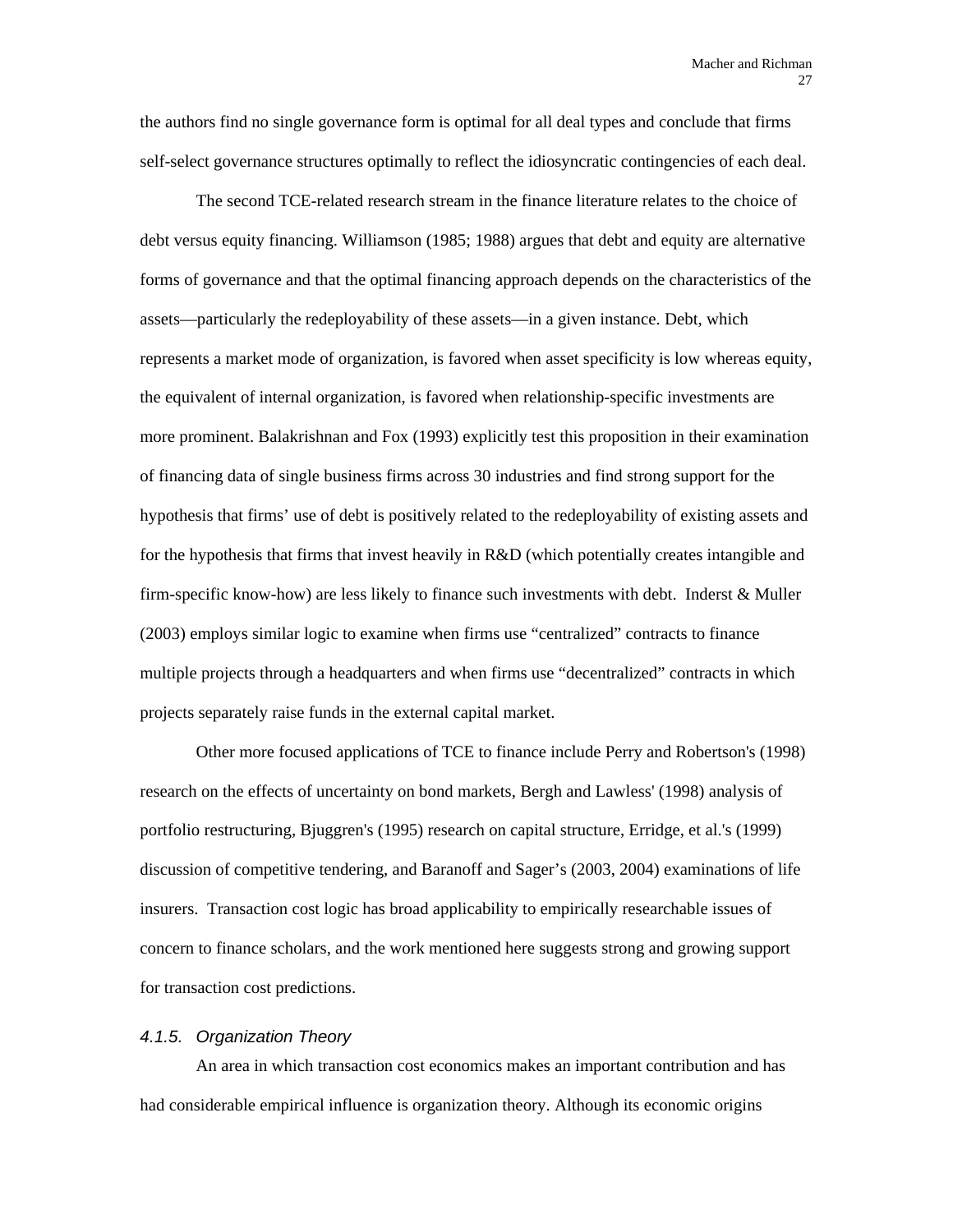the authors find no single governance form is optimal for all deal types and conclude that firms self-select governance structures optimally to reflect the idiosyncratic contingencies of each deal.

The second TCE-related research stream in the finance literature relates to the choice of debt versus equity financing. Williamson (1985; 1988) argues that debt and equity are alternative forms of governance and that the optimal financing approach depends on the characteristics of the assets—particularly the redeployability of these assets—in a given instance. Debt, which represents a market mode of organization, is favored when asset specificity is low whereas equity, the equivalent of internal organization, is favored when relationship-specific investments are more prominent. Balakrishnan and Fox (1993) explicitly test this proposition in their examination of financing data of single business firms across 30 industries and find strong support for the hypothesis that firms' use of debt is positively related to the redeployability of existing assets and for the hypothesis that firms that invest heavily in R&D (which potentially creates intangible and firm-specific know-how) are less likely to finance such investments with debt. Inderst & Muller (2003) employs similar logic to examine when firms use "centralized" contracts to finance multiple projects through a headquarters and when firms use "decentralized" contracts in which projects separately raise funds in the external capital market.

Other more focused applications of TCE to finance include Perry and Robertson's (1998) research on the effects of uncertainty on bond markets, Bergh and Lawless' (1998) analysis of portfolio restructuring, Bjuggren's (1995) research on capital structure, Erridge, et al.'s (1999) discussion of competitive tendering, and Baranoff and Sager's (2003, 2004) examinations of life insurers. Transaction cost logic has broad applicability to empirically researchable issues of concern to finance scholars, and the work mentioned here suggests strong and growing support for transaction cost predictions.

#### *4.1.5. Organization Theory*

An area in which transaction cost economics makes an important contribution and has had considerable empirical influence is organization theory. Although its economic origins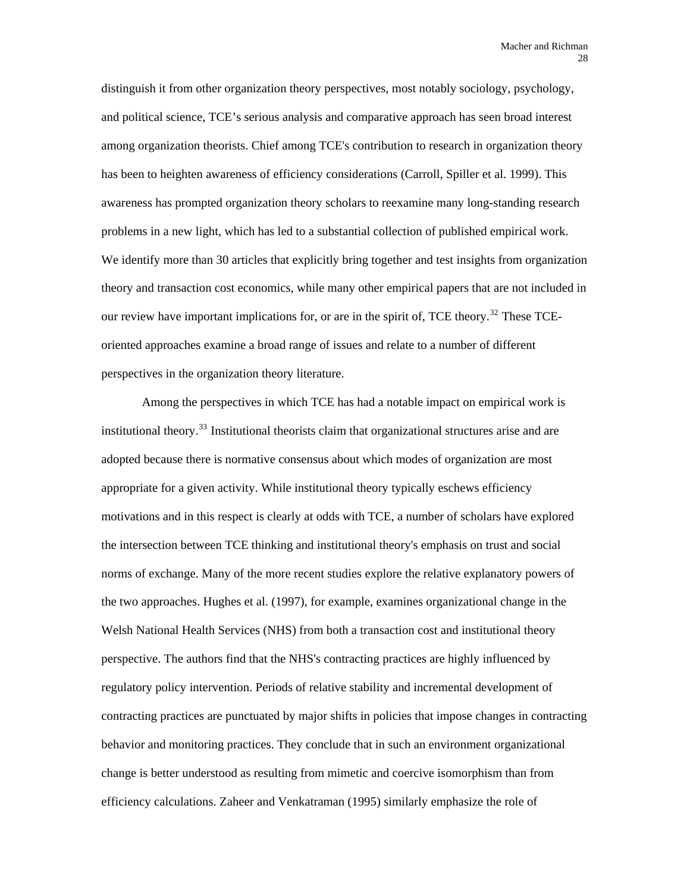distinguish it from other organization theory perspectives, most notably sociology, psychology, and political science, TCE's serious analysis and comparative approach has seen broad interest among organization theorists. Chief among TCE's contribution to research in organization theory has been to heighten awareness of efficiency considerations (Carroll, Spiller et al. 1999). This awareness has prompted organization theory scholars to reexamine many long-standing research problems in a new light, which has led to a substantial collection of published empirical work. We identify more than 30 articles that explicitly bring together and test insights from organization theory and transaction cost economics, while many other empirical papers that are not included in our review have important implications for, or are in the spirit of, TCE theory.[32] These TCE-oriented approaches examine a broad range of issues and relate to a number of different perspectives in the organization theory literature.

Among the perspectives in which TCE has had a notable impact on empirical work is institutional theory.[33] Institutional theorists claim that organizational structures arise and are adopted because there is normative consensus about which modes of organization are most appropriate for a given activity. While institutional theory typically eschews efficiency motivations and in this respect is clearly at odds with TCE, a number of scholars have explored the intersection between TCE thinking and institutional theory's emphasis on trust and social norms of exchange. Many of the more recent studies explore the relative explanatory powers of the two approaches. Hughes et al. (1997), for example, examines organizational change in the Welsh National Health Services (NHS) from both a transaction cost and institutional theory perspective. The authors find that the NHS's contracting practices are highly influenced by regulatory policy intervention. Periods of relative stability and incremental development of contracting practices are punctuated by major shifts in policies that impose changes in contracting behavior and monitoring practices. They conclude that in such an environment organizational change is better understood as resulting from mimetic and coercive isomorphism than from efficiency calculations. Zaheer and Venkatraman (1995) similarly emphasize the role of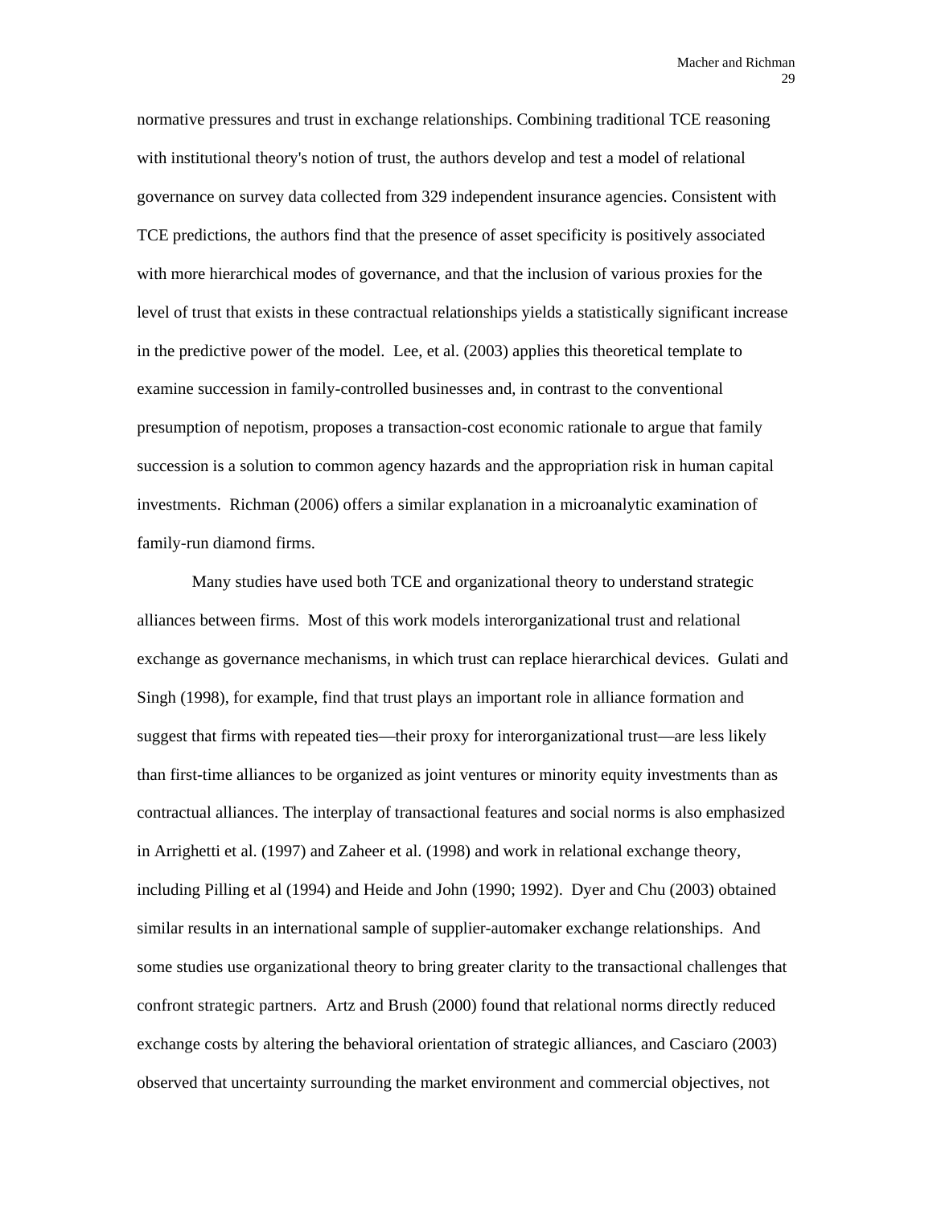normative pressures and trust in exchange relationships. Combining traditional TCE reasoning with institutional theory's notion of trust, the authors develop and test a model of relational governance on survey data collected from 329 independent insurance agencies. Consistent with TCE predictions, the authors find that the presence of asset specificity is positively associated with more hierarchical modes of governance, and that the inclusion of various proxies for the level of trust that exists in these contractual relationships yields a statistically significant increase in the predictive power of the model. Lee, et al. (2003) applies this theoretical template to examine succession in family-controlled businesses and, in contrast to the conventional presumption of nepotism, proposes a transaction-cost economic rationale to argue that family succession is a solution to common agency hazards and the appropriation risk in human capital investments. Richman (2006) offers a similar explanation in a microanalytic examination of family-run diamond firms.

Many studies have used both TCE and organizational theory to understand strategic alliances between firms. Most of this work models interorganizational trust and relational exchange as governance mechanisms, in which trust can replace hierarchical devices. Gulati and Singh (1998), for example, find that trust plays an important role in alliance formation and suggest that firms with repeated ties—their proxy for interorganizational trust—are less likely than first-time alliances to be organized as joint ventures or minority equity investments than as contractual alliances. The interplay of transactional features and social norms is also emphasized in Arrighetti et al. (1997) and Zaheer et al. (1998) and work in relational exchange theory, including Pilling et al (1994) and Heide and John (1990; 1992). Dyer and Chu (2003) obtained similar results in an international sample of supplier-automaker exchange relationships. And some studies use organizational theory to bring greater clarity to the transactional challenges that confront strategic partners. Artz and Brush (2000) found that relational norms directly reduced exchange costs by altering the behavioral orientation of strategic alliances, and Casciaro (2003) observed that uncertainty surrounding the market environment and commercial objectives, not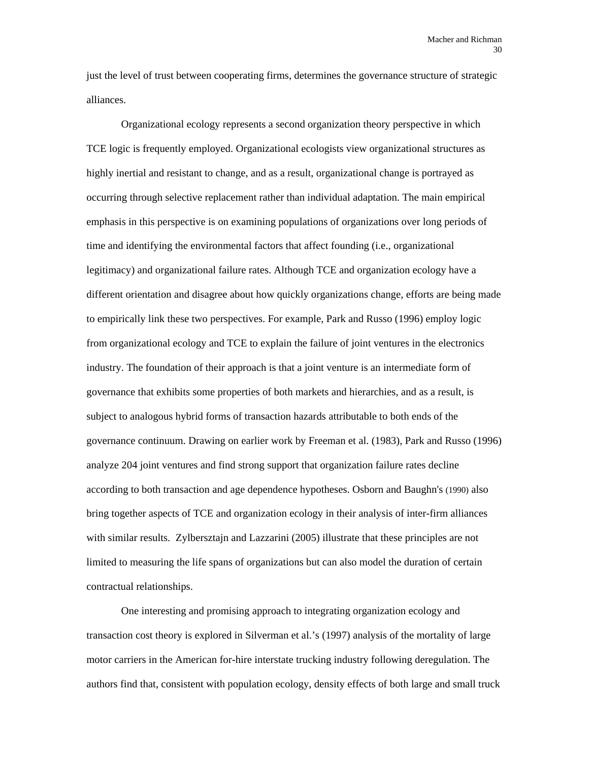just the level of trust between cooperating firms, determines the governance structure of strategic alliances.

Organizational ecology represents a second organization theory perspective in which TCE logic is frequently employed. Organizational ecologists view organizational structures as highly inertial and resistant to change, and as a result, organizational change is portrayed as occurring through selective replacement rather than individual adaptation. The main empirical emphasis in this perspective is on examining populations of organizations over long periods of time and identifying the environmental factors that affect founding (i.e., organizational legitimacy) and organizational failure rates. Although TCE and organization ecology have a different orientation and disagree about how quickly organizations change, efforts are being made to empirically link these two perspectives. For example, Park and Russo (1996) employ logic from organizational ecology and TCE to explain the failure of joint ventures in the electronics industry. The foundation of their approach is that a joint venture is an intermediate form of governance that exhibits some properties of both markets and hierarchies, and as a result, is subject to analogous hybrid forms of transaction hazards attributable to both ends of the governance continuum. Drawing on earlier work by Freeman et al. (1983), Park and Russo (1996) analyze 204 joint ventures and find strong support that organization failure rates decline according to both transaction and age dependence hypotheses. Osborn and Baughn's (1990) also bring together aspects of TCE and organization ecology in their analysis of inter-firm alliances with similar results. Zylbersztajn and Lazzarini (2005) illustrate that these principles are not limited to measuring the life spans of organizations but can also model the duration of certain contractual relationships.

One interesting and promising approach to integrating organization ecology and transaction cost theory is explored in Silverman et al.'s (1997) analysis of the mortality of large motor carriers in the American for-hire interstate trucking industry following deregulation. The authors find that, consistent with population ecology, density effects of both large and small truck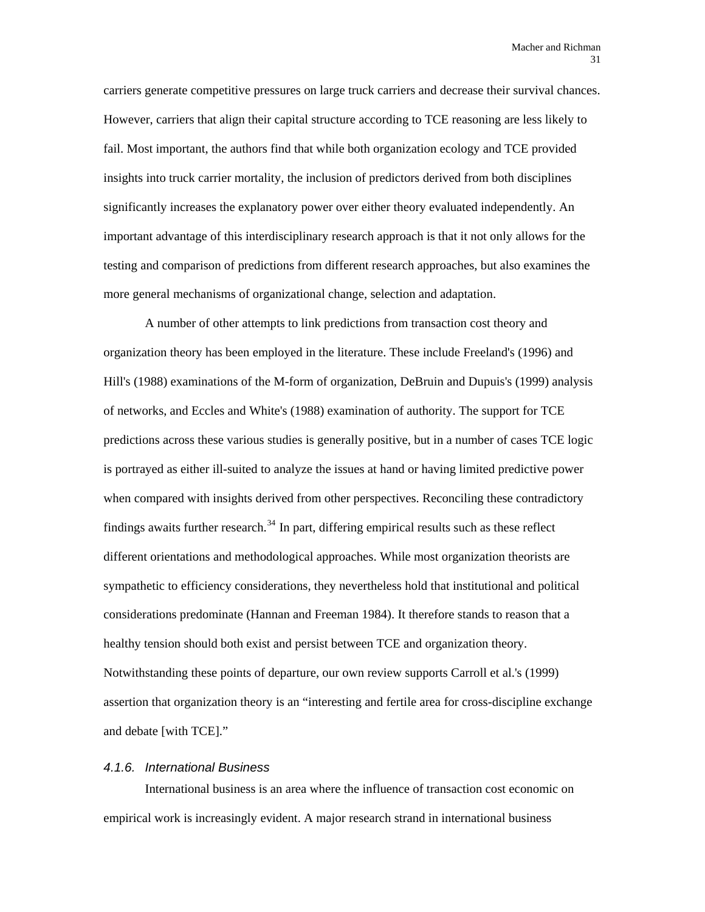carriers generate competitive pressures on large truck carriers and decrease their survival chances. However, carriers that align their capital structure according to TCE reasoning are less likely to fail. Most important, the authors find that while both organization ecology and TCE provided insights into truck carrier mortality, the inclusion of predictors derived from both disciplines significantly increases the explanatory power over either theory evaluated independently. An important advantage of this interdisciplinary research approach is that it not only allows for the testing and comparison of predictions from different research approaches, but also examines the more general mechanisms of organizational change, selection and adaptation.

A number of other attempts to link predictions from transaction cost theory and organization theory has been employed in the literature. These include Freeland's (1996) and Hill's (1988) examinations of the M-form of organization, DeBruin and Dupuis's (1999) analysis of networks, and Eccles and White's (1988) examination of authority. The support for TCE predictions across these various studies is generally positive, but in a number of cases TCE logic is portrayed as either ill-suited to analyze the issues at hand or having limited predictive power when compared with insights derived from other perspectives. Reconciling these contradictory findings awaits further research.[34] In part, differing empirical results such as these reflect different orientations and methodological approaches. While most organization theorists are sympathetic to efficiency considerations, they nevertheless hold that institutional and political considerations predominate (Hannan and Freeman 1984). It therefore stands to reason that a healthy tension should both exist and persist between TCE and organization theory. Notwithstanding these points of departure, our own review supports Carroll et al.'s (1999) assertion that organization theory is an "interesting and fertile area for cross-discipline exchange and debate [with TCE]."

#### *4.1.6. International Business*

International business is an area where the influence of transaction cost economic on empirical work is increasingly evident. A major research strand in international business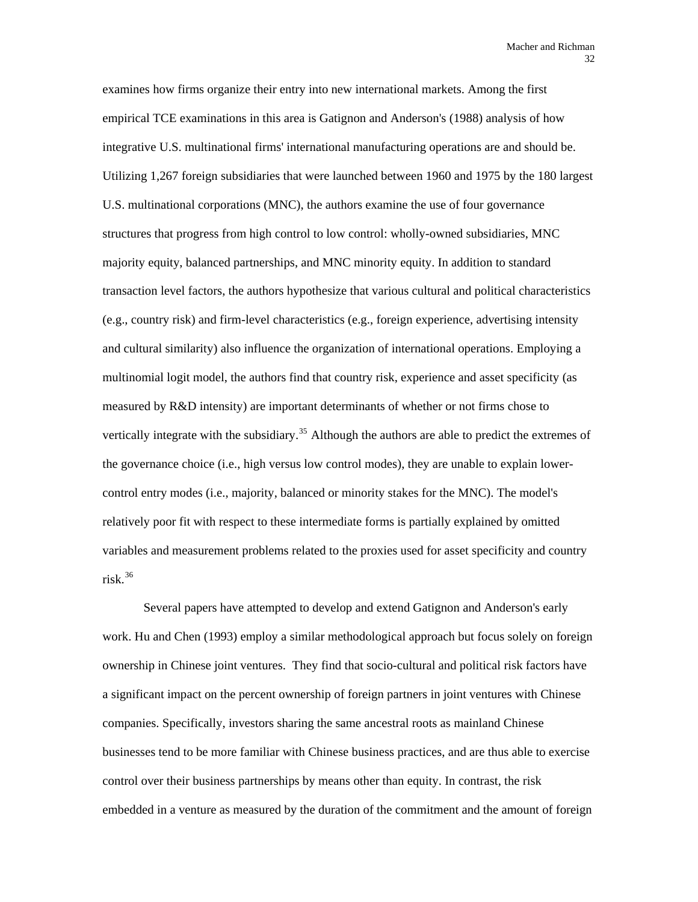examines how firms organize their entry into new international markets. Among the first empirical TCE examinations in this area is Gatignon and Anderson's (1988) analysis of how integrative U.S. multinational firms' international manufacturing operations are and should be. Utilizing 1,267 foreign subsidiaries that were launched between 1960 and 1975 by the 180 largest U.S. multinational corporations (MNC), the authors examine the use of four governance structures that progress from high control to low control: wholly-owned subsidiaries, MNC majority equity, balanced partnerships, and MNC minority equity. In addition to standard transaction level factors, the authors hypothesize that various cultural and political characteristics (e.g., country risk) and firm-level characteristics (e.g., foreign experience, advertising intensity and cultural similarity) also influence the organization of international operations. Employing a multinomial logit model, the authors find that country risk, experience and asset specificity (as measured by R&D intensity) are important determinants of whether or not firms chose to vertically integrate with the subsidiary.[35] Although the authors are able to predict the extremes of the governance choice (i.e., high versus low control modes), they are unable to explain lower-control entry modes (i.e., majority, balanced or minority stakes for the MNC). The model's relatively poor fit with respect to these intermediate forms is partially explained by omitted variables and measurement problems related to the proxies used for asset specificity and country risk.[36]

Several papers have attempted to develop and extend Gatignon and Anderson's early work. Hu and Chen (1993) employ a similar methodological approach but focus solely on foreign ownership in Chinese joint ventures. They find that socio-cultural and political risk factors have a significant impact on the percent ownership of foreign partners in joint ventures with Chinese companies. Specifically, investors sharing the same ancestral roots as mainland Chinese businesses tend to be more familiar with Chinese business practices, and are thus able to exercise control over their business partnerships by means other than equity. In contrast, the risk embedded in a venture as measured by the duration of the commitment and the amount of foreign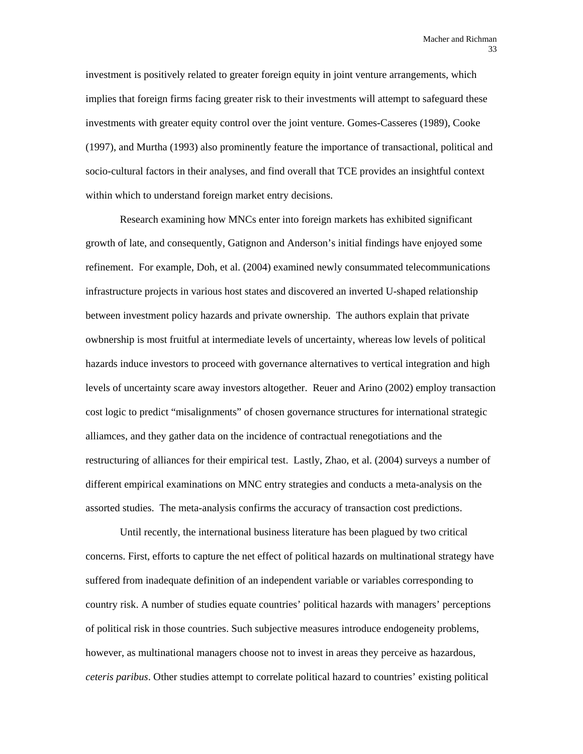investment is positively related to greater foreign equity in joint venture arrangements, which implies that foreign firms facing greater risk to their investments will attempt to safeguard these investments with greater equity control over the joint venture. Gomes-Casseres (1989), Cooke (1997), and Murtha (1993) also prominently feature the importance of transactional, political and socio-cultural factors in their analyses, and find overall that TCE provides an insightful context within which to understand foreign market entry decisions.

Research examining how MNCs enter into foreign markets has exhibited significant growth of late, and consequently, Gatignon and Anderson's initial findings have enjoyed some refinement. For example, Doh, et al. (2004) examined newly consummated telecommunications infrastructure projects in various host states and discovered an inverted U-shaped relationship between investment policy hazards and private ownership. The authors explain that private owbnership is most fruitful at intermediate levels of uncertainty, whereas low levels of political hazards induce investors to proceed with governance alternatives to vertical integration and high levels of uncertainty scare away investors altogether. Reuer and Arino (2002) employ transaction cost logic to predict "misalignments" of chosen governance structures for international strategic alliamces, and they gather data on the incidence of contractual renegotiations and the restructuring of alliances for their empirical test. Lastly, Zhao, et al. (2004) surveys a number of different empirical examinations on MNC entry strategies and conducts a meta-analysis on the assorted studies. The meta-analysis confirms the accuracy of transaction cost predictions.

Until recently, the international business literature has been plagued by two critical concerns. First, efforts to capture the net effect of political hazards on multinational strategy have suffered from inadequate definition of an independent variable or variables corresponding to country risk. A number of studies equate countries' political hazards with managers' perceptions of political risk in those countries. Such subjective measures introduce endogeneity problems, however, as multinational managers choose not to invest in areas they perceive as hazardous, *ceteris paribus*. Other studies attempt to correlate political hazard to countries' existing political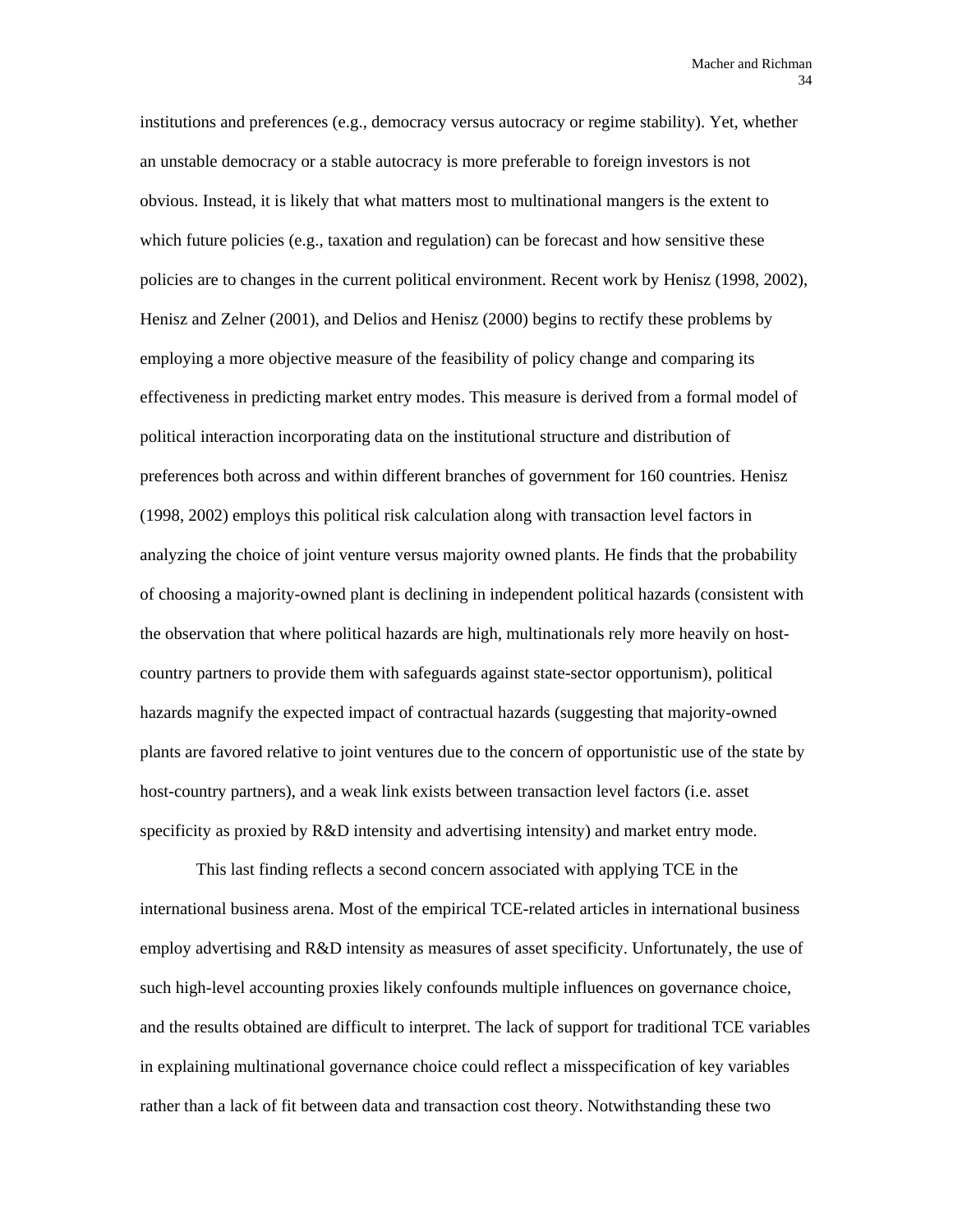institutions and preferences (e.g., democracy versus autocracy or regime stability). Yet, whether an unstable democracy or a stable autocracy is more preferable to foreign investors is not obvious. Instead, it is likely that what matters most to multinational mangers is the extent to which future policies (e.g., taxation and regulation) can be forecast and how sensitive these policies are to changes in the current political environment. Recent work by Henisz (1998, 2002), Henisz and Zelner (2001), and Delios and Henisz (2000) begins to rectify these problems by employing a more objective measure of the feasibility of policy change and comparing its effectiveness in predicting market entry modes. This measure is derived from a formal model of political interaction incorporating data on the institutional structure and distribution of preferences both across and within different branches of government for 160 countries. Henisz (1998, 2002) employs this political risk calculation along with transaction level factors in analyzing the choice of joint venture versus majority owned plants. He finds that the probability of choosing a majority-owned plant is declining in independent political hazards (consistent with the observation that where political hazards are high, multinationals rely more heavily on host-country partners to provide them with safeguards against state-sector opportunism), political hazards magnify the expected impact of contractual hazards (suggesting that majority-owned plants are favored relative to joint ventures due to the concern of opportunistic use of the state by host-country partners), and a weak link exists between transaction level factors (i.e. asset specificity as proxied by R&D intensity and advertising intensity) and market entry mode.

This last finding reflects a second concern associated with applying TCE in the international business arena. Most of the empirical TCE-related articles in international business employ advertising and R&D intensity as measures of asset specificity. Unfortunately, the use of such high-level accounting proxies likely confounds multiple influences on governance choice, and the results obtained are difficult to interpret. The lack of support for traditional TCE variables in explaining multinational governance choice could reflect a misspecification of key variables rather than a lack of fit between data and transaction cost theory. Notwithstanding these two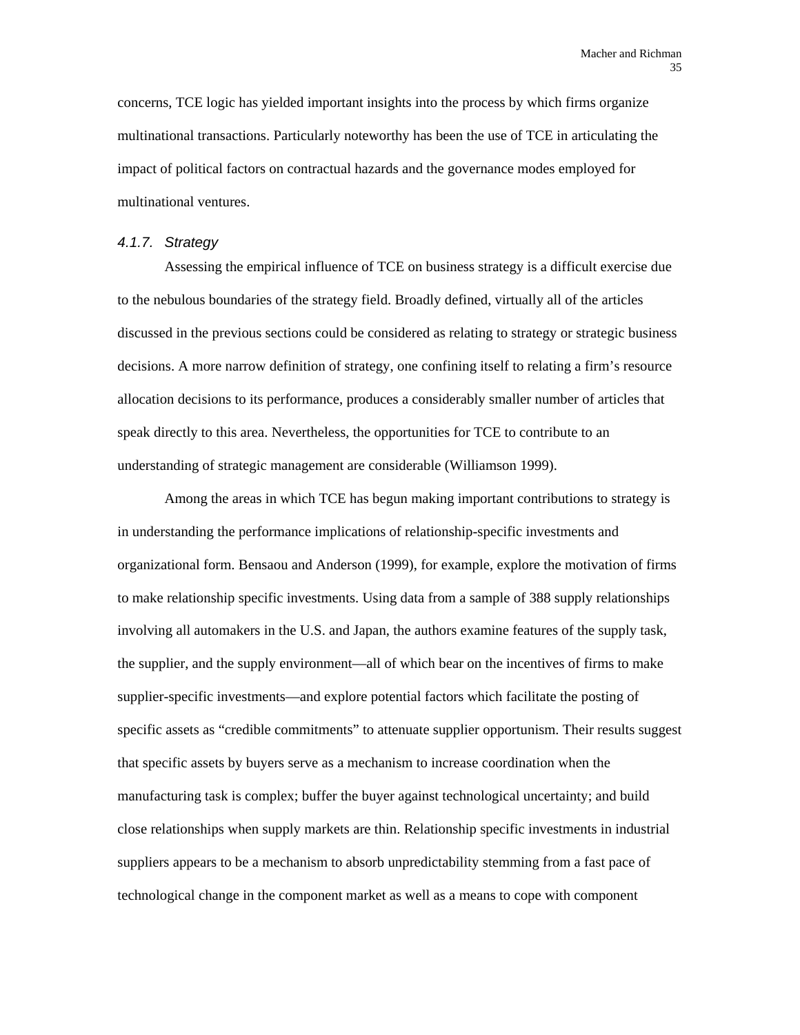concerns, TCE logic has yielded important insights into the process by which firms organize multinational transactions. Particularly noteworthy has been the use of TCE in articulating the impact of political factors on contractual hazards and the governance modes employed for multinational ventures.

#### *4.1.7. Strategy*

Assessing the empirical influence of TCE on business strategy is a difficult exercise due to the nebulous boundaries of the strategy field. Broadly defined, virtually all of the articles discussed in the previous sections could be considered as relating to strategy or strategic business decisions. A more narrow definition of strategy, one confining itself to relating a firm's resource allocation decisions to its performance, produces a considerably smaller number of articles that speak directly to this area. Nevertheless, the opportunities for TCE to contribute to an understanding of strategic management are considerable (Williamson 1999).

Among the areas in which TCE has begun making important contributions to strategy is in understanding the performance implications of relationship-specific investments and organizational form. Bensaou and Anderson (1999), for example, explore the motivation of firms to make relationship specific investments. Using data from a sample of 388 supply relationships involving all automakers in the U.S. and Japan, the authors examine features of the supply task, the supplier, and the supply environment—all of which bear on the incentives of firms to make supplier-specific investments—and explore potential factors which facilitate the posting of specific assets as "credible commitments" to attenuate supplier opportunism. Their results suggest that specific assets by buyers serve as a mechanism to increase coordination when the manufacturing task is complex; buffer the buyer against technological uncertainty; and build close relationships when supply markets are thin. Relationship specific investments in industrial suppliers appears to be a mechanism to absorb unpredictability stemming from a fast pace of technological change in the component market as well as a means to cope with component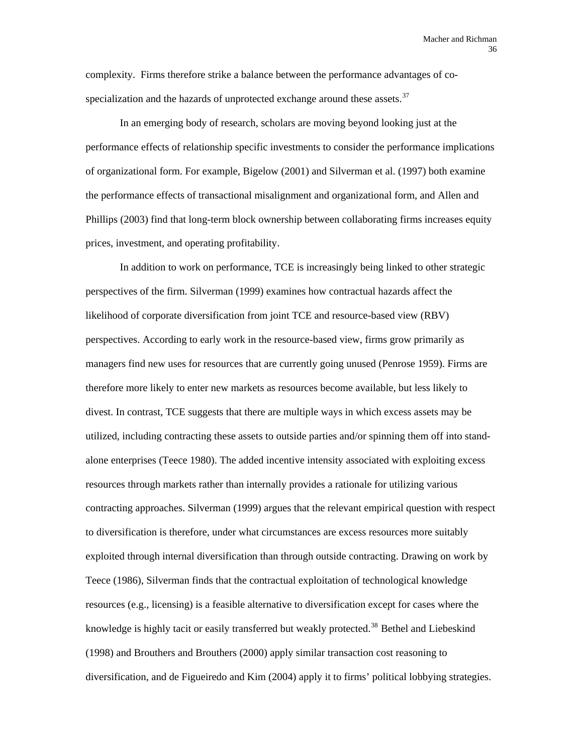complexity. Firms therefore strike a balance between the performance advantages of co-specialization and the hazards of unprotected exchange around these assets.[37]

In an emerging body of research, scholars are moving beyond looking just at the performance effects of relationship specific investments to consider the performance implications of organizational form. For example, Bigelow (2001) and Silverman et al. (1997) both examine the performance effects of transactional misalignment and organizational form, and Allen and Phillips (2003) find that long-term block ownership between collaborating firms increases equity prices, investment, and operating profitability.

In addition to work on performance, TCE is increasingly being linked to other strategic perspectives of the firm. Silverman (1999) examines how contractual hazards affect the likelihood of corporate diversification from joint TCE and resource-based view (RBV) perspectives. According to early work in the resource-based view, firms grow primarily as managers find new uses for resources that are currently going unused (Penrose 1959). Firms are therefore more likely to enter new markets as resources become available, but less likely to divest. In contrast, TCE suggests that there are multiple ways in which excess assets may be utilized, including contracting these assets to outside parties and/or spinning them off into stand-alone enterprises (Teece 1980). The added incentive intensity associated with exploiting excess resources through markets rather than internally provides a rationale for utilizing various contracting approaches. Silverman (1999) argues that the relevant empirical question with respect to diversification is therefore, under what circumstances are excess resources more suitably exploited through internal diversification than through outside contracting. Drawing on work by Teece (1986), Silverman finds that the contractual exploitation of technological knowledge resources (e.g., licensing) is a feasible alternative to diversification except for cases where the knowledge is highly tacit or easily transferred but weakly protected.[38] Bethel and Liebeskind (1998) and Brouthers and Brouthers (2000) apply similar transaction cost reasoning to diversification, and de Figueiredo and Kim (2004) apply it to firms' political lobbying strategies.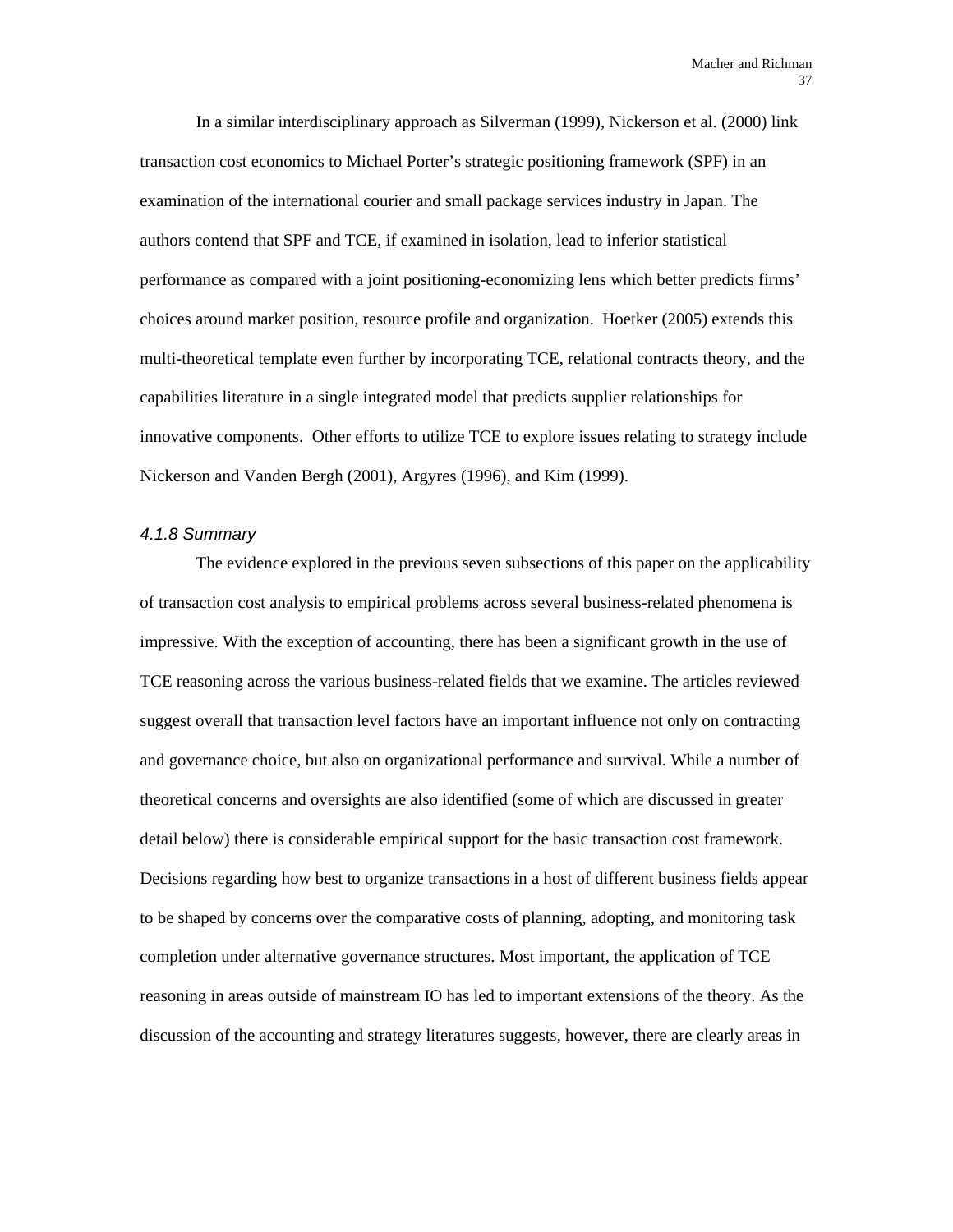In a similar interdisciplinary approach as Silverman (1999), Nickerson et al. (2000) link transaction cost economics to Michael Porter's strategic positioning framework (SPF) in an examination of the international courier and small package services industry in Japan. The authors contend that SPF and TCE, if examined in isolation, lead to inferior statistical performance as compared with a joint positioning-economizing lens which better predicts firms' choices around market position, resource profile and organization. Hoetker (2005) extends this multi-theoretical template even further by incorporating TCE, relational contracts theory, and the capabilities literature in a single integrated model that predicts supplier relationships for innovative components. Other efforts to utilize TCE to explore issues relating to strategy include Nickerson and Vanden Bergh (2001), Argyres (1996), and Kim (1999).

#### *4.1.8 Summary*

The evidence explored in the previous seven subsections of this paper on the applicability of transaction cost analysis to empirical problems across several business-related phenomena is impressive. With the exception of accounting, there has been a significant growth in the use of TCE reasoning across the various business-related fields that we examine. The articles reviewed suggest overall that transaction level factors have an important influence not only on contracting and governance choice, but also on organizational performance and survival. While a number of theoretical concerns and oversights are also identified (some of which are discussed in greater detail below) there is considerable empirical support for the basic transaction cost framework. Decisions regarding how best to organize transactions in a host of different business fields appear to be shaped by concerns over the comparative costs of planning, adopting, and monitoring task completion under alternative governance structures. Most important, the application of TCE reasoning in areas outside of mainstream IO has led to important extensions of the theory. As the discussion of the accounting and strategy literatures suggests, however, there are clearly areas in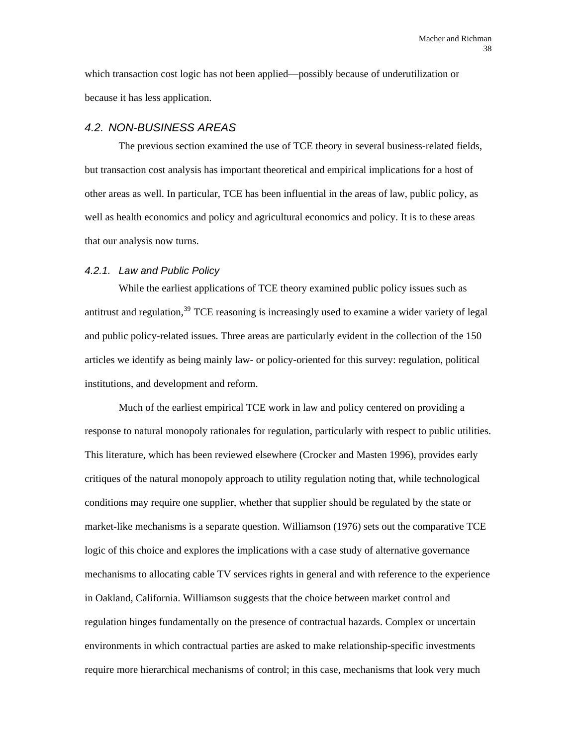which transaction cost logic has not been applied—possibly because of underutilization or because it has less application.

### 4.2. NON-BUSINESS AREAS

The previous section examined the use of TCE theory in several business-related fields, but transaction cost analysis has important theoretical and empirical implications for a host of other areas as well. In particular, TCE has been influential in the areas of law, public policy, as well as health economics and policy and agricultural economics and policy. It is to these areas that our analysis now turns.

#### 4.2.1. Law and Public Policy

While the earliest applications of TCE theory examined public policy issues such as antitrust and regulation,[39] TCE reasoning is increasingly used to examine a wider variety of legal and public policy-related issues. Three areas are particularly evident in the collection of the 150 articles we identify as being mainly law- or policy-oriented for this survey: regulation, political institutions, and development and reform.

Much of the earliest empirical TCE work in law and policy centered on providing a response to natural monopoly rationales for regulation, particularly with respect to public utilities. This literature, which has been reviewed elsewhere (Crocker and Masten 1996), provides early critiques of the natural monopoly approach to utility regulation noting that, while technological conditions may require one supplier, whether that supplier should be regulated by the state or market-like mechanisms is a separate question. Williamson (1976) sets out the comparative TCE logic of this choice and explores the implications with a case study of alternative governance mechanisms to allocating cable TV services rights in general and with reference to the experience in Oakland, California. Williamson suggests that the choice between market control and regulation hinges fundamentally on the presence of contractual hazards. Complex or uncertain environments in which contractual parties are asked to make relationship-specific investments require more hierarchical mechanisms of control; in this case, mechanisms that look very much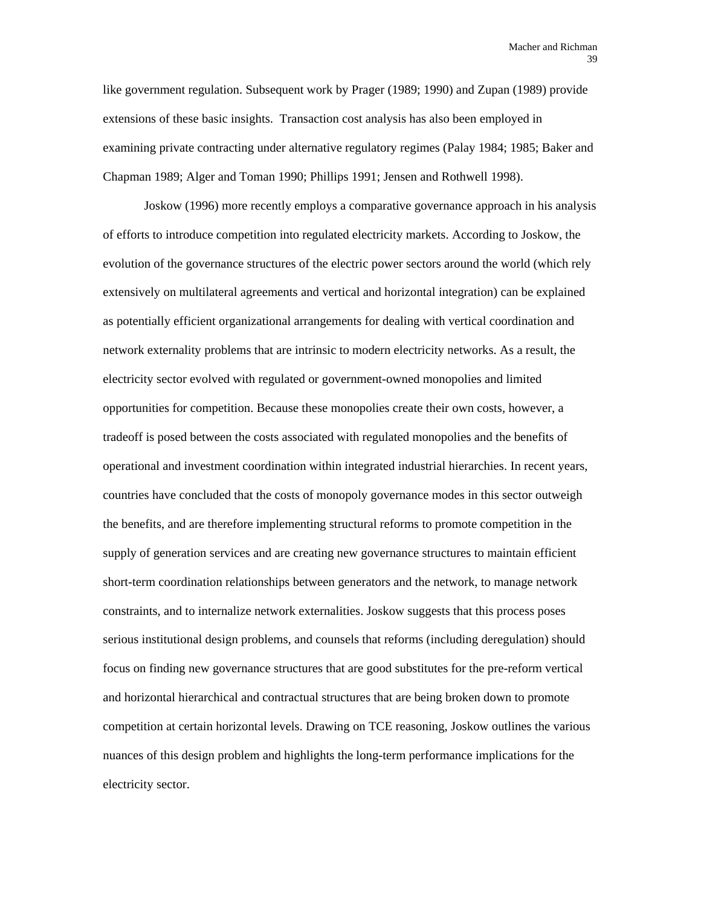like government regulation. Subsequent work by Prager (1989; 1990) and Zupan (1989) provide extensions of these basic insights. Transaction cost analysis has also been employed in examining private contracting under alternative regulatory regimes (Palay 1984; 1985; Baker and Chapman 1989; Alger and Toman 1990; Phillips 1991; Jensen and Rothwell 1998).

Joskow (1996) more recently employs a comparative governance approach in his analysis of efforts to introduce competition into regulated electricity markets. According to Joskow, the evolution of the governance structures of the electric power sectors around the world (which rely extensively on multilateral agreements and vertical and horizontal integration) can be explained as potentially efficient organizational arrangements for dealing with vertical coordination and network externality problems that are intrinsic to modern electricity networks. As a result, the electricity sector evolved with regulated or government-owned monopolies and limited opportunities for competition. Because these monopolies create their own costs, however, a tradeoff is posed between the costs associated with regulated monopolies and the benefits of operational and investment coordination within integrated industrial hierarchies. In recent years, countries have concluded that the costs of monopoly governance modes in this sector outweigh the benefits, and are therefore implementing structural reforms to promote competition in the supply of generation services and are creating new governance structures to maintain efficient short-term coordination relationships between generators and the network, to manage network constraints, and to internalize network externalities. Joskow suggests that this process poses serious institutional design problems, and counsels that reforms (including deregulation) should focus on finding new governance structures that are good substitutes for the pre-reform vertical and horizontal hierarchical and contractual structures that are being broken down to promote competition at certain horizontal levels. Drawing on TCE reasoning, Joskow outlines the various nuances of this design problem and highlights the long-term performance implications for the electricity sector.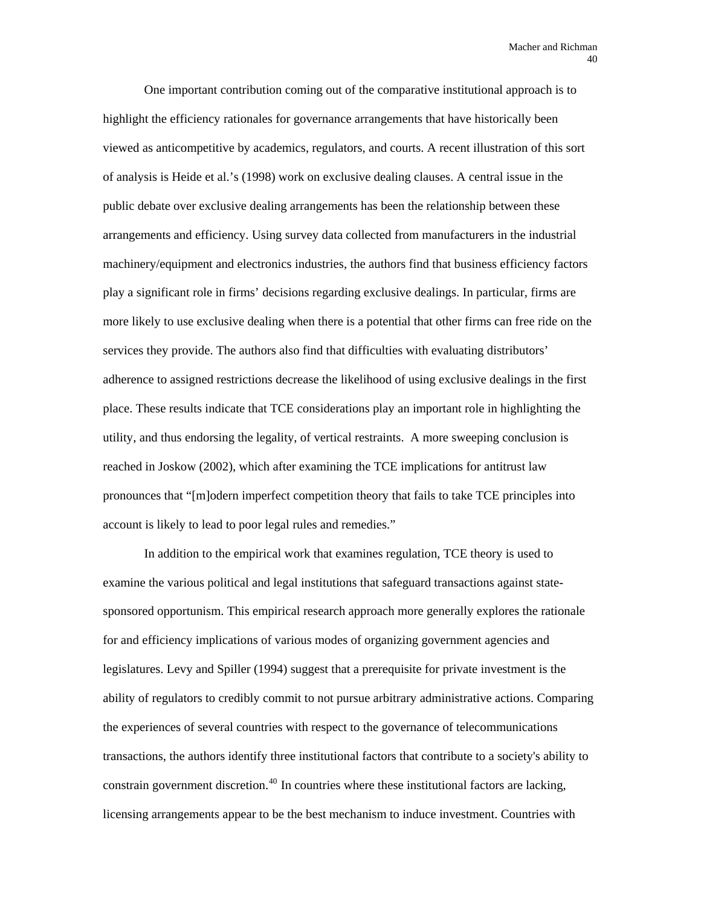One important contribution coming out of the comparative institutional approach is to highlight the efficiency rationales for governance arrangements that have historically been viewed as anticompetitive by academics, regulators, and courts. A recent illustration of this sort of analysis is Heide et al.'s (1998) work on exclusive dealing clauses. A central issue in the public debate over exclusive dealing arrangements has been the relationship between these arrangements and efficiency. Using survey data collected from manufacturers in the industrial machinery/equipment and electronics industries, the authors find that business efficiency factors play a significant role in firms' decisions regarding exclusive dealings. In particular, firms are more likely to use exclusive dealing when there is a potential that other firms can free ride on the services they provide. The authors also find that difficulties with evaluating distributors' adherence to assigned restrictions decrease the likelihood of using exclusive dealings in the first place. These results indicate that TCE considerations play an important role in highlighting the utility, and thus endorsing the legality, of vertical restraints. A more sweeping conclusion is reached in Joskow (2002), which after examining the TCE implications for antitrust law pronounces that "[m]odern imperfect competition theory that fails to take TCE principles into account is likely to lead to poor legal rules and remedies."

In addition to the empirical work that examines regulation, TCE theory is used to examine the various political and legal institutions that safeguard transactions against state-sponsored opportunism. This empirical research approach more generally explores the rationale for and efficiency implications of various modes of organizing government agencies and legislatures. Levy and Spiller (1994) suggest that a prerequisite for private investment is the ability of regulators to credibly commit to not pursue arbitrary administrative actions. Comparing the experiences of several countries with respect to the governance of telecommunications transactions, the authors identify three institutional factors that contribute to a society's ability to constrain government discretion.[40] In countries where these institutional factors are lacking, licensing arrangements appear to be the best mechanism to induce investment. Countries with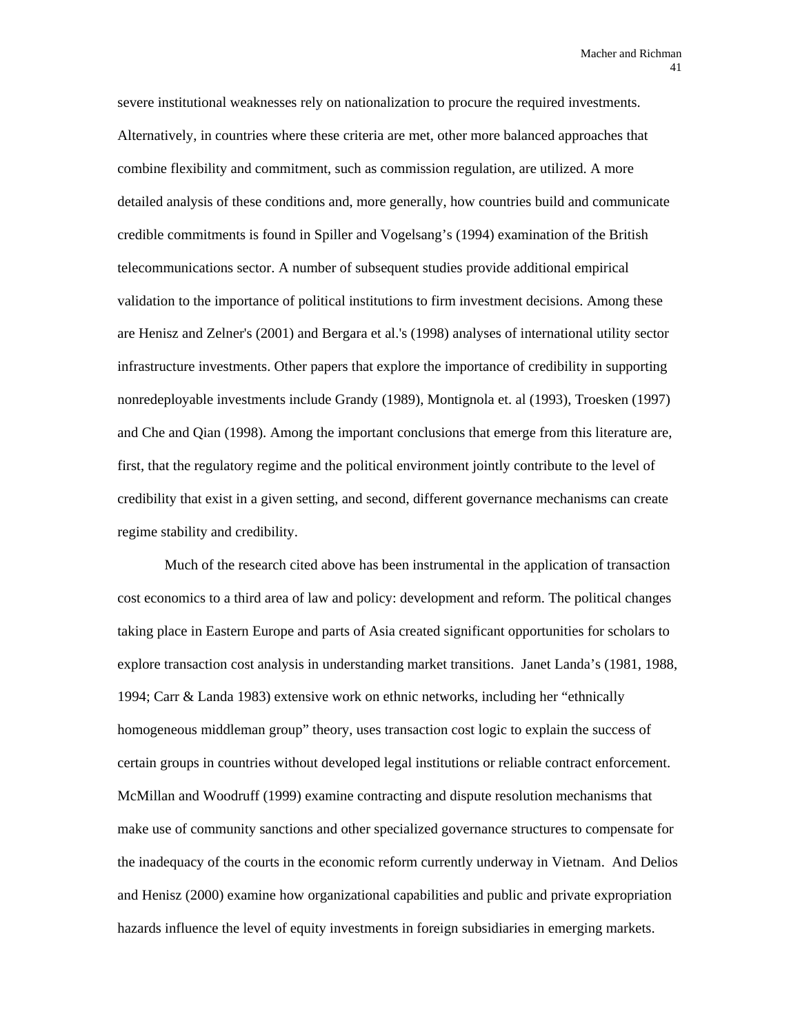severe institutional weaknesses rely on nationalization to procure the required investments. Alternatively, in countries where these criteria are met, other more balanced approaches that combine flexibility and commitment, such as commission regulation, are utilized. A more detailed analysis of these conditions and, more generally, how countries build and communicate credible commitments is found in Spiller and Vogelsang's (1994) examination of the British telecommunications sector. A number of subsequent studies provide additional empirical validation to the importance of political institutions to firm investment decisions. Among these are Henisz and Zelner's (2001) and Bergara et al.'s (1998) analyses of international utility sector infrastructure investments. Other papers that explore the importance of credibility in supporting nonredeployable investments include Grandy (1989), Montignola et. al (1993), Troesken (1997) and Che and Qian (1998). Among the important conclusions that emerge from this literature are, first, that the regulatory regime and the political environment jointly contribute to the level of credibility that exist in a given setting, and second, different governance mechanisms can create regime stability and credibility.

Much of the research cited above has been instrumental in the application of transaction cost economics to a third area of law and policy: development and reform. The political changes taking place in Eastern Europe and parts of Asia created significant opportunities for scholars to explore transaction cost analysis in understanding market transitions. Janet Landa's (1981, 1988, 1994; Carr & Landa 1983) extensive work on ethnic networks, including her "ethnically homogeneous middleman group" theory, uses transaction cost logic to explain the success of certain groups in countries without developed legal institutions or reliable contract enforcement. McMillan and Woodruff (1999) examine contracting and dispute resolution mechanisms that make use of community sanctions and other specialized governance structures to compensate for the inadequacy of the courts in the economic reform currently underway in Vietnam. And Delios and Henisz (2000) examine how organizational capabilities and public and private expropriation hazards influence the level of equity investments in foreign subsidiaries in emerging markets.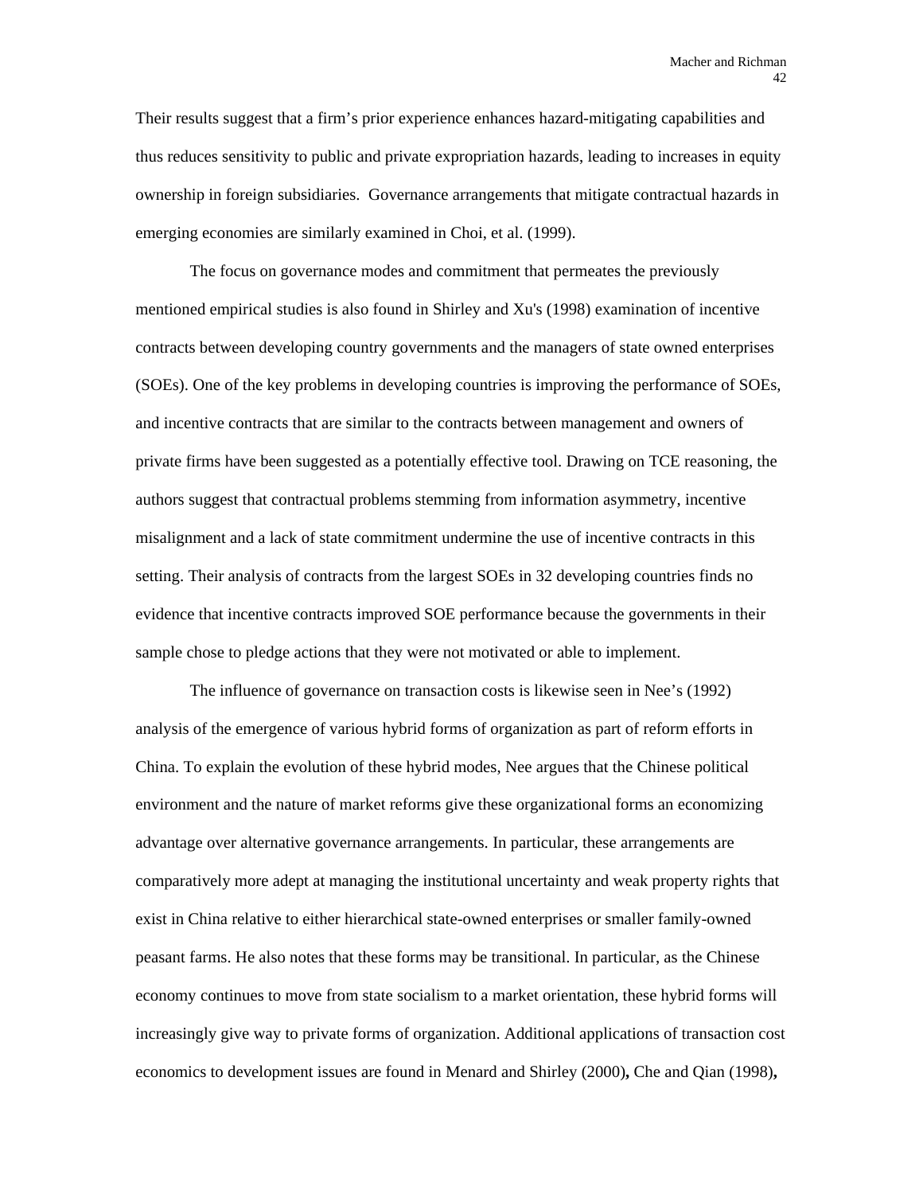Their results suggest that a firm's prior experience enhances hazard-mitigating capabilities and thus reduces sensitivity to public and private expropriation hazards, leading to increases in equity ownership in foreign subsidiaries.  Governance arrangements that mitigate contractual hazards in emerging economies are similarly examined in Choi, et al. (1999).

The focus on governance modes and commitment that permeates the previously mentioned empirical studies is also found in Shirley and Xu's (1998) examination of incentive contracts between developing country governments and the managers of state owned enterprises (SOEs). One of the key problems in developing countries is improving the performance of SOEs, and incentive contracts that are similar to the contracts between management and owners of private firms have been suggested as a potentially effective tool. Drawing on TCE reasoning, the authors suggest that contractual problems stemming from information asymmetry, incentive misalignment and a lack of state commitment undermine the use of incentive contracts in this setting. Their analysis of contracts from the largest SOEs in 32 developing countries finds no evidence that incentive contracts improved SOE performance because the governments in their sample chose to pledge actions that they were not motivated or able to implement.

The influence of governance on transaction costs is likewise seen in Nee's (1992) analysis of the emergence of various hybrid forms of organization as part of reform efforts in China. To explain the evolution of these hybrid modes, Nee argues that the Chinese political environment and the nature of market reforms give these organizational forms an economizing advantage over alternative governance arrangements. In particular, these arrangements are comparatively more adept at managing the institutional uncertainty and weak property rights that exist in China relative to either hierarchical state-owned enterprises or smaller family-owned peasant farms. He also notes that these forms may be transitional. In particular, as the Chinese economy continues to move from state socialism to a market orientation, these hybrid forms will increasingly give way to private forms of organization. Additional applications of transaction cost economics to development issues are found in Menard and Shirley (2000)**,** Che and Qian (1998)**,**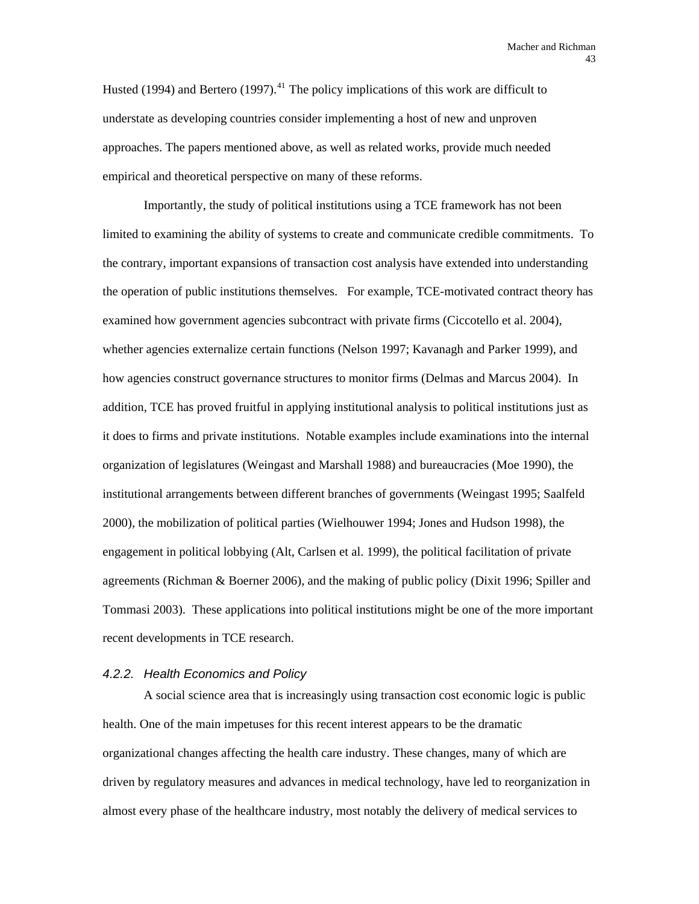Husted (1994) and Bertero (1997).[41] The policy implications of this work are difficult to understate as developing countries consider implementing a host of new and unproven approaches. The papers mentioned above, as well as related works, provide much needed empirical and theoretical perspective on many of these reforms.

Importantly, the study of political institutions using a TCE framework has not been limited to examining the ability of systems to create and communicate credible commitments. To the contrary, important expansions of transaction cost analysis have extended into understanding the operation of public institutions themselves. For example, TCE-motivated contract theory has examined how government agencies subcontract with private firms (Ciccotello et al. 2004), whether agencies externalize certain functions (Nelson 1997; Kavanagh and Parker 1999), and how agencies construct governance structures to monitor firms (Delmas and Marcus 2004). In addition, TCE has proved fruitful in applying institutional analysis to political institutions just as it does to firms and private institutions. Notable examples include examinations into the internal organization of legislatures (Weingast and Marshall 1988) and bureaucracies (Moe 1990), the institutional arrangements between different branches of governments (Weingast 1995; Saalfeld 2000), the mobilization of political parties (Wielhouwer 1994; Jones and Hudson 1998), the engagement in political lobbying (Alt, Carlsen et al. 1999), the political facilitation of private agreements (Richman & Boerner 2006), and the making of public policy (Dixit 1996; Spiller and Tommasi 2003). These applications into political institutions might be one of the more important recent developments in TCE research.

#### *4.2.2. Health Economics and Policy*

A social science area that is increasingly using transaction cost economic logic is public health. One of the main impetuses for this recent interest appears to be the dramatic organizational changes affecting the health care industry. These changes, many of which are driven by regulatory measures and advances in medical technology, have led to reorganization in almost every phase of the healthcare industry, most notably the delivery of medical services to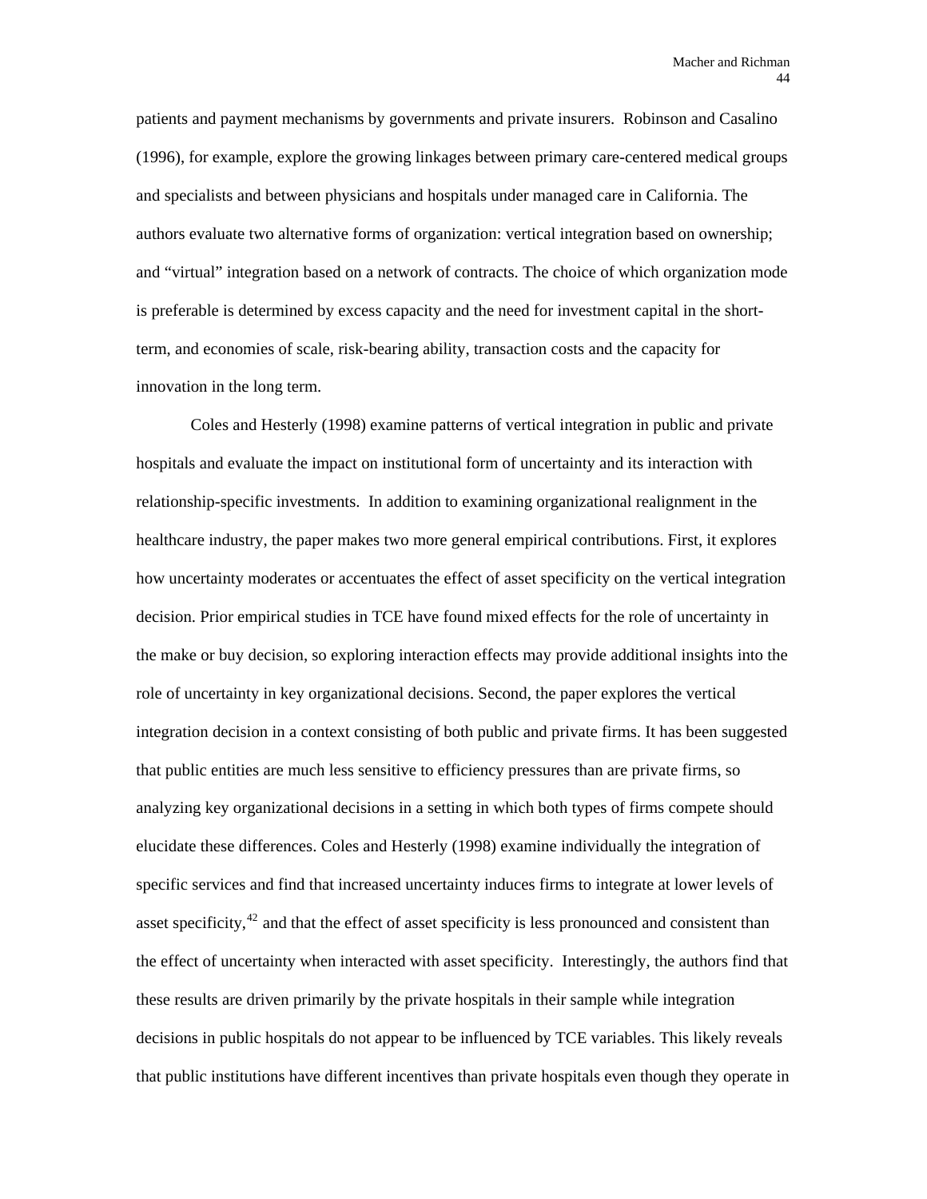patients and payment mechanisms by governments and private insurers. Robinson and Casalino (1996), for example, explore the growing linkages between primary care-centered medical groups and specialists and between physicians and hospitals under managed care in California. The authors evaluate two alternative forms of organization: vertical integration based on ownership; and "virtual" integration based on a network of contracts. The choice of which organization mode is preferable is determined by excess capacity and the need for investment capital in the short-term, and economies of scale, risk-bearing ability, transaction costs and the capacity for innovation in the long term.

Coles and Hesterly (1998) examine patterns of vertical integration in public and private hospitals and evaluate the impact on institutional form of uncertainty and its interaction with relationship-specific investments. In addition to examining organizational realignment in the healthcare industry, the paper makes two more general empirical contributions. First, it explores how uncertainty moderates or accentuates the effect of asset specificity on the vertical integration decision. Prior empirical studies in TCE have found mixed effects for the role of uncertainty in the make or buy decision, so exploring interaction effects may provide additional insights into the role of uncertainty in key organizational decisions. Second, the paper explores the vertical integration decision in a context consisting of both public and private firms. It has been suggested that public entities are much less sensitive to efficiency pressures than are private firms, so analyzing key organizational decisions in a setting in which both types of firms compete should elucidate these differences. Coles and Hesterly (1998) examine individually the integration of specific services and find that increased uncertainty induces firms to integrate at lower levels of asset specificity,[42] and that the effect of asset specificity is less pronounced and consistent than the effect of uncertainty when interacted with asset specificity. Interestingly, the authors find that these results are driven primarily by the private hospitals in their sample while integration decisions in public hospitals do not appear to be influenced by TCE variables. This likely reveals that public institutions have different incentives than private hospitals even though they operate in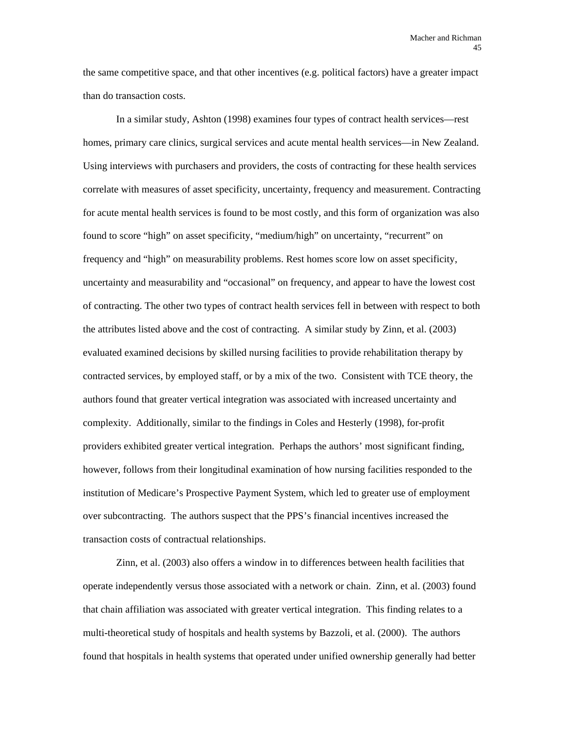the same competitive space, and that other incentives (e.g. political factors) have a greater impact than do transaction costs.

In a similar study, Ashton (1998) examines four types of contract health services—rest homes, primary care clinics, surgical services and acute mental health services—in New Zealand. Using interviews with purchasers and providers, the costs of contracting for these health services correlate with measures of asset specificity, uncertainty, frequency and measurement. Contracting for acute mental health services is found to be most costly, and this form of organization was also found to score "high" on asset specificity, "medium/high" on uncertainty, "recurrent" on frequency and "high" on measurability problems. Rest homes score low on asset specificity, uncertainty and measurability and "occasional" on frequency, and appear to have the lowest cost of contracting. The other two types of contract health services fell in between with respect to both the attributes listed above and the cost of contracting. A similar study by Zinn, et al. (2003) evaluated examined decisions by skilled nursing facilities to provide rehabilitation therapy by contracted services, by employed staff, or by a mix of the two. Consistent with TCE theory, the authors found that greater vertical integration was associated with increased uncertainty and complexity. Additionally, similar to the findings in Coles and Hesterly (1998), for-profit providers exhibited greater vertical integration. Perhaps the authors' most significant finding, however, follows from their longitudinal examination of how nursing facilities responded to the institution of Medicare's Prospective Payment System, which led to greater use of employment over subcontracting. The authors suspect that the PPS's financial incentives increased the transaction costs of contractual relationships.

Zinn, et al. (2003) also offers a window in to differences between health facilities that operate independently versus those associated with a network or chain. Zinn, et al. (2003) found that chain affiliation was associated with greater vertical integration. This finding relates to a multi-theoretical study of hospitals and health systems by Bazzoli, et al. (2000). The authors found that hospitals in health systems that operated under unified ownership generally had better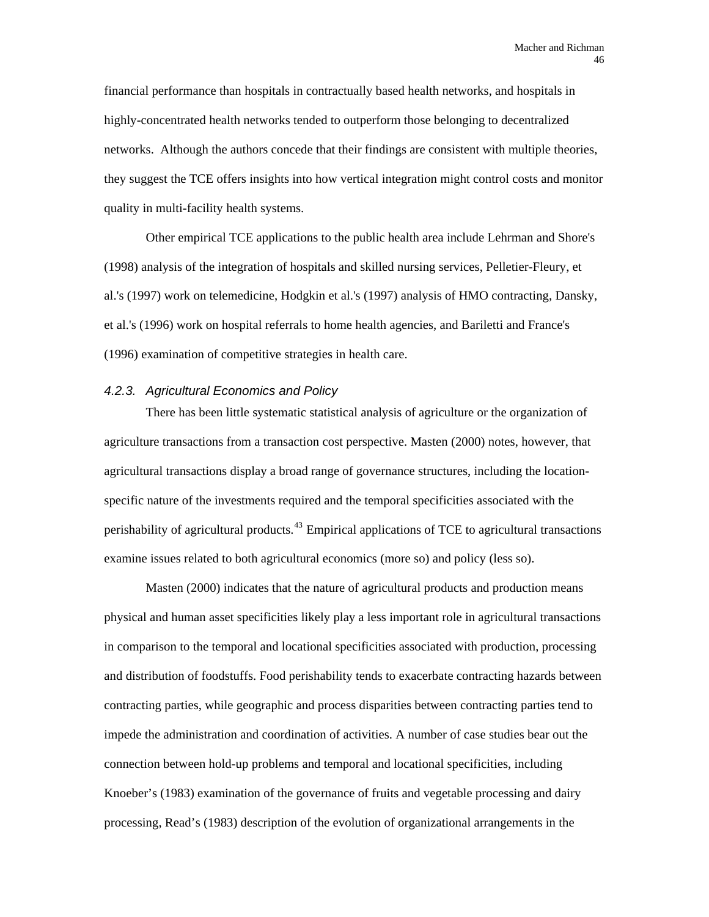financial performance than hospitals in contractually based health networks, and hospitals in highly-concentrated health networks tended to outperform those belonging to decentralized networks. Although the authors concede that their findings are consistent with multiple theories, they suggest the TCE offers insights into how vertical integration might control costs and monitor quality in multi-facility health systems.

Other empirical TCE applications to the public health area include Lehrman and Shore's (1998) analysis of the integration of hospitals and skilled nursing services, Pelletier-Fleury, et al.'s (1997) work on telemedicine, Hodgkin et al.'s (1997) analysis of HMO contracting, Dansky, et al.'s (1996) work on hospital referrals to home health agencies, and Bariletti and France's (1996) examination of competitive strategies in health care.

### *4.2.3. Agricultural Economics and Policy*

There has been little systematic statistical analysis of agriculture or the organization of agriculture transactions from a transaction cost perspective. Masten (2000) notes, however, that agricultural transactions display a broad range of governance structures, including the location-specific nature of the investments required and the temporal specificities associated with the perishability of agricultural products.[43] Empirical applications of TCE to agricultural transactions examine issues related to both agricultural economics (more so) and policy (less so).

Masten (2000) indicates that the nature of agricultural products and production means physical and human asset specificities likely play a less important role in agricultural transactions in comparison to the temporal and locational specificities associated with production, processing and distribution of foodstuffs. Food perishability tends to exacerbate contracting hazards between contracting parties, while geographic and process disparities between contracting parties tend to impede the administration and coordination of activities. A number of case studies bear out the connection between hold-up problems and temporal and locational specificities, including Knoeber's (1983) examination of the governance of fruits and vegetable processing and dairy processing, Read's (1983) description of the evolution of organizational arrangements in the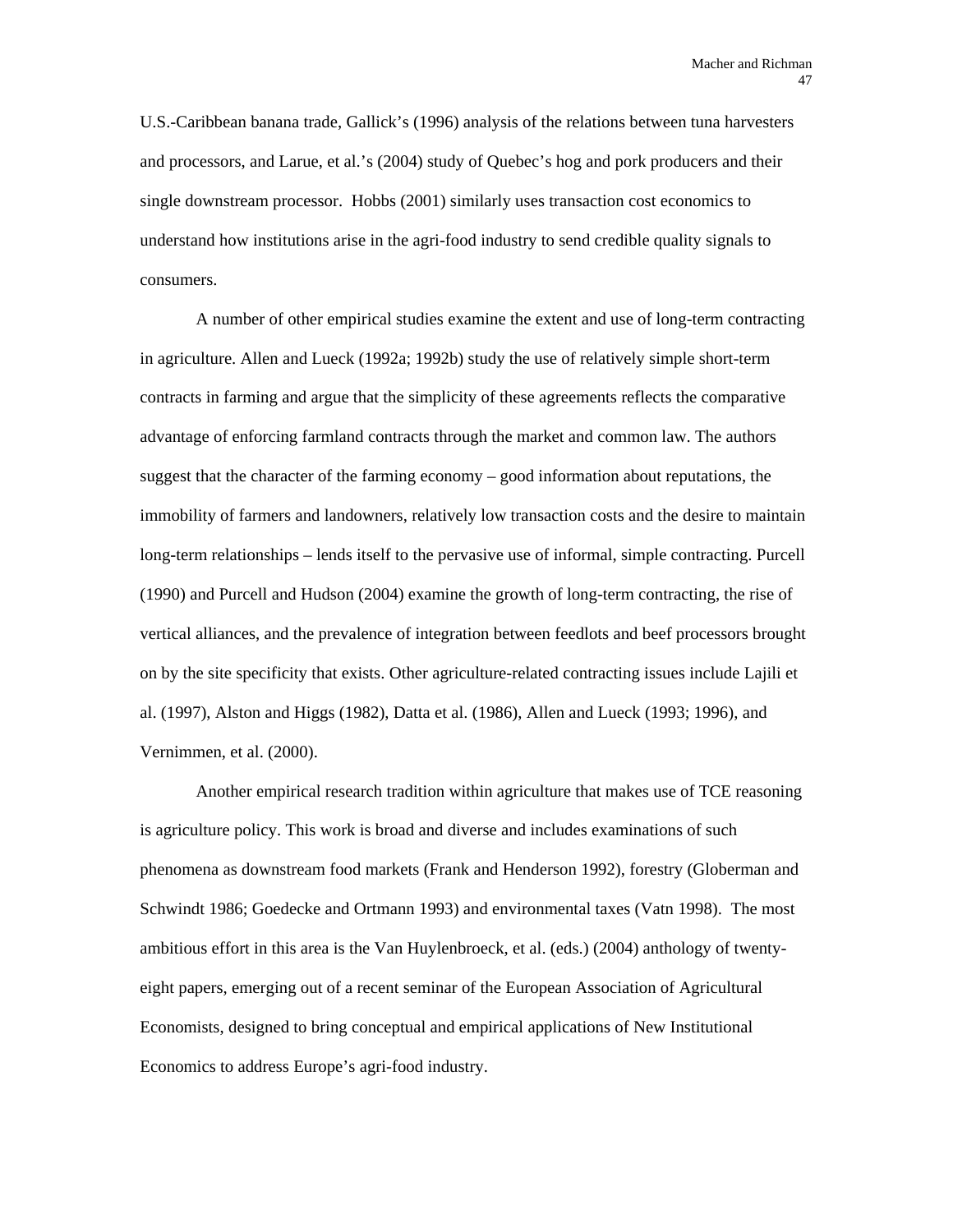U.S.-Caribbean banana trade, Gallick's (1996) analysis of the relations between tuna harvesters and processors, and Larue, et al.'s (2004) study of Quebec's hog and pork producers and their single downstream processor. Hobbs (2001) similarly uses transaction cost economics to understand how institutions arise in the agri-food industry to send credible quality signals to consumers.

A number of other empirical studies examine the extent and use of long-term contracting in agriculture. Allen and Lueck (1992a; 1992b) study the use of relatively simple short-term contracts in farming and argue that the simplicity of these agreements reflects the comparative advantage of enforcing farmland contracts through the market and common law. The authors suggest that the character of the farming economy – good information about reputations, the immobility of farmers and landowners, relatively low transaction costs and the desire to maintain long-term relationships – lends itself to the pervasive use of informal, simple contracting. Purcell (1990) and Purcell and Hudson (2004) examine the growth of long-term contracting, the rise of vertical alliances, and the prevalence of integration between feedlots and beef processors brought on by the site specificity that exists. Other agriculture-related contracting issues include Lajili et al. (1997), Alston and Higgs (1982), Datta et al. (1986), Allen and Lueck (1993; 1996), and Vernimmen, et al. (2000).

Another empirical research tradition within agriculture that makes use of TCE reasoning is agriculture policy. This work is broad and diverse and includes examinations of such phenomena as downstream food markets (Frank and Henderson 1992), forestry (Globerman and Schwindt 1986; Goedecke and Ortmann 1993) and environmental taxes (Vatn 1998). The most ambitious effort in this area is the Van Huylenbroeck, et al. (eds.) (2004) anthology of twenty-eight papers, emerging out of a recent seminar of the European Association of Agricultural Economists, designed to bring conceptual and empirical applications of New Institutional Economics to address Europe's agri-food industry.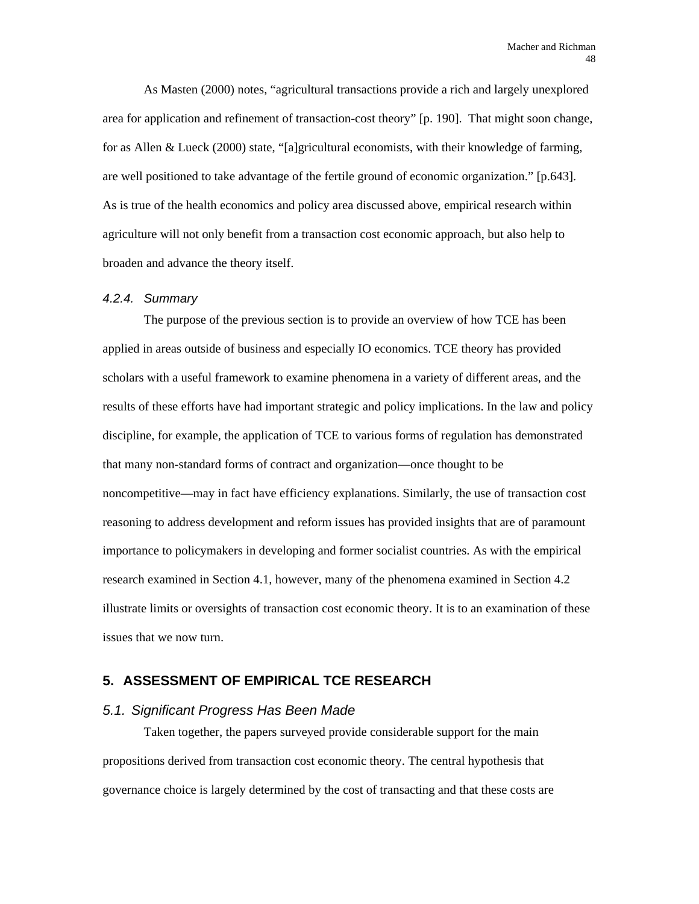As Masten (2000) notes, "agricultural transactions provide a rich and largely unexplored area for application and refinement of transaction-cost theory" [p. 190]. That might soon change, for as Allen & Lueck (2000) state, "[a]gricultural economists, with their knowledge of farming, are well positioned to take advantage of the fertile ground of economic organization." [p.643]. As is true of the health economics and policy area discussed above, empirical research within agriculture will not only benefit from a transaction cost economic approach, but also help to broaden and advance the theory itself.

#### *4.2.4. Summary*

The purpose of the previous section is to provide an overview of how TCE has been applied in areas outside of business and especially IO economics. TCE theory has provided scholars with a useful framework to examine phenomena in a variety of different areas, and the results of these efforts have had important strategic and policy implications. In the law and policy discipline, for example, the application of TCE to various forms of regulation has demonstrated that many non-standard forms of contract and organization—once thought to be noncompetitive—may in fact have efficiency explanations. Similarly, the use of transaction cost reasoning to address development and reform issues has provided insights that are of paramount importance to policymakers in developing and former socialist countries. As with the empirical research examined in Section 4.1, however, many of the phenomena examined in Section 4.2 illustrate limits or oversights of transaction cost economic theory. It is to an examination of these issues that we now turn.

## 5. ASSESSMENT OF EMPIRICAL TCE RESEARCH

### *5.1. Significant Progress Has Been Made*

Taken together, the papers surveyed provide considerable support for the main propositions derived from transaction cost economic theory. The central hypothesis that governance choice is largely determined by the cost of transacting and that these costs are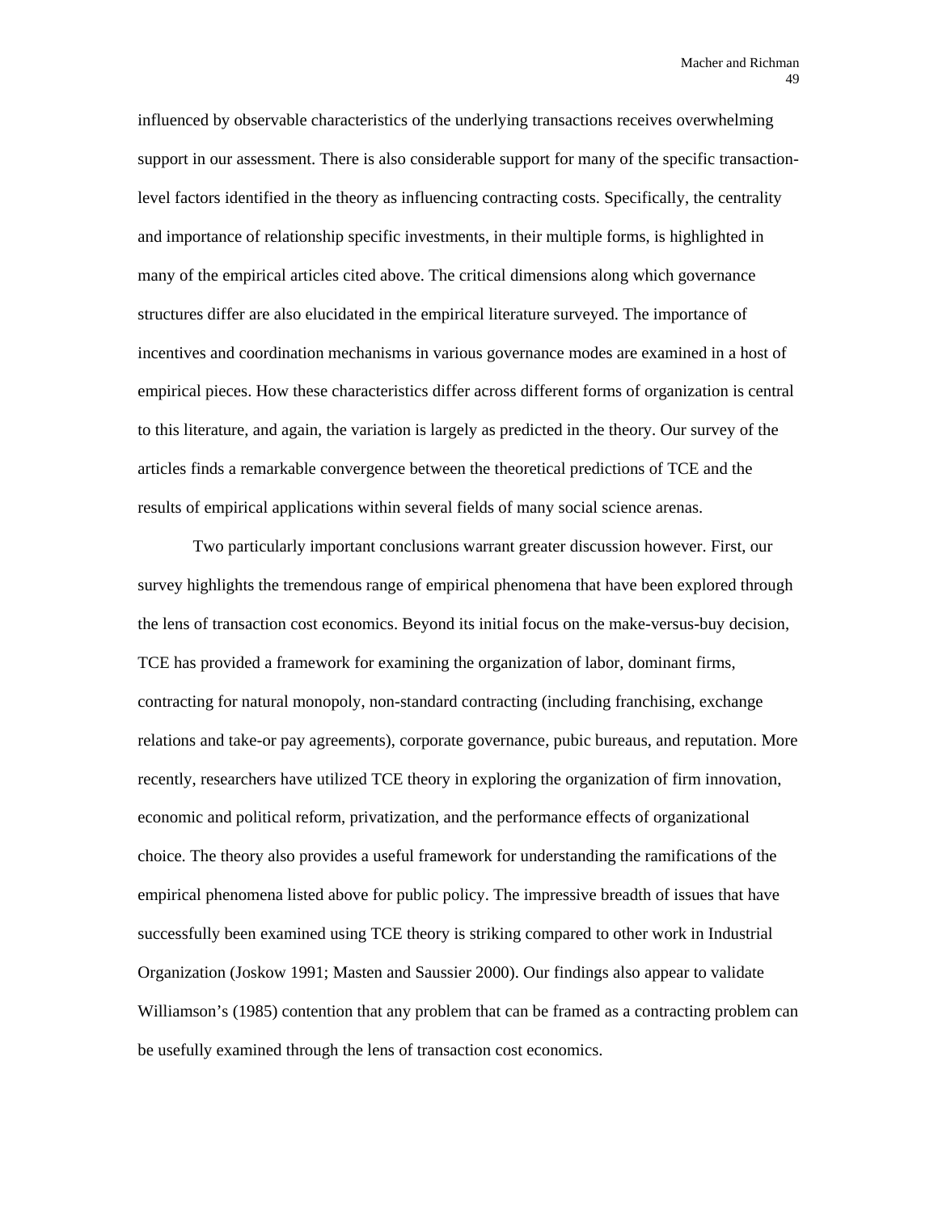influenced by observable characteristics of the underlying transactions receives overwhelming support in our assessment. There is also considerable support for many of the specific transaction-level factors identified in the theory as influencing contracting costs. Specifically, the centrality and importance of relationship specific investments, in their multiple forms, is highlighted in many of the empirical articles cited above. The critical dimensions along which governance structures differ are also elucidated in the empirical literature surveyed. The importance of incentives and coordination mechanisms in various governance modes are examined in a host of empirical pieces. How these characteristics differ across different forms of organization is central to this literature, and again, the variation is largely as predicted in the theory. Our survey of the articles finds a remarkable convergence between the theoretical predictions of TCE and the results of empirical applications within several fields of many social science arenas.

Two particularly important conclusions warrant greater discussion however. First, our survey highlights the tremendous range of empirical phenomena that have been explored through the lens of transaction cost economics. Beyond its initial focus on the make-versus-buy decision, TCE has provided a framework for examining the organization of labor, dominant firms, contracting for natural monopoly, non-standard contracting (including franchising, exchange relations and take-or pay agreements), corporate governance, pubic bureaus, and reputation. More recently, researchers have utilized TCE theory in exploring the organization of firm innovation, economic and political reform, privatization, and the performance effects of organizational choice. The theory also provides a useful framework for understanding the ramifications of the empirical phenomena listed above for public policy. The impressive breadth of issues that have successfully been examined using TCE theory is striking compared to other work in Industrial Organization (Joskow 1991; Masten and Saussier 2000). Our findings also appear to validate Williamson's (1985) contention that any problem that can be framed as a contracting problem can be usefully examined through the lens of transaction cost economics.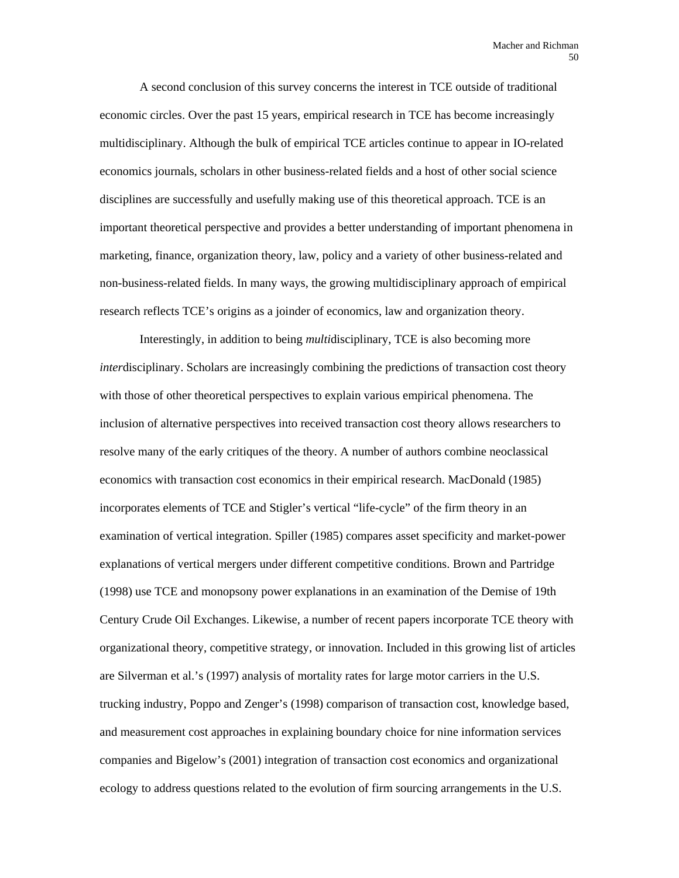A second conclusion of this survey concerns the interest in TCE outside of traditional economic circles. Over the past 15 years, empirical research in TCE has become increasingly multidisciplinary. Although the bulk of empirical TCE articles continue to appear in IO-related economics journals, scholars in other business-related fields and a host of other social science disciplines are successfully and usefully making use of this theoretical approach. TCE is an important theoretical perspective and provides a better understanding of important phenomena in marketing, finance, organization theory, law, policy and a variety of other business-related and non-business-related fields. In many ways, the growing multidisciplinary approach of empirical research reflects TCE's origins as a joinder of economics, law and organization theory.

Interestingly, in addition to being *multi*disciplinary, TCE is also becoming more *inter*disciplinary. Scholars are increasingly combining the predictions of transaction cost theory with those of other theoretical perspectives to explain various empirical phenomena. The inclusion of alternative perspectives into received transaction cost theory allows researchers to resolve many of the early critiques of the theory. A number of authors combine neoclassical economics with transaction cost economics in their empirical research. MacDonald (1985) incorporates elements of TCE and Stigler's vertical "life-cycle" of the firm theory in an examination of vertical integration. Spiller (1985) compares asset specificity and market-power explanations of vertical mergers under different competitive conditions. Brown and Partridge (1998) use TCE and monopsony power explanations in an examination of the Demise of 19th Century Crude Oil Exchanges. Likewise, a number of recent papers incorporate TCE theory with organizational theory, competitive strategy, or innovation. Included in this growing list of articles are Silverman et al.'s (1997) analysis of mortality rates for large motor carriers in the U.S. trucking industry, Poppo and Zenger's (1998) comparison of transaction cost, knowledge based, and measurement cost approaches in explaining boundary choice for nine information services companies and Bigelow's (2001) integration of transaction cost economics and organizational ecology to address questions related to the evolution of firm sourcing arrangements in the U.S.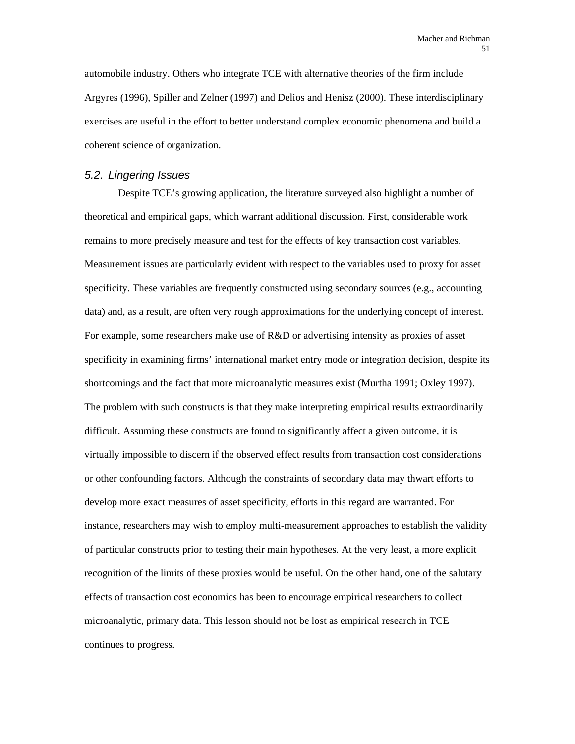automobile industry. Others who integrate TCE with alternative theories of the firm include Argyres (1996), Spiller and Zelner (1997) and Delios and Henisz (2000). These interdisciplinary exercises are useful in the effort to better understand complex economic phenomena and build a coherent science of organization.

### *5.2. Lingering Issues*

Despite TCE's growing application, the literature surveyed also highlight a number of theoretical and empirical gaps, which warrant additional discussion. First, considerable work remains to more precisely measure and test for the effects of key transaction cost variables. Measurement issues are particularly evident with respect to the variables used to proxy for asset specificity. These variables are frequently constructed using secondary sources (e.g., accounting data) and, as a result, are often very rough approximations for the underlying concept of interest. For example, some researchers make use of R&D or advertising intensity as proxies of asset specificity in examining firms' international market entry mode or integration decision, despite its shortcomings and the fact that more microanalytic measures exist (Murtha 1991; Oxley 1997). The problem with such constructs is that they make interpreting empirical results extraordinarily difficult. Assuming these constructs are found to significantly affect a given outcome, it is virtually impossible to discern if the observed effect results from transaction cost considerations or other confounding factors. Although the constraints of secondary data may thwart efforts to develop more exact measures of asset specificity, efforts in this regard are warranted. For instance, researchers may wish to employ multi-measurement approaches to establish the validity of particular constructs prior to testing their main hypotheses. At the very least, a more explicit recognition of the limits of these proxies would be useful. On the other hand, one of the salutary effects of transaction cost economics has been to encourage empirical researchers to collect microanalytic, primary data. This lesson should not be lost as empirical research in TCE continues to progress.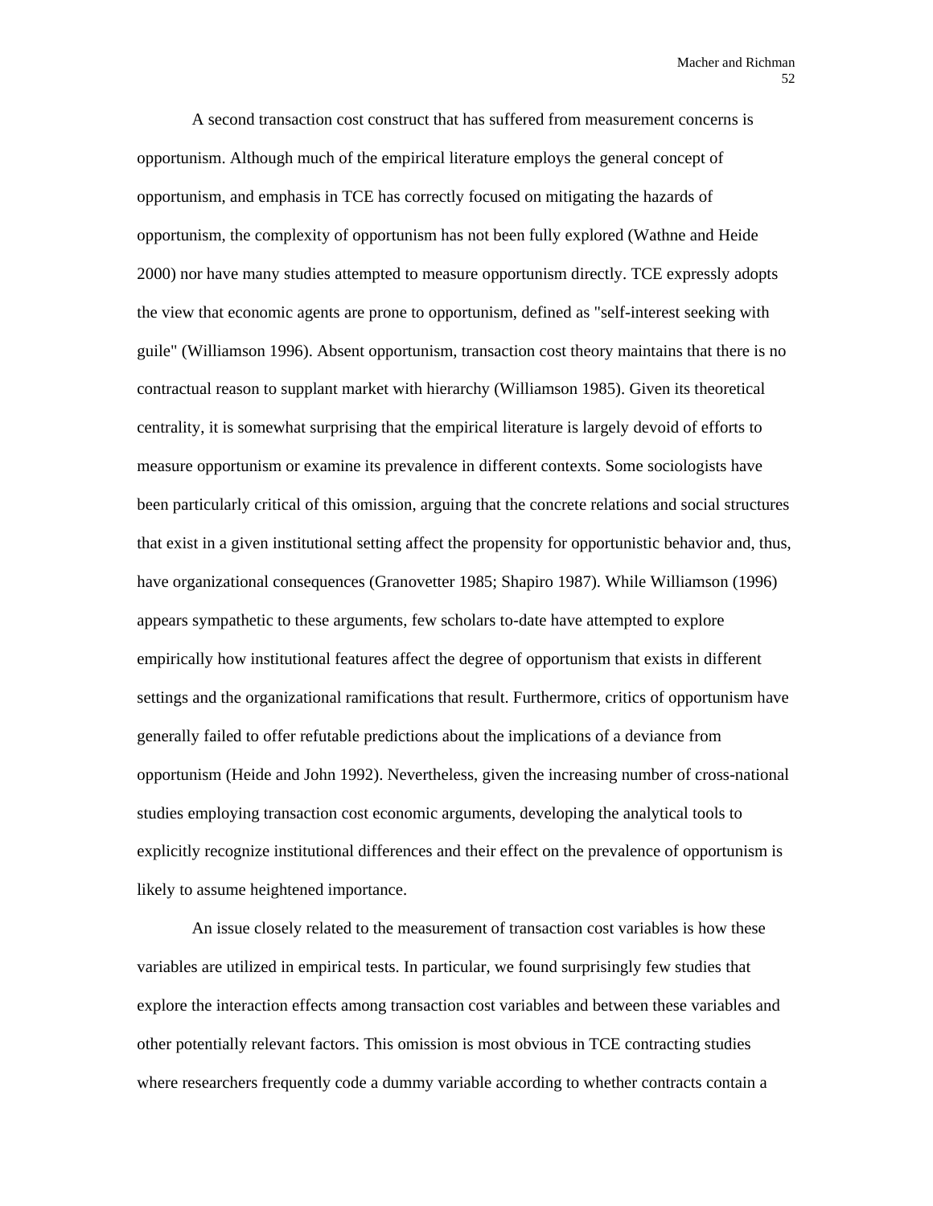A second transaction cost construct that has suffered from measurement concerns is opportunism. Although much of the empirical literature employs the general concept of opportunism, and emphasis in TCE has correctly focused on mitigating the hazards of opportunism, the complexity of opportunism has not been fully explored (Wathne and Heide 2000) nor have many studies attempted to measure opportunism directly. TCE expressly adopts the view that economic agents are prone to opportunism, defined as "self-interest seeking with guile" (Williamson 1996). Absent opportunism, transaction cost theory maintains that there is no contractual reason to supplant market with hierarchy (Williamson 1985). Given its theoretical centrality, it is somewhat surprising that the empirical literature is largely devoid of efforts to measure opportunism or examine its prevalence in different contexts. Some sociologists have been particularly critical of this omission, arguing that the concrete relations and social structures that exist in a given institutional setting affect the propensity for opportunistic behavior and, thus, have organizational consequences (Granovetter 1985; Shapiro 1987). While Williamson (1996) appears sympathetic to these arguments, few scholars to-date have attempted to explore empirically how institutional features affect the degree of opportunism that exists in different settings and the organizational ramifications that result. Furthermore, critics of opportunism have generally failed to offer refutable predictions about the implications of a deviance from opportunism (Heide and John 1992). Nevertheless, given the increasing number of cross-national studies employing transaction cost economic arguments, developing the analytical tools to explicitly recognize institutional differences and their effect on the prevalence of opportunism is likely to assume heightened importance.

An issue closely related to the measurement of transaction cost variables is how these variables are utilized in empirical tests. In particular, we found surprisingly few studies that explore the interaction effects among transaction cost variables and between these variables and other potentially relevant factors. This omission is most obvious in TCE contracting studies where researchers frequently code a dummy variable according to whether contracts contain a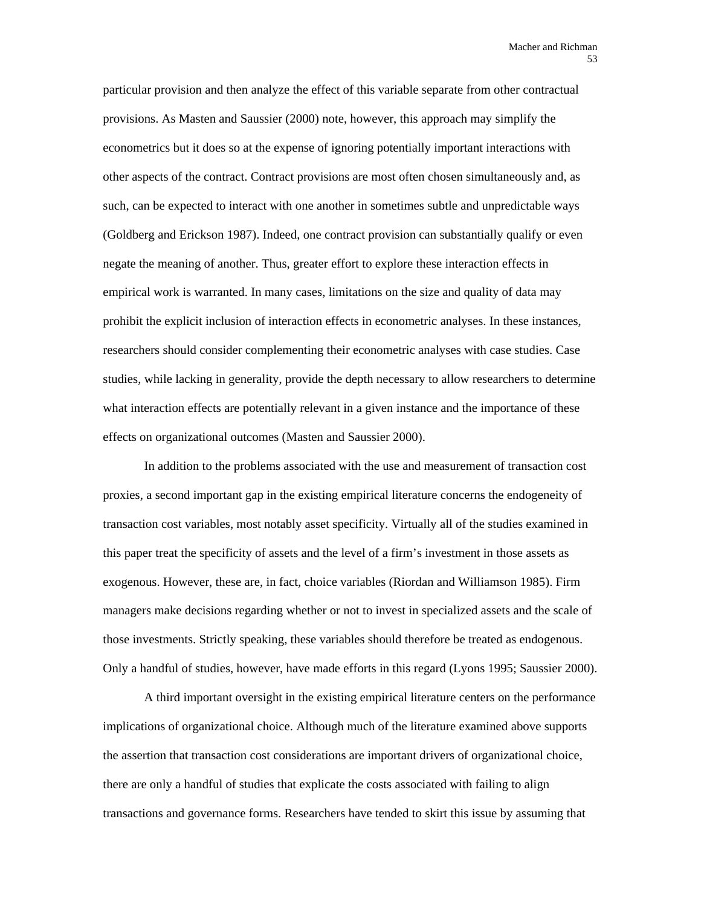particular provision and then analyze the effect of this variable separate from other contractual provisions. As Masten and Saussier (2000) note, however, this approach may simplify the econometrics but it does so at the expense of ignoring potentially important interactions with other aspects of the contract. Contract provisions are most often chosen simultaneously and, as such, can be expected to interact with one another in sometimes subtle and unpredictable ways (Goldberg and Erickson 1987). Indeed, one contract provision can substantially qualify or even negate the meaning of another. Thus, greater effort to explore these interaction effects in empirical work is warranted. In many cases, limitations on the size and quality of data may prohibit the explicit inclusion of interaction effects in econometric analyses. In these instances, researchers should consider complementing their econometric analyses with case studies. Case studies, while lacking in generality, provide the depth necessary to allow researchers to determine what interaction effects are potentially relevant in a given instance and the importance of these effects on organizational outcomes (Masten and Saussier 2000).

In addition to the problems associated with the use and measurement of transaction cost proxies, a second important gap in the existing empirical literature concerns the endogeneity of transaction cost variables, most notably asset specificity. Virtually all of the studies examined in this paper treat the specificity of assets and the level of a firm's investment in those assets as exogenous. However, these are, in fact, choice variables (Riordan and Williamson 1985). Firm managers make decisions regarding whether or not to invest in specialized assets and the scale of those investments. Strictly speaking, these variables should therefore be treated as endogenous. Only a handful of studies, however, have made efforts in this regard (Lyons 1995; Saussier 2000).

A third important oversight in the existing empirical literature centers on the performance implications of organizational choice. Although much of the literature examined above supports the assertion that transaction cost considerations are important drivers of organizational choice, there are only a handful of studies that explicate the costs associated with failing to align transactions and governance forms. Researchers have tended to skirt this issue by assuming that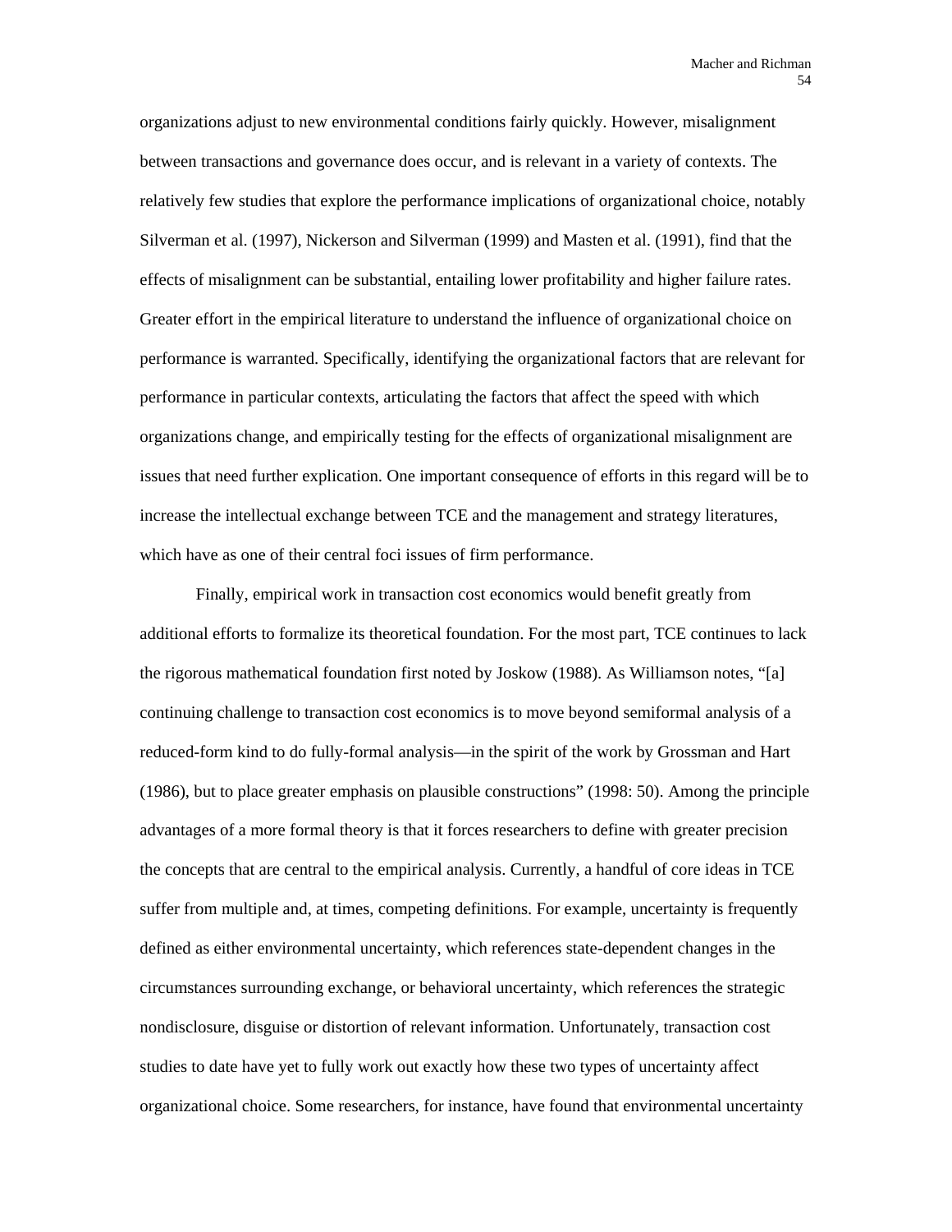organizations adjust to new environmental conditions fairly quickly. However, misalignment between transactions and governance does occur, and is relevant in a variety of contexts. The relatively few studies that explore the performance implications of organizational choice, notably Silverman et al. (1997), Nickerson and Silverman (1999) and Masten et al. (1991), find that the effects of misalignment can be substantial, entailing lower profitability and higher failure rates. Greater effort in the empirical literature to understand the influence of organizational choice on performance is warranted. Specifically, identifying the organizational factors that are relevant for performance in particular contexts, articulating the factors that affect the speed with which organizations change, and empirically testing for the effects of organizational misalignment are issues that need further explication. One important consequence of efforts in this regard will be to increase the intellectual exchange between TCE and the management and strategy literatures, which have as one of their central foci issues of firm performance.

Finally, empirical work in transaction cost economics would benefit greatly from additional efforts to formalize its theoretical foundation. For the most part, TCE continues to lack the rigorous mathematical foundation first noted by Joskow (1988). As Williamson notes, "[a] continuing challenge to transaction cost economics is to move beyond semiformal analysis of a reduced-form kind to do fully-formal analysis—in the spirit of the work by Grossman and Hart (1986), but to place greater emphasis on plausible constructions" (1998: 50). Among the principle advantages of a more formal theory is that it forces researchers to define with greater precision the concepts that are central to the empirical analysis. Currently, a handful of core ideas in TCE suffer from multiple and, at times, competing definitions. For example, uncertainty is frequently defined as either environmental uncertainty, which references state-dependent changes in the circumstances surrounding exchange, or behavioral uncertainty, which references the strategic nondisclosure, disguise or distortion of relevant information. Unfortunately, transaction cost studies to date have yet to fully work out exactly how these two types of uncertainty affect organizational choice. Some researchers, for instance, have found that environmental uncertainty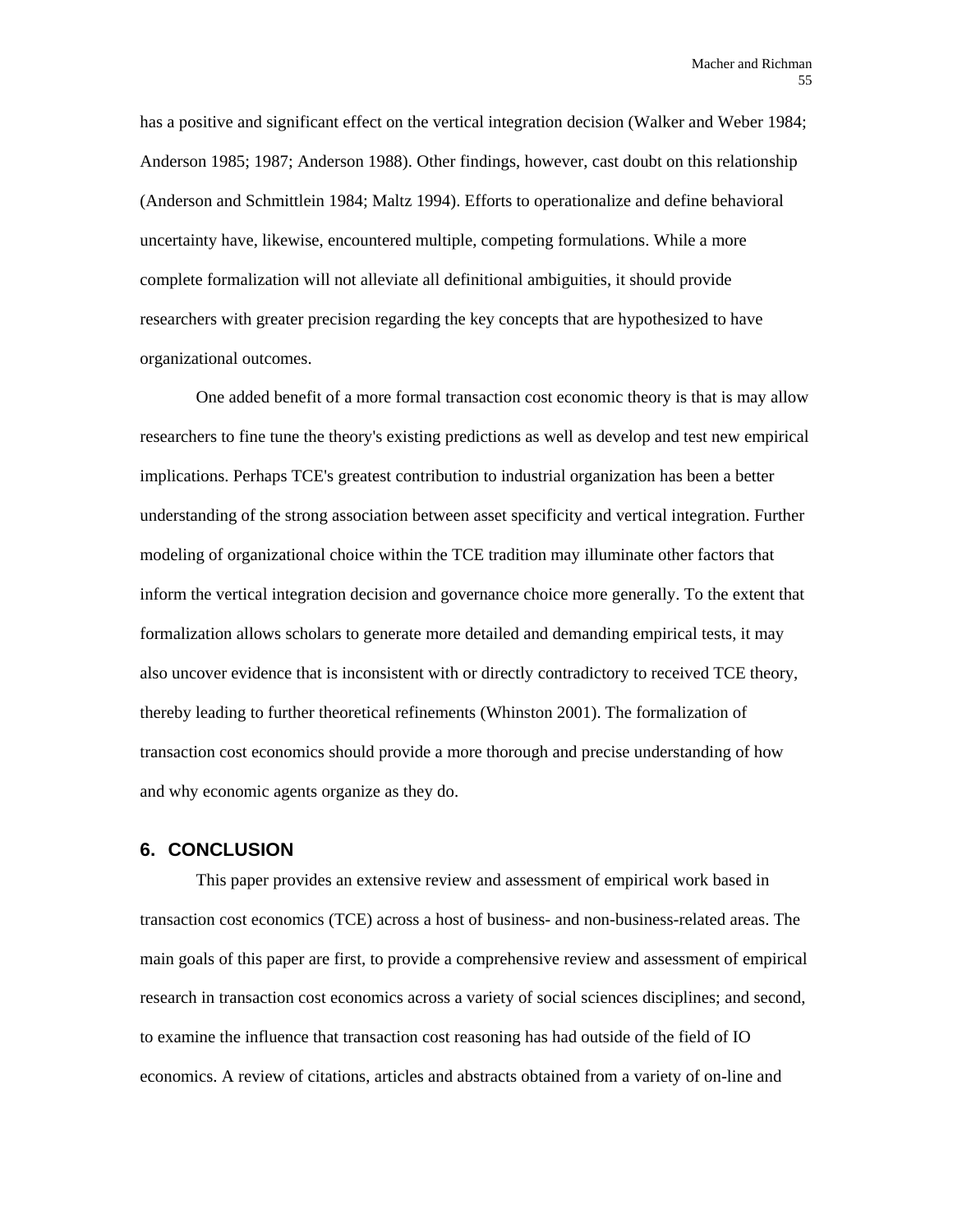has a positive and significant effect on the vertical integration decision (Walker and Weber 1984; Anderson 1985; 1987; Anderson 1988). Other findings, however, cast doubt on this relationship (Anderson and Schmittlein 1984; Maltz 1994). Efforts to operationalize and define behavioral uncertainty have, likewise, encountered multiple, competing formulations. While a more complete formalization will not alleviate all definitional ambiguities, it should provide researchers with greater precision regarding the key concepts that are hypothesized to have organizational outcomes.

One added benefit of a more formal transaction cost economic theory is that is may allow researchers to fine tune the theory's existing predictions as well as develop and test new empirical implications. Perhaps TCE's greatest contribution to industrial organization has been a better understanding of the strong association between asset specificity and vertical integration. Further modeling of organizational choice within the TCE tradition may illuminate other factors that inform the vertical integration decision and governance choice more generally. To the extent that formalization allows scholars to generate more detailed and demanding empirical tests, it may also uncover evidence that is inconsistent with or directly contradictory to received TCE theory, thereby leading to further theoretical refinements (Whinston 2001). The formalization of transaction cost economics should provide a more thorough and precise understanding of how and why economic agents organize as they do.

## 6. CONCLUSION

This paper provides an extensive review and assessment of empirical work based in transaction cost economics (TCE) across a host of business- and non-business-related areas. The main goals of this paper are first, to provide a comprehensive review and assessment of empirical research in transaction cost economics across a variety of social sciences disciplines; and second, to examine the influence that transaction cost reasoning has had outside of the field of IO economics. A review of citations, articles and abstracts obtained from a variety of on-line and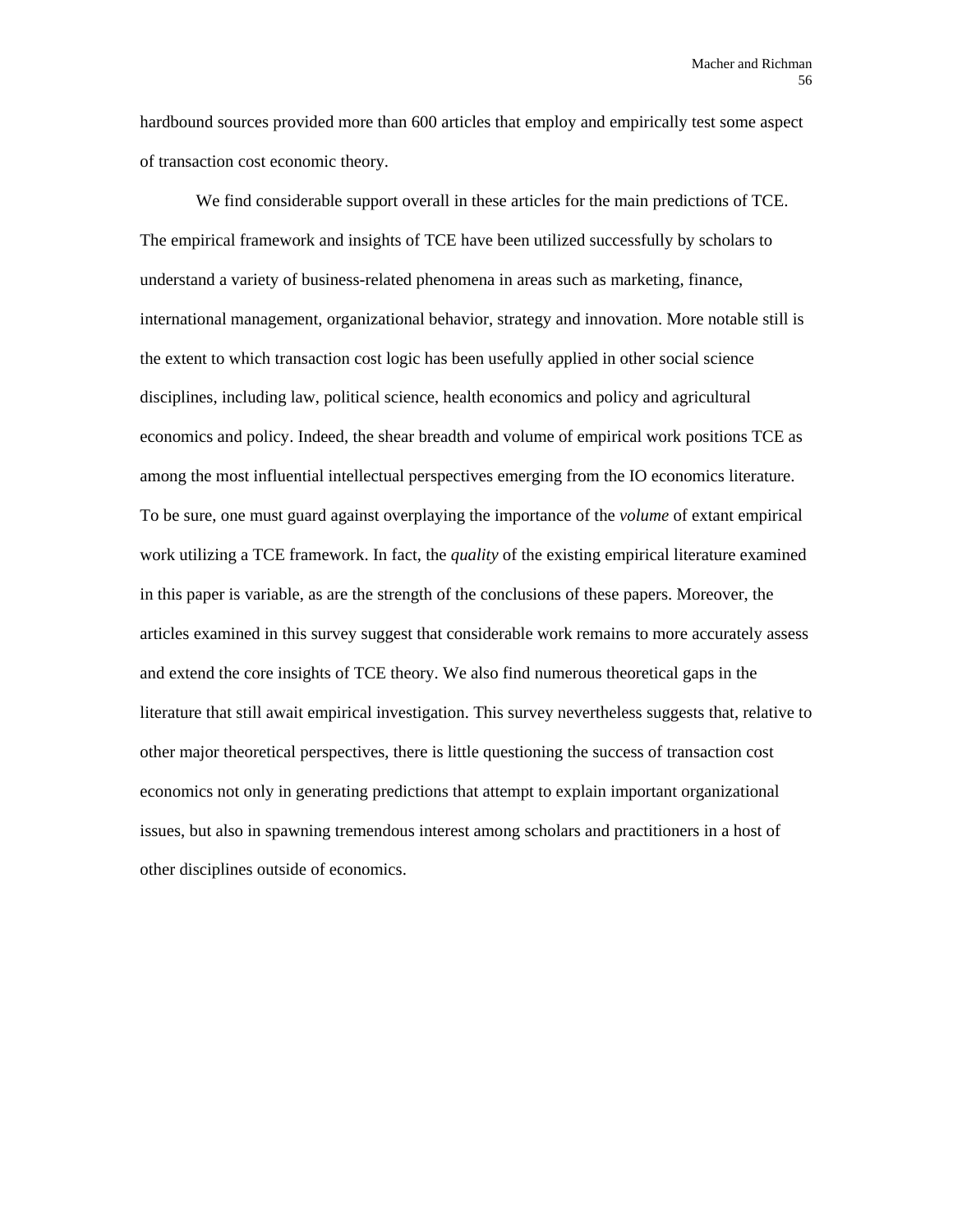hardbound sources provided more than 600 articles that employ and empirically test some aspect of transaction cost economic theory.

We find considerable support overall in these articles for the main predictions of TCE. The empirical framework and insights of TCE have been utilized successfully by scholars to understand a variety of business-related phenomena in areas such as marketing, finance, international management, organizational behavior, strategy and innovation. More notable still is the extent to which transaction cost logic has been usefully applied in other social science disciplines, including law, political science, health economics and policy and agricultural economics and policy. Indeed, the shear breadth and volume of empirical work positions TCE as among the most influential intellectual perspectives emerging from the IO economics literature. To be sure, one must guard against overplaying the importance of the *volume* of extant empirical work utilizing a TCE framework. In fact, the *quality* of the existing empirical literature examined in this paper is variable, as are the strength of the conclusions of these papers. Moreover, the articles examined in this survey suggest that considerable work remains to more accurately assess and extend the core insights of TCE theory. We also find numerous theoretical gaps in the literature that still await empirical investigation. This survey nevertheless suggests that, relative to other major theoretical perspectives, there is little questioning the success of transaction cost economics not only in generating predictions that attempt to explain important organizational issues, but also in spawning tremendous interest among scholars and practitioners in a host of other disciplines outside of economics.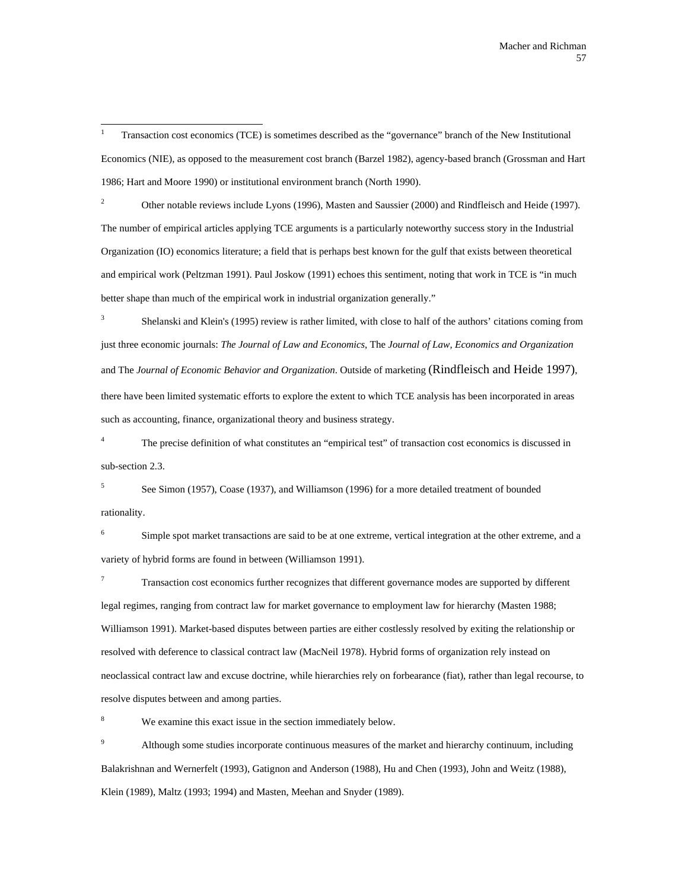[1] Transaction cost economics (TCE) is sometimes described as the "governance" branch of the New Institutional Economics (NIE), as opposed to the measurement cost branch (Barzel 1982), agency-based branch (Grossman and Hart 1986; Hart and Moore 1990) or institutional environment branch (North 1990).

[2] Other notable reviews include Lyons (1996), Masten and Saussier (2000) and Rindfleisch and Heide (1997). The number of empirical articles applying TCE arguments is a particularly noteworthy success story in the Industrial Organization (IO) economics literature; a field that is perhaps best known for the gulf that exists between theoretical and empirical work (Peltzman 1991). Paul Joskow (1991) echoes this sentiment, noting that work in TCE is "in much better shape than much of the empirical work in industrial organization generally."

[3] Shelanski and Klein's (1995) review is rather limited, with close to half of the authors' citations coming from just three economic journals: *The Journal of Law and Economics*, The *Journal of Law, Economics and Organization* and The *Journal of Economic Behavior and Organization*. Outside of marketing (Rindfleisch and Heide 1997), there have been limited systematic efforts to explore the extent to which TCE analysis has been incorporated in areas such as accounting, finance, organizational theory and business strategy.

[4] The precise definition of what constitutes an "empirical test" of transaction cost economics is discussed in sub-section 2.3.

[5] See Simon (1957), Coase (1937), and Williamson (1996) for a more detailed treatment of bounded rationality.

[6] Simple spot market transactions are said to be at one extreme, vertical integration at the other extreme, and a variety of hybrid forms are found in between (Williamson 1991).

[7] Transaction cost economics further recognizes that different governance modes are supported by different legal regimes, ranging from contract law for market governance to employment law for hierarchy (Masten 1988; Williamson 1991). Market-based disputes between parties are either costlessly resolved by exiting the relationship or resolved with deference to classical contract law (MacNeil 1978). Hybrid forms of organization rely instead on neoclassical contract law and excuse doctrine, while hierarchies rely on forbearance (fiat), rather than legal recourse, to resolve disputes between and among parties.

[8] We examine this exact issue in the section immediately below.

[9] Although some studies incorporate continuous measures of the market and hierarchy continuum, including Balakrishnan and Wernerfelt (1993), Gatignon and Anderson (1988), Hu and Chen (1993), John and Weitz (1988), Klein (1989), Maltz (1993; 1994) and Masten, Meehan and Snyder (1989).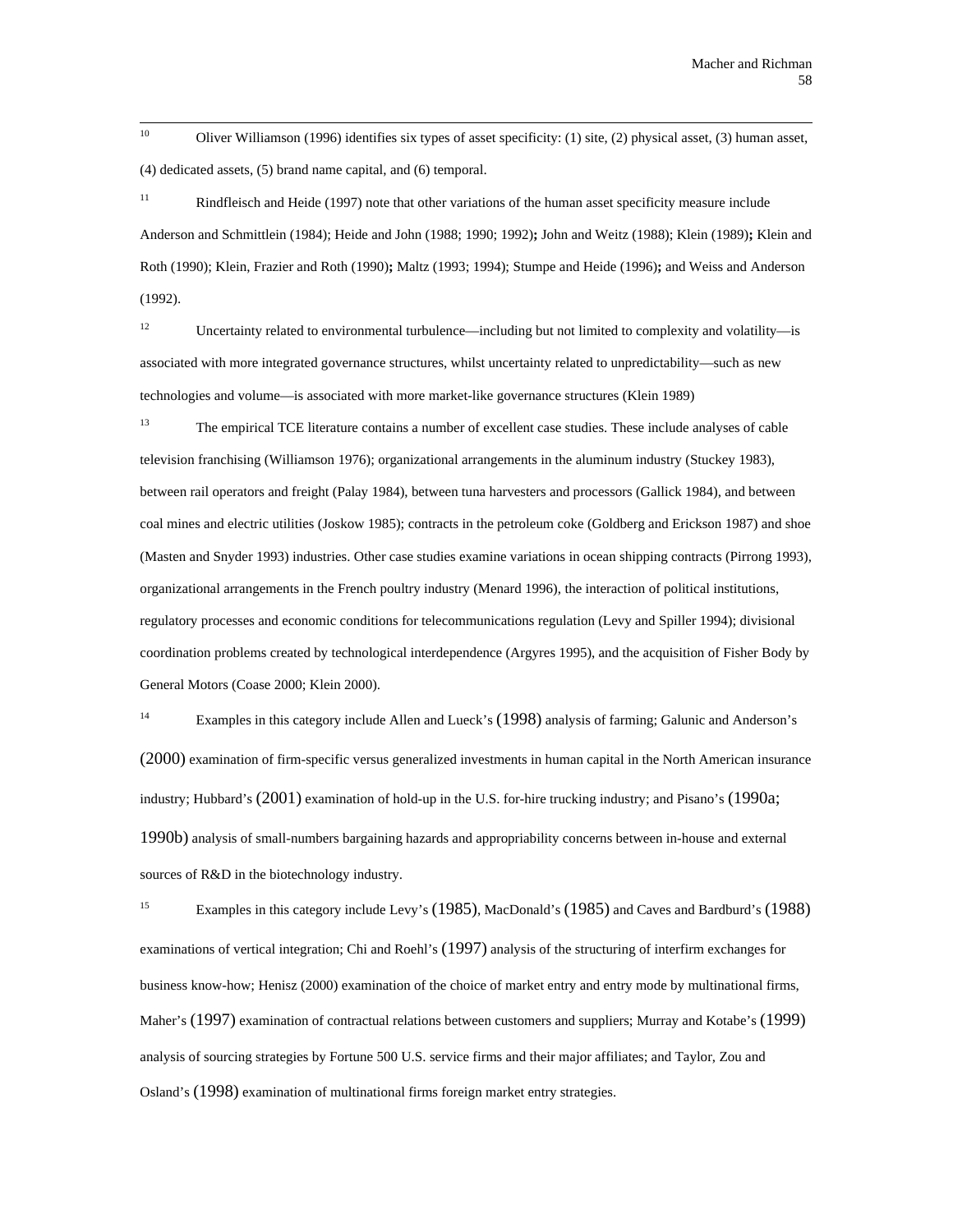[10] Oliver Williamson (1996) identifies six types of asset specificity: (1) site, (2) physical asset, (3) human asset, (4) dedicated assets, (5) brand name capital, and (6) temporal.

[11] Rindfleisch and Heide (1997) note that other variations of the human asset specificity measure include Anderson and Schmittlein (1984); Heide and John (1988; 1990; 1992)**;** John and Weitz (1988); Klein (1989)**;** Klein and Roth (1990); Klein, Frazier and Roth (1990)**;** Maltz (1993; 1994); Stumpe and Heide (1996)**;** and Weiss and Anderson (1992).

[12] Uncertainty related to environmental turbulence—including but not limited to complexity and volatility—is associated with more integrated governance structures, whilst uncertainty related to unpredictability—such as new technologies and volume—is associated with more market-like governance structures (Klein 1989)

[13] The empirical TCE literature contains a number of excellent case studies. These include analyses of cable television franchising (Williamson 1976); organizational arrangements in the aluminum industry (Stuckey 1983), between rail operators and freight (Palay 1984), between tuna harvesters and processors (Gallick 1984), and between coal mines and electric utilities (Joskow 1985); contracts in the petroleum coke (Goldberg and Erickson 1987) and shoe (Masten and Snyder 1993) industries. Other case studies examine variations in ocean shipping contracts (Pirrong 1993), organizational arrangements in the French poultry industry (Menard 1996), the interaction of political institutions, regulatory processes and economic conditions for telecommunications regulation (Levy and Spiller 1994); divisional coordination problems created by technological interdependence (Argyres 1995), and the acquisition of Fisher Body by General Motors (Coase 2000; Klein 2000).

[14] Examples in this category include Allen and Lueck's (1998) analysis of farming; Galunic and Anderson's (2000) examination of firm-specific versus generalized investments in human capital in the North American insurance industry; Hubbard's (2001) examination of hold-up in the U.S. for-hire trucking industry; and Pisano's (1990a; 1990b) analysis of small-numbers bargaining hazards and appropriability concerns between in-house and external sources of R&D in the biotechnology industry.

[15] Examples in this category include Levy's (1985), MacDonald's (1985) and Caves and Bardburd's (1988) examinations of vertical integration; Chi and Roehl's (1997) analysis of the structuring of interfirm exchanges for business know-how; Henisz (2000) examination of the choice of market entry and entry mode by multinational firms, Maher's (1997) examination of contractual relations between customers and suppliers; Murray and Kotabe's (1999) analysis of sourcing strategies by Fortune 500 U.S. service firms and their major affiliates; and Taylor, Zou and Osland's (1998) examination of multinational firms foreign market entry strategies.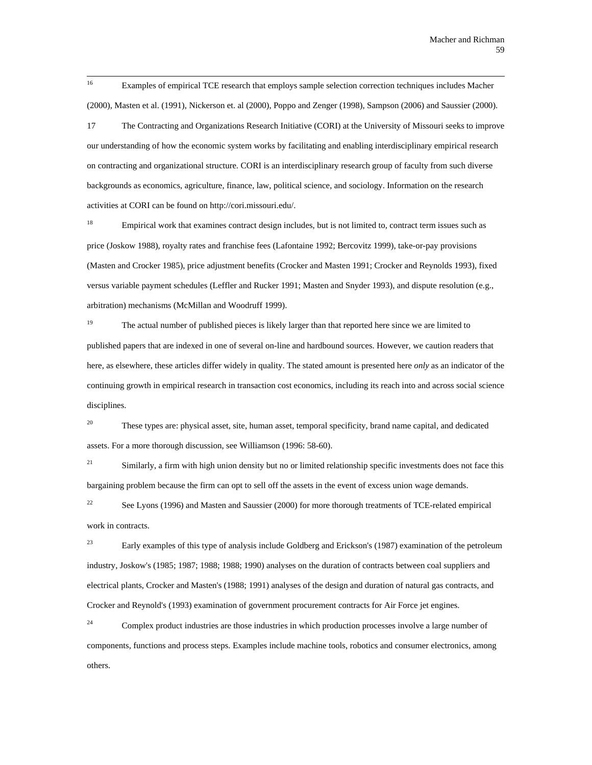[16] Examples of empirical TCE research that employs sample selection correction techniques includes Macher (2000), Masten et al. (1991), Nickerson et. al (2000), Poppo and Zenger (1998), Sampson (2006) and Saussier (2000).

17 The Contracting and Organizations Research Initiative (CORI) at the University of Missouri seeks to improve our understanding of how the economic system works by facilitating and enabling interdisciplinary empirical research on contracting and organizational structure. CORI is an interdisciplinary research group of faculty from such diverse backgrounds as economics, agriculture, finance, law, political science, and sociology. Information on the research activities at CORI can be found on http://cori.missouri.edu/.

[18] Empirical work that examines contract design includes, but is not limited to, contract term issues such as price (Joskow 1988), royalty rates and franchise fees (Lafontaine 1992; Bercovitz 1999), take-or-pay provisions (Masten and Crocker 1985), price adjustment benefits (Crocker and Masten 1991; Crocker and Reynolds 1993), fixed versus variable payment schedules (Leffler and Rucker 1991; Masten and Snyder 1993), and dispute resolution (e.g., arbitration) mechanisms (McMillan and Woodruff 1999).

[19] The actual number of published pieces is likely larger than that reported here since we are limited to published papers that are indexed in one of several on-line and hardbound sources. However, we caution readers that here, as elsewhere, these articles differ widely in quality. The stated amount is presented here *only* as an indicator of the continuing growth in empirical research in transaction cost economics, including its reach into and across social science disciplines.

[20] These types are: physical asset, site, human asset, temporal specificity, brand name capital, and dedicated assets. For a more thorough discussion, see Williamson (1996: 58-60).

[21] Similarly, a firm with high union density but no or limited relationship specific investments does not face this bargaining problem because the firm can opt to sell off the assets in the event of excess union wage demands.

[22] See Lyons (1996) and Masten and Saussier (2000) for more thorough treatments of TCE-related empirical work in contracts.

[23] Early examples of this type of analysis include Goldberg and Erickson's (1987) examination of the petroleum industry, Joskow's (1985; 1987; 1988; 1988; 1990) analyses on the duration of contracts between coal suppliers and electrical plants, Crocker and Masten's (1988; 1991) analyses of the design and duration of natural gas contracts, and Crocker and Reynold's (1993) examination of government procurement contracts for Air Force jet engines.

[24] Complex product industries are those industries in which production processes involve a large number of components, functions and process steps. Examples include machine tools, robotics and consumer electronics, among others.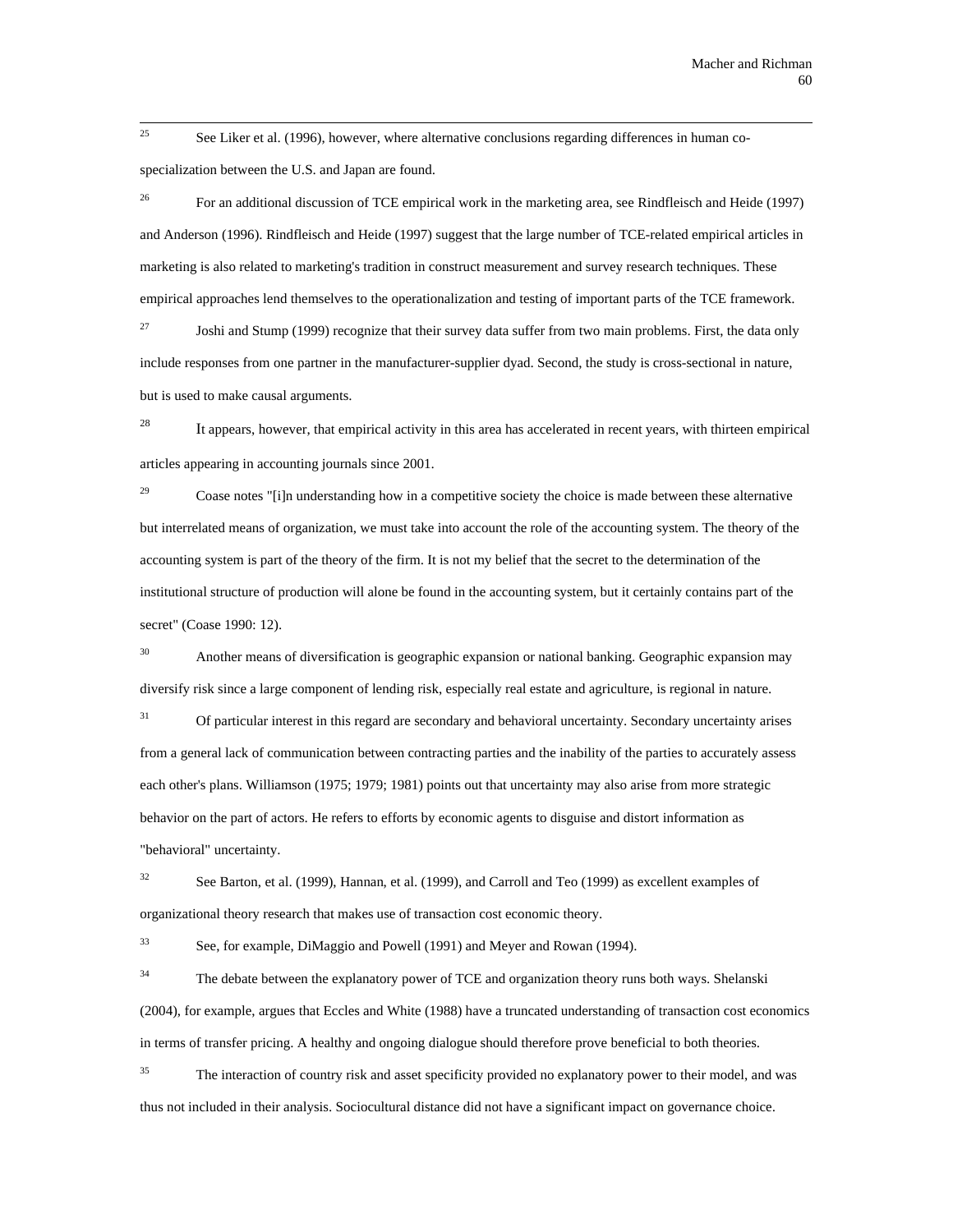[25] See Liker et al. (1996), however, where alternative conclusions regarding differences in human co-specialization between the U.S. and Japan are found.

[26] For an additional discussion of TCE empirical work in the marketing area, see Rindfleisch and Heide (1997) and Anderson (1996). Rindfleisch and Heide (1997) suggest that the large number of TCE-related empirical articles in marketing is also related to marketing's tradition in construct measurement and survey research techniques. These empirical approaches lend themselves to the operationalization and testing of important parts of the TCE framework.

[27] Joshi and Stump (1999) recognize that their survey data suffer from two main problems. First, the data only include responses from one partner in the manufacturer-supplier dyad. Second, the study is cross-sectional in nature, but is used to make causal arguments.

[28] It appears, however, that empirical activity in this area has accelerated in recent years, with thirteen empirical articles appearing in accounting journals since 2001.

[29] Coase notes "[i]n understanding how in a competitive society the choice is made between these alternative but interrelated means of organization, we must take into account the role of the accounting system. The theory of the accounting system is part of the theory of the firm. It is not my belief that the secret to the determination of the institutional structure of production will alone be found in the accounting system, but it certainly contains part of the secret" (Coase 1990: 12).

[30] Another means of diversification is geographic expansion or national banking. Geographic expansion may diversify risk since a large component of lending risk, especially real estate and agriculture, is regional in nature.

[31] Of particular interest in this regard are secondary and behavioral uncertainty. Secondary uncertainty arises from a general lack of communication between contracting parties and the inability of the parties to accurately assess each other's plans. Williamson (1975; 1979; 1981) points out that uncertainty may also arise from more strategic behavior on the part of actors. He refers to efforts by economic agents to disguise and distort information as "behavioral" uncertainty.

[32] See Barton, et al. (1999), Hannan, et al. (1999), and Carroll and Teo (1999) as excellent examples of organizational theory research that makes use of transaction cost economic theory.

[33] See, for example, DiMaggio and Powell (1991) and Meyer and Rowan (1994).

[34] The debate between the explanatory power of TCE and organization theory runs both ways. Shelanski (2004), for example, argues that Eccles and White (1988) have a truncated understanding of transaction cost economics in terms of transfer pricing. A healthy and ongoing dialogue should therefore prove beneficial to both theories.

[35] The interaction of country risk and asset specificity provided no explanatory power to their model, and was thus not included in their analysis. Sociocultural distance did not have a significant impact on governance choice.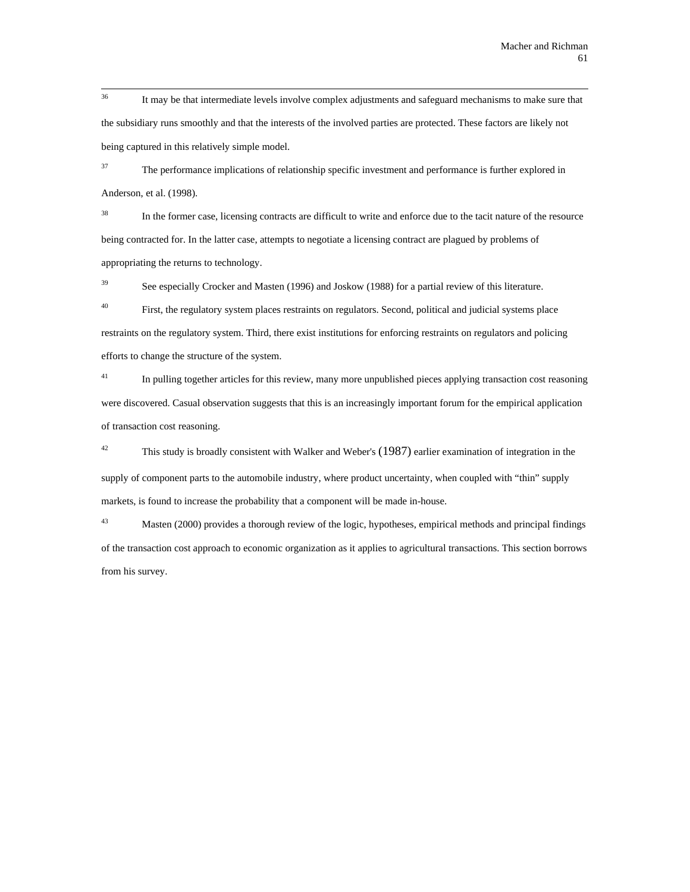[36] It may be that intermediate levels involve complex adjustments and safeguard mechanisms to make sure that the subsidiary runs smoothly and that the interests of the involved parties are protected. These factors are likely not being captured in this relatively simple model.

[37] The performance implications of relationship specific investment and performance is further explored in Anderson, et al. (1998).

[38] In the former case, licensing contracts are difficult to write and enforce due to the tacit nature of the resource being contracted for. In the latter case, attempts to negotiate a licensing contract are plagued by problems of appropriating the returns to technology.

[39] See especially Crocker and Masten (1996) and Joskow (1988) for a partial review of this literature.

[40] First, the regulatory system places restraints on regulators. Second, political and judicial systems place restraints on the regulatory system. Third, there exist institutions for enforcing restraints on regulators and policing efforts to change the structure of the system.

[41] In pulling together articles for this review, many more unpublished pieces applying transaction cost reasoning were discovered. Casual observation suggests that this is an increasingly important forum for the empirical application of transaction cost reasoning.

[42] This study is broadly consistent with Walker and Weber's (1987) earlier examination of integration in the supply of component parts to the automobile industry, where product uncertainty, when coupled with "thin" supply markets, is found to increase the probability that a component will be made in-house.

[43] Masten (2000) provides a thorough review of the logic, hypotheses, empirical methods and principal findings of the transaction cost approach to economic organization as it applies to agricultural transactions. This section borrows from his survey.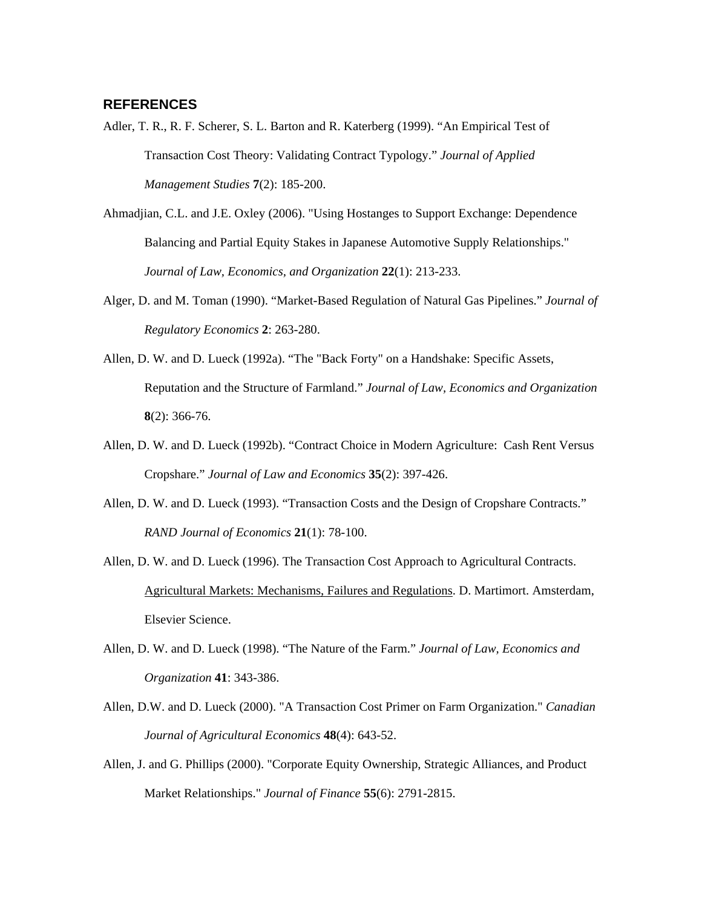## REFERENCES

Adler, T. R., R. F. Scherer, S. L. Barton and R. Katerberg (1999). "An Empirical Test of Transaction Cost Theory: Validating Contract Typology." *Journal of Applied Management Studies* **7**(2): 185-200.

Ahmadjian, C.L. and J.E. Oxley (2006). "Using Hostanges to Support Exchange: Dependence Balancing and Partial Equity Stakes in Japanese Automotive Supply Relationships." *Journal of Law, Economics, and Organization* **22**(1): 213-233.

Alger, D. and M. Toman (1990). "Market-Based Regulation of Natural Gas Pipelines." *Journal of Regulatory Economics* **2**: 263-280.

Allen, D. W. and D. Lueck (1992a). "The "Back Forty" on a Handshake: Specific Assets, Reputation and the Structure of Farmland." *Journal of Law, Economics and Organization* **8**(2): 366-76.

Allen, D. W. and D. Lueck (1992b). "Contract Choice in Modern Agriculture: Cash Rent Versus Cropshare." *Journal of Law and Economics* **35**(2): 397-426.

Allen, D. W. and D. Lueck (1993). "Transaction Costs and the Design of Cropshare Contracts." *RAND Journal of Economics* **21**(1): 78-100.

Allen, D. W. and D. Lueck (1996). The Transaction Cost Approach to Agricultural Contracts. Agricultural Markets: Mechanisms, Failures and Regulations. D. Martimort. Amsterdam, Elsevier Science.

Allen, D. W. and D. Lueck (1998). "The Nature of the Farm." *Journal of Law, Economics and Organization* **41**: 343-386.

Allen, D.W. and D. Lueck (2000). "A Transaction Cost Primer on Farm Organization." *Canadian Journal of Agricultural Economics* **48**(4): 643-52.

Allen, J. and G. Phillips (2000). "Corporate Equity Ownership, Strategic Alliances, and Product Market Relationships." *Journal of Finance* **55**(6): 2791-2815.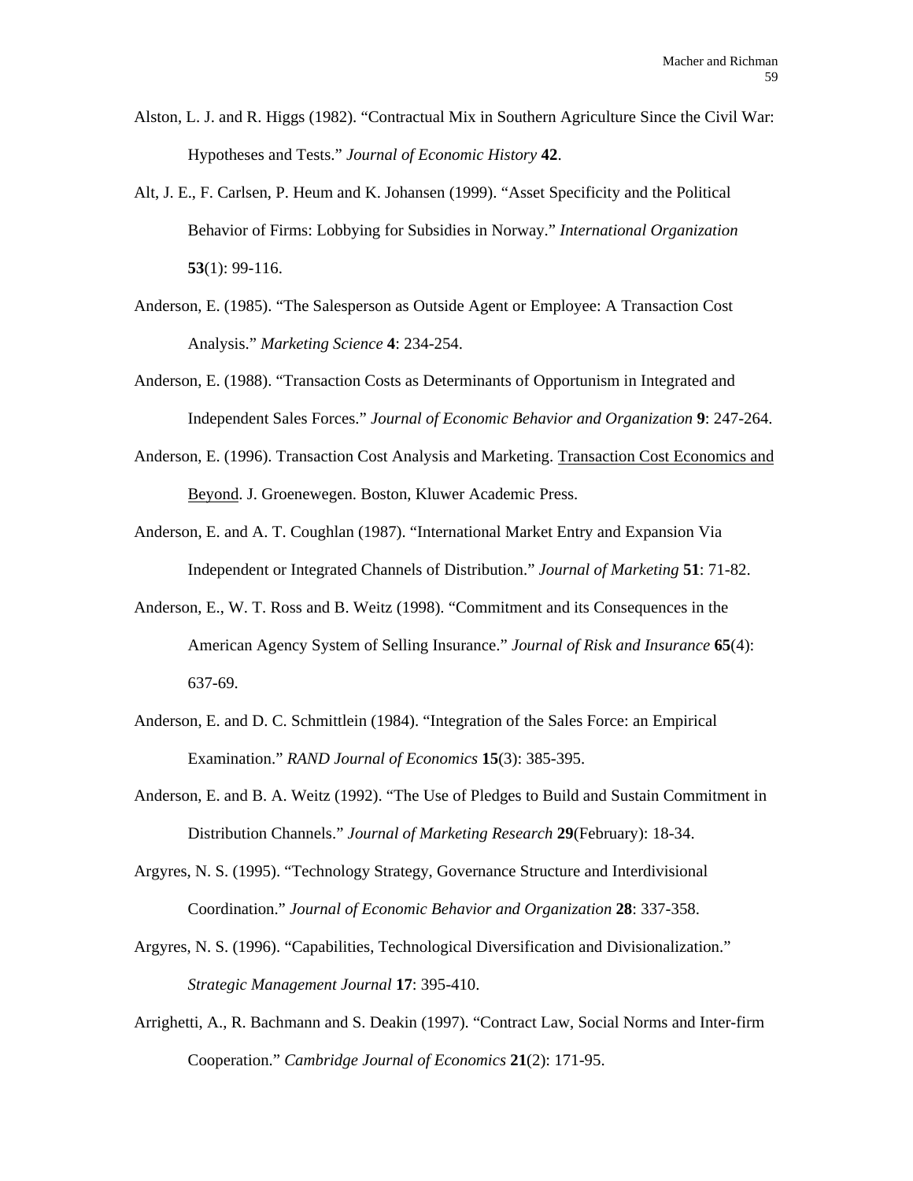Alston, L. J. and R. Higgs (1982). “Contractual Mix in Southern Agriculture Since the Civil War: Hypotheses and Tests.” *Journal of Economic History* **42**.

Alt, J. E., F. Carlsen, P. Heum and K. Johansen (1999). “Asset Specificity and the Political Behavior of Firms: Lobbying for Subsidies in Norway.” *International Organization* **53**(1): 99-116.

Anderson, E. (1985). “The Salesperson as Outside Agent or Employee: A Transaction Cost Analysis.” *Marketing Science* **4**: 234-254.

Anderson, E. (1988). “Transaction Costs as Determinants of Opportunism in Integrated and Independent Sales Forces.” *Journal of Economic Behavior and Organization* **9**: 247-264.

Anderson, E. (1996). Transaction Cost Analysis and Marketing. Transaction Cost Economics and Beyond. J. Groenewegen. Boston, Kluwer Academic Press.

Anderson, E. and A. T. Coughlan (1987). “International Market Entry and Expansion Via Independent or Integrated Channels of Distribution.” *Journal of Marketing* **51**: 71-82.

Anderson, E., W. T. Ross and B. Weitz (1998). “Commitment and its Consequences in the American Agency System of Selling Insurance.” *Journal of Risk and Insurance* **65**(4): 637-69.

Anderson, E. and D. C. Schmittlein (1984). “Integration of the Sales Force: an Empirical Examination.” *RAND Journal of Economics* **15**(3): 385-395.

Anderson, E. and B. A. Weitz (1992). “The Use of Pledges to Build and Sustain Commitment in Distribution Channels.” *Journal of Marketing Research* **29**(February): 18-34.

Argyres, N. S. (1995). “Technology Strategy, Governance Structure and Interdivisional Coordination.” *Journal of Economic Behavior and Organization* **28**: 337-358.

Argyres, N. S. (1996). “Capabilities, Technological Diversification and Divisionalization.” *Strategic Management Journal* **17**: 395-410.

Arrighetti, A., R. Bachmann and S. Deakin (1997). “Contract Law, Social Norms and Inter-firm Cooperation.” *Cambridge Journal of Economics* **21**(2): 171-95.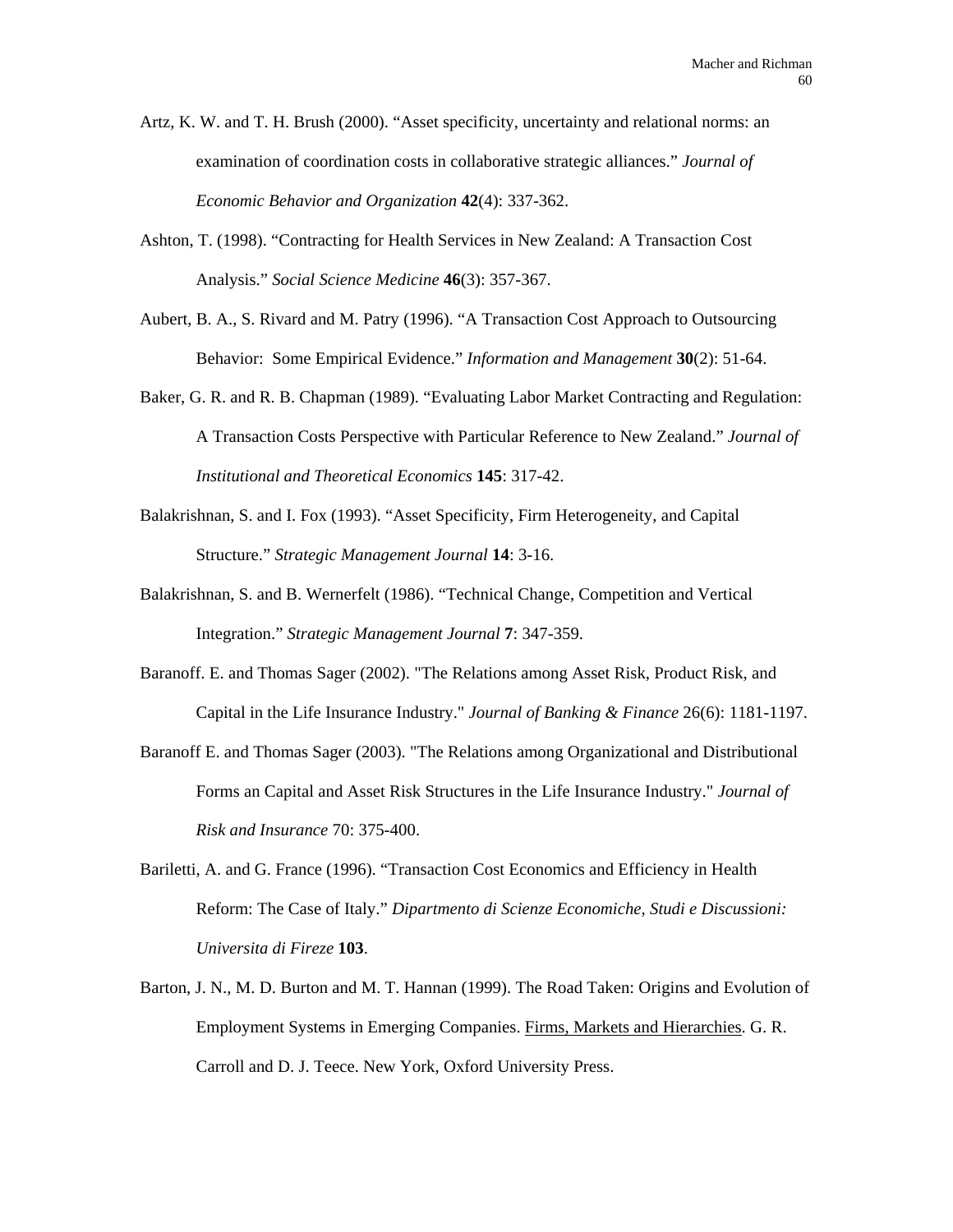Artz, K. W. and T. H. Brush (2000). "Asset specificity, uncertainty and relational norms: an examination of coordination costs in collaborative strategic alliances." *Journal of Economic Behavior and Organization* **42**(4): 337-362.

Ashton, T. (1998). "Contracting for Health Services in New Zealand: A Transaction Cost Analysis." *Social Science Medicine* **46**(3): 357-367.

Aubert, B. A., S. Rivard and M. Patry (1996). "A Transaction Cost Approach to Outsourcing Behavior: Some Empirical Evidence." *Information and Management* **30**(2): 51-64.

Baker, G. R. and R. B. Chapman (1989). "Evaluating Labor Market Contracting and Regulation: A Transaction Costs Perspective with Particular Reference to New Zealand." *Journal of Institutional and Theoretical Economics* **145**: 317-42.

Balakrishnan, S. and I. Fox (1993). "Asset Specificity, Firm Heterogeneity, and Capital Structure." *Strategic Management Journal* **14**: 3-16.

Balakrishnan, S. and B. Wernerfelt (1986). "Technical Change, Competition and Vertical Integration." *Strategic Management Journal* **7**: 347-359.

Baranoff. E. and Thomas Sager (2002). "The Relations among Asset Risk, Product Risk, and Capital in the Life Insurance Industry." *Journal of Banking & Finance* 26(6): 1181-1197.

Baranoff E. and Thomas Sager (2003). "The Relations among Organizational and Distributional Forms an Capital and Asset Risk Structures in the Life Insurance Industry." *Journal of Risk and Insurance* 70: 375-400.

Bariletti, A. and G. France (1996). "Transaction Cost Economics and Efficiency in Health Reform: The Case of Italy." *Dipartmento di Scienze Economiche, Studi e Discussioni: Universita di Fireze* **103**.

Barton, J. N., M. D. Burton and M. T. Hannan (1999). The Road Taken: Origins and Evolution of Employment Systems in Emerging Companies. Firms, Markets and Hierarchies. G. R. Carroll and D. J. Teece. New York, Oxford University Press.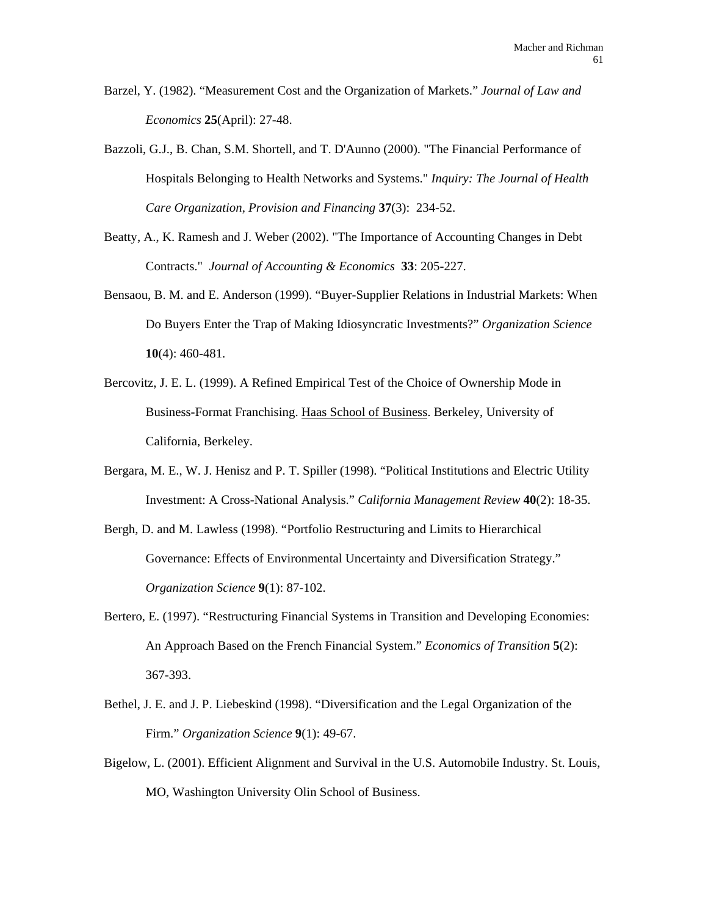Barzel, Y. (1982). “Measurement Cost and the Organization of Markets.” *Journal of Law and Economics* **25**(April): 27-48.

Bazzoli, G.J., B. Chan, S.M. Shortell, and T. D'Aunno (2000). "The Financial Performance of Hospitals Belonging to Health Networks and Systems." *Inquiry: The Journal of Health Care Organization, Provision and Financing* **37**(3): 234-52.

Beatty, A., K. Ramesh and J. Weber (2002). "The Importance of Accounting Changes in Debt Contracts." *Journal of Accounting & Economics* **33**: 205-227.

Bensaou, B. M. and E. Anderson (1999). “Buyer-Supplier Relations in Industrial Markets: When Do Buyers Enter the Trap of Making Idiosyncratic Investments?” *Organization Science* **10**(4): 460-481.

Bercovitz, J. E. L. (1999). A Refined Empirical Test of the Choice of Ownership Mode in Business-Format Franchising. Haas School of Business. Berkeley, University of California, Berkeley.

Bergara, M. E., W. J. Henisz and P. T. Spiller (1998). “Political Institutions and Electric Utility Investment: A Cross-National Analysis.” *California Management Review* **40**(2): 18-35.

Bergh, D. and M. Lawless (1998). “Portfolio Restructuring and Limits to Hierarchical Governance: Effects of Environmental Uncertainty and Diversification Strategy.” *Organization Science* **9**(1): 87-102.

Bertero, E. (1997). “Restructuring Financial Systems in Transition and Developing Economies: An Approach Based on the French Financial System.” *Economics of Transition* **5**(2): 367-393.

Bethel, J. E. and J. P. Liebeskind (1998). “Diversification and the Legal Organization of the Firm.” *Organization Science* **9**(1): 49-67.

Bigelow, L. (2001). Efficient Alignment and Survival in the U.S. Automobile Industry. St. Louis, MO, Washington University Olin School of Business.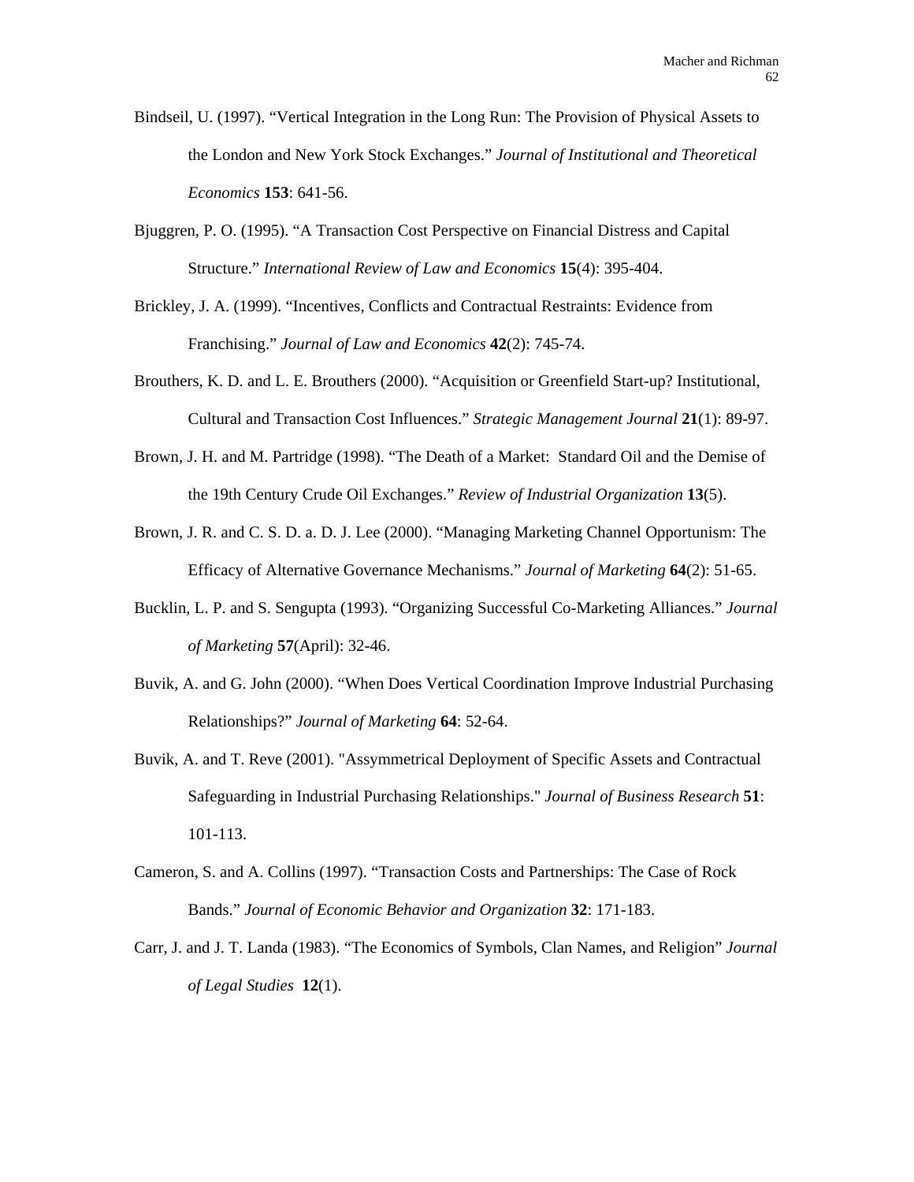Bindseil, U. (1997). “Vertical Integration in the Long Run: The Provision of Physical Assets to the London and New York Stock Exchanges.” *Journal of Institutional and Theoretical Economics* **153**: 641-56.

Bjuggren, P. O. (1995). “A Transaction Cost Perspective on Financial Distress and Capital Structure.” *International Review of Law and Economics* **15**(4): 395-404.

Brickley, J. A. (1999). “Incentives, Conflicts and Contractual Restraints: Evidence from Franchising.” *Journal of Law and Economics* **42**(2): 745-74.

Brouthers, K. D. and L. E. Brouthers (2000). “Acquisition or Greenfield Start-up? Institutional, Cultural and Transaction Cost Influences.” *Strategic Management Journal* **21**(1): 89-97.

Brown, J. H. and M. Partridge (1998). “The Death of a Market: Standard Oil and the Demise of the 19th Century Crude Oil Exchanges.” *Review of Industrial Organization* **13**(5).

Brown, J. R. and C. S. D. a. D. J. Lee (2000). “Managing Marketing Channel Opportunism: The Efficacy of Alternative Governance Mechanisms.” *Journal of Marketing* **64**(2): 51-65.

Bucklin, L. P. and S. Sengupta (1993). “Organizing Successful Co-Marketing Alliances.” *Journal of Marketing* **57**(April): 32-46.

Buvik, A. and G. John (2000). “When Does Vertical Coordination Improve Industrial Purchasing Relationships?” *Journal of Marketing* **64**: 52-64.

Buvik, A. and T. Reve (2001). "Assymmetrical Deployment of Specific Assets and Contractual Safeguarding in Industrial Purchasing Relationships." *Journal of Business Research* **51**: 101-113.

Cameron, S. and A. Collins (1997). “Transaction Costs and Partnerships: The Case of Rock Bands.” *Journal of Economic Behavior and Organization* **32**: 171-183.

Carr, J. and J. T. Landa (1983). “The Economics of Symbols, Clan Names, and Religion” *Journal of Legal Studies* **12**(1).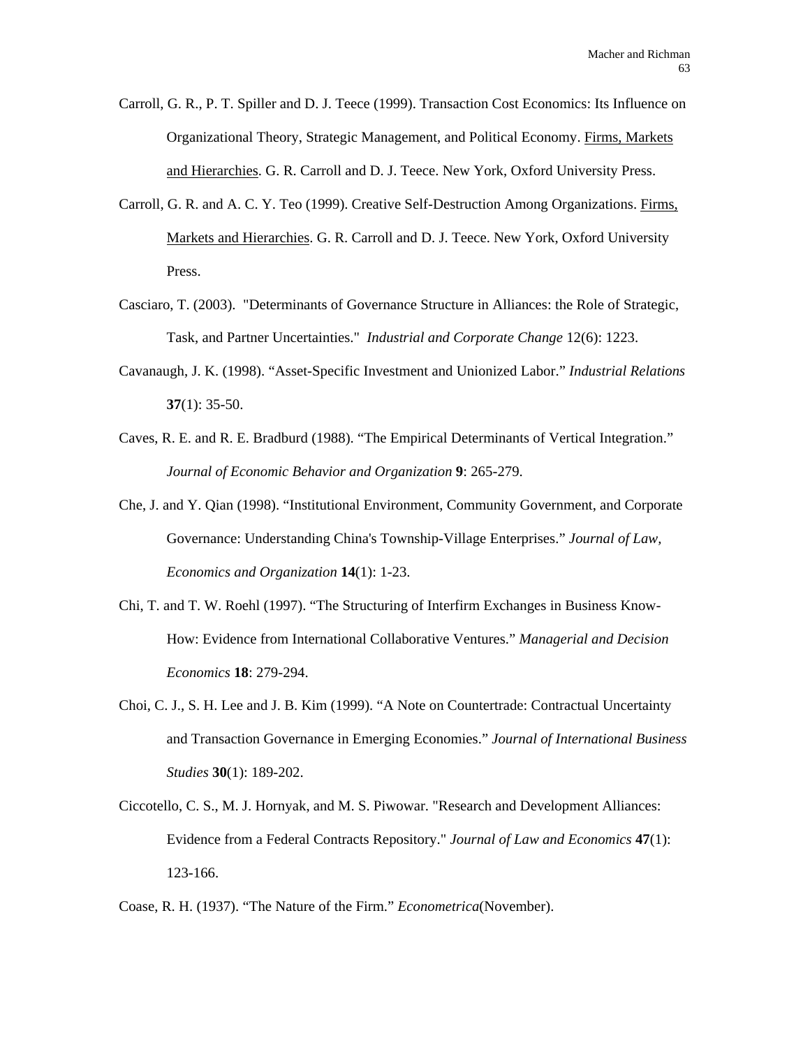Carroll, G. R., P. T. Spiller and D. J. Teece (1999). Transaction Cost Economics: Its Influence on Organizational Theory, Strategic Management, and Political Economy. Firms, Markets and Hierarchies. G. R. Carroll and D. J. Teece. New York, Oxford University Press.

Carroll, G. R. and A. C. Y. Teo (1999). Creative Self-Destruction Among Organizations. Firms, Markets and Hierarchies. G. R. Carroll and D. J. Teece. New York, Oxford University Press.

Casciaro, T. (2003). "Determinants of Governance Structure in Alliances: the Role of Strategic, Task, and Partner Uncertainties." *Industrial and Corporate Change* 12(6): 1223.

Cavanaugh, J. K. (1998). "Asset-Specific Investment and Unionized Labor." *Industrial Relations* **37**(1): 35-50.

Caves, R. E. and R. E. Bradburd (1988). "The Empirical Determinants of Vertical Integration." *Journal of Economic Behavior and Organization* **9**: 265-279.

Che, J. and Y. Qian (1998). "Institutional Environment, Community Government, and Corporate Governance: Understanding China's Township-Village Enterprises." *Journal of Law, Economics and Organization* **14**(1): 1-23.

Chi, T. and T. W. Roehl (1997). "The Structuring of Interfirm Exchanges in Business Know-How: Evidence from International Collaborative Ventures." *Managerial and Decision Economics* **18**: 279-294.

Choi, C. J., S. H. Lee and J. B. Kim (1999). "A Note on Countertrade: Contractual Uncertainty and Transaction Governance in Emerging Economies." *Journal of International Business Studies* **30**(1): 189-202.

Ciccotello, C. S., M. J. Hornyak, and M. S. Piwowar. "Research and Development Alliances: Evidence from a Federal Contracts Repository." *Journal of Law and Economics* **47**(1): 123-166.

Coase, R. H. (1937). "The Nature of the Firm." *Econometrica*(November).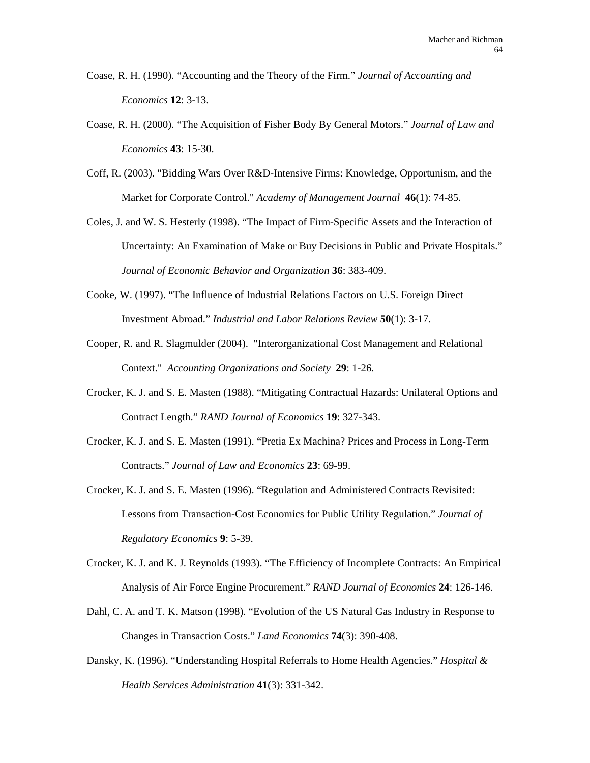Coase, R. H. (1990). “Accounting and the Theory of the Firm.” *Journal of Accounting and Economics* **12**: 3-13.

Coase, R. H. (2000). “The Acquisition of Fisher Body By General Motors.” *Journal of Law and Economics* **43**: 15-30.

Coff, R. (2003). "Bidding Wars Over R&D-Intensive Firms: Knowledge, Opportunism, and the Market for Corporate Control." *Academy of Management Journal* **46**(1): 74-85.

Coles, J. and W. S. Hesterly (1998). “The Impact of Firm-Specific Assets and the Interaction of Uncertainty: An Examination of Make or Buy Decisions in Public and Private Hospitals.” *Journal of Economic Behavior and Organization* **36**: 383-409.

Cooke, W. (1997). “The Influence of Industrial Relations Factors on U.S. Foreign Direct Investment Abroad.” *Industrial and Labor Relations Review* **50**(1): 3-17.

Cooper, R. and R. Slagmulder (2004). "Interorganizational Cost Management and Relational Context." *Accounting Organizations and Society* **29**: 1-26.

Crocker, K. J. and S. E. Masten (1988). “Mitigating Contractual Hazards: Unilateral Options and Contract Length.” *RAND Journal of Economics* **19**: 327-343.

Crocker, K. J. and S. E. Masten (1991). “Pretia Ex Machina? Prices and Process in Long-Term Contracts.” *Journal of Law and Economics* **23**: 69-99.

Crocker, K. J. and S. E. Masten (1996). “Regulation and Administered Contracts Revisited: Lessons from Transaction-Cost Economics for Public Utility Regulation.” *Journal of Regulatory Economics* **9**: 5-39.

Crocker, K. J. and K. J. Reynolds (1993). “The Efficiency of Incomplete Contracts: An Empirical Analysis of Air Force Engine Procurement.” *RAND Journal of Economics* **24**: 126-146.

Dahl, C. A. and T. K. Matson (1998). “Evolution of the US Natural Gas Industry in Response to Changes in Transaction Costs.” *Land Economics* **74**(3): 390-408.

Dansky, K. (1996). “Understanding Hospital Referrals to Home Health Agencies.” *Hospital & Health Services Administration* **41**(3): 331-342.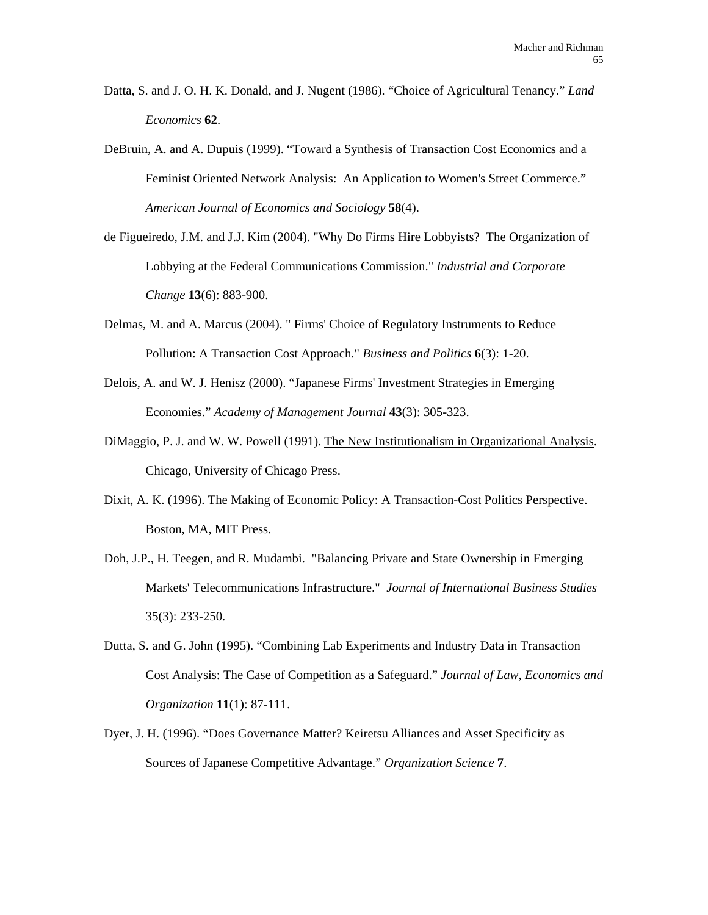Datta, S. and J. O. H. K. Donald, and J. Nugent (1986). “Choice of Agricultural Tenancy.” *Land Economics* **62**.

DeBruin, A. and A. Dupuis (1999). “Toward a Synthesis of Transaction Cost Economics and a Feminist Oriented Network Analysis: An Application to Women's Street Commerce.” *American Journal of Economics and Sociology* **58**(4).

de Figueiredo, J.M. and J.J. Kim (2004). "Why Do Firms Hire Lobbyists? The Organization of Lobbying at the Federal Communications Commission." *Industrial and Corporate Change* **13**(6): 883-900.

Delmas, M. and A. Marcus (2004). " Firms' Choice of Regulatory Instruments to Reduce Pollution: A Transaction Cost Approach." *Business and Politics* **6**(3): 1-20.

Delois, A. and W. J. Henisz (2000). “Japanese Firms' Investment Strategies in Emerging Economies.” *Academy of Management Journal* **43**(3): 305-323.

DiMaggio, P. J. and W. W. Powell (1991). The New Institutionalism in Organizational Analysis. Chicago, University of Chicago Press.

Dixit, A. K. (1996). The Making of Economic Policy: A Transaction-Cost Politics Perspective. Boston, MA, MIT Press.

Doh, J.P., H. Teegen, and R. Mudambi. "Balancing Private and State Ownership in Emerging Markets' Telecommunications Infrastructure." *Journal of International Business Studies* 35(3): 233-250.

Dutta, S. and G. John (1995). “Combining Lab Experiments and Industry Data in Transaction Cost Analysis: The Case of Competition as a Safeguard.” *Journal of Law, Economics and Organization* **11**(1): 87-111.

Dyer, J. H. (1996). “Does Governance Matter? Keiretsu Alliances and Asset Specificity as Sources of Japanese Competitive Advantage.” *Organization Science* **7**.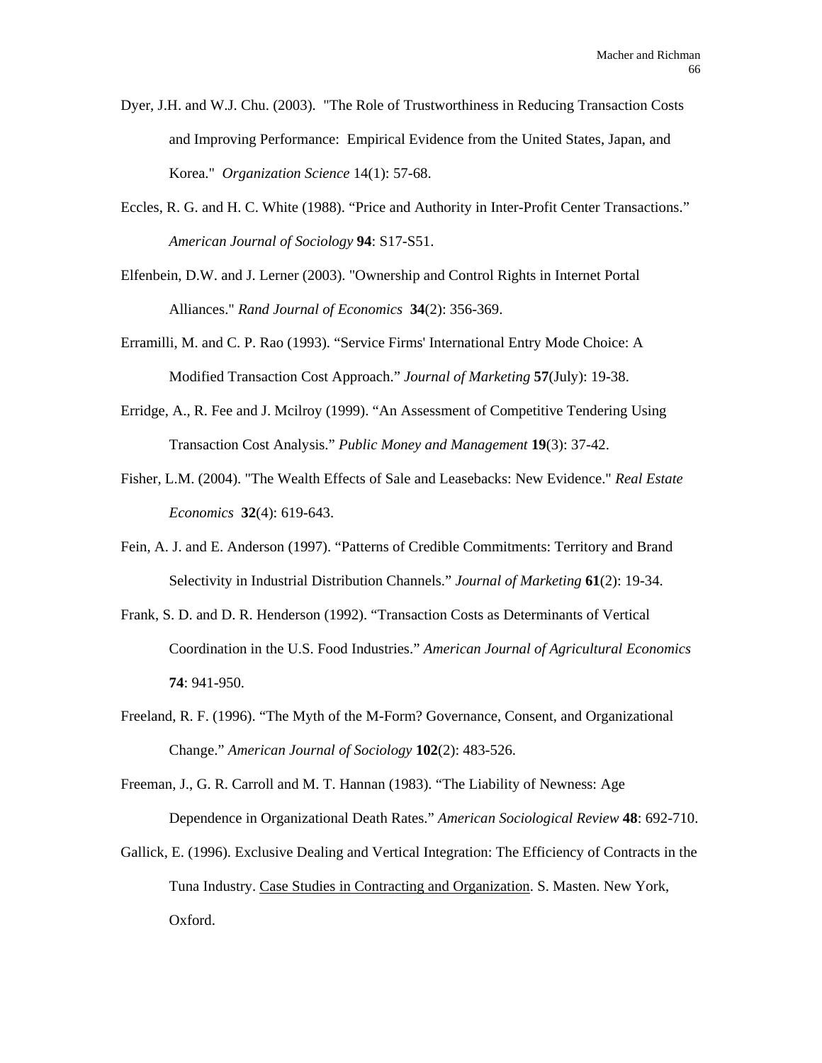Dyer, J.H. and W.J. Chu. (2003). "The Role of Trustworthiness in Reducing Transaction Costs and Improving Performance: Empirical Evidence from the United States, Japan, and Korea." *Organization Science* 14(1): 57-68.

Eccles, R. G. and H. C. White (1988). "Price and Authority in Inter-Profit Center Transactions." *American Journal of Sociology* **94**: S17-S51.

Elfenbein, D.W. and J. Lerner (2003). "Ownership and Control Rights in Internet Portal Alliances." *Rand Journal of Economics* **34**(2): 356-369.

Erramilli, M. and C. P. Rao (1993). "Service Firms' International Entry Mode Choice: A Modified Transaction Cost Approach." *Journal of Marketing* **57**(July): 19-38.

Erridge, A., R. Fee and J. Mcilroy (1999). "An Assessment of Competitive Tendering Using Transaction Cost Analysis." *Public Money and Management* **19**(3): 37-42.

Fisher, L.M. (2004). "The Wealth Effects of Sale and Leasebacks: New Evidence." *Real Estate Economics* **32**(4): 619-643.

Fein, A. J. and E. Anderson (1997). "Patterns of Credible Commitments: Territory and Brand Selectivity in Industrial Distribution Channels." *Journal of Marketing* **61**(2): 19-34.

Frank, S. D. and D. R. Henderson (1992). "Transaction Costs as Determinants of Vertical Coordination in the U.S. Food Industries." *American Journal of Agricultural Economics* **74**: 941-950.

Freeland, R. F. (1996). "The Myth of the M-Form? Governance, Consent, and Organizational Change." *American Journal of Sociology* **102**(2): 483-526.

Freeman, J., G. R. Carroll and M. T. Hannan (1983). "The Liability of Newness: Age Dependence in Organizational Death Rates." *American Sociological Review* **48**: 692-710.

Gallick, E. (1996). Exclusive Dealing and Vertical Integration: The Efficiency of Contracts in the Tuna Industry. Case Studies in Contracting and Organization. S. Masten. New York, Oxford.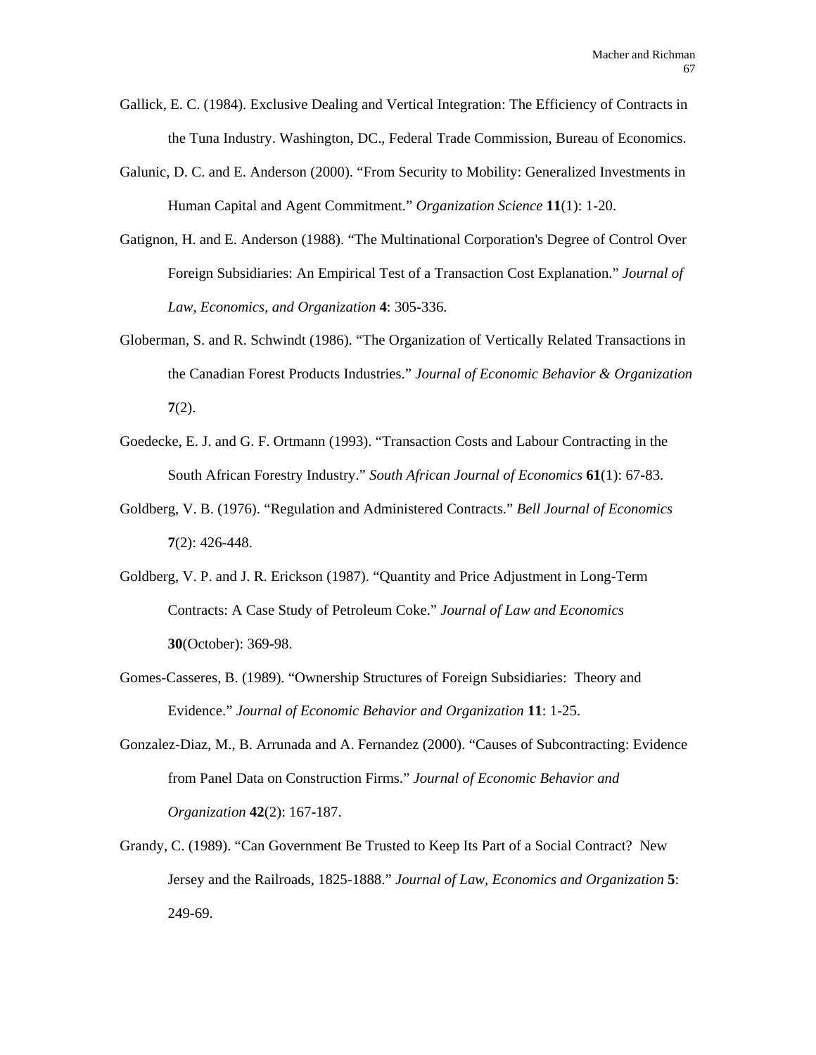Gallick, E. C. (1984). Exclusive Dealing and Vertical Integration: The Efficiency of Contracts in the Tuna Industry. Washington, DC., Federal Trade Commission, Bureau of Economics.

Galunic, D. C. and E. Anderson (2000). "From Security to Mobility: Generalized Investments in Human Capital and Agent Commitment." *Organization Science* **11**(1): 1-20.

Gatignon, H. and E. Anderson (1988). "The Multinational Corporation's Degree of Control Over Foreign Subsidiaries: An Empirical Test of a Transaction Cost Explanation." *Journal of Law, Economics, and Organization* **4**: 305-336.

Globerman, S. and R. Schwindt (1986). "The Organization of Vertically Related Transactions in the Canadian Forest Products Industries." *Journal of Economic Behavior & Organization* **7**(2).

Goedecke, E. J. and G. F. Ortmann (1993). "Transaction Costs and Labour Contracting in the South African Forestry Industry." *South African Journal of Economics* **61**(1): 67-83.

Goldberg, V. B. (1976). "Regulation and Administered Contracts." *Bell Journal of Economics* **7**(2): 426-448.

Goldberg, V. P. and J. R. Erickson (1987). "Quantity and Price Adjustment in Long-Term Contracts: A Case Study of Petroleum Coke." *Journal of Law and Economics* **30**(October): 369-98.

Gomes-Casseres, B. (1989). "Ownership Structures of Foreign Subsidiaries: Theory and Evidence." *Journal of Economic Behavior and Organization* **11**: 1-25.

Gonzalez-Diaz, M., B. Arrunada and A. Fernandez (2000). "Causes of Subcontracting: Evidence from Panel Data on Construction Firms." *Journal of Economic Behavior and Organization* **42**(2): 167-187.

Grandy, C. (1989). "Can Government Be Trusted to Keep Its Part of a Social Contract? New Jersey and the Railroads, 1825-1888." *Journal of Law, Economics and Organization* **5**: 249-69.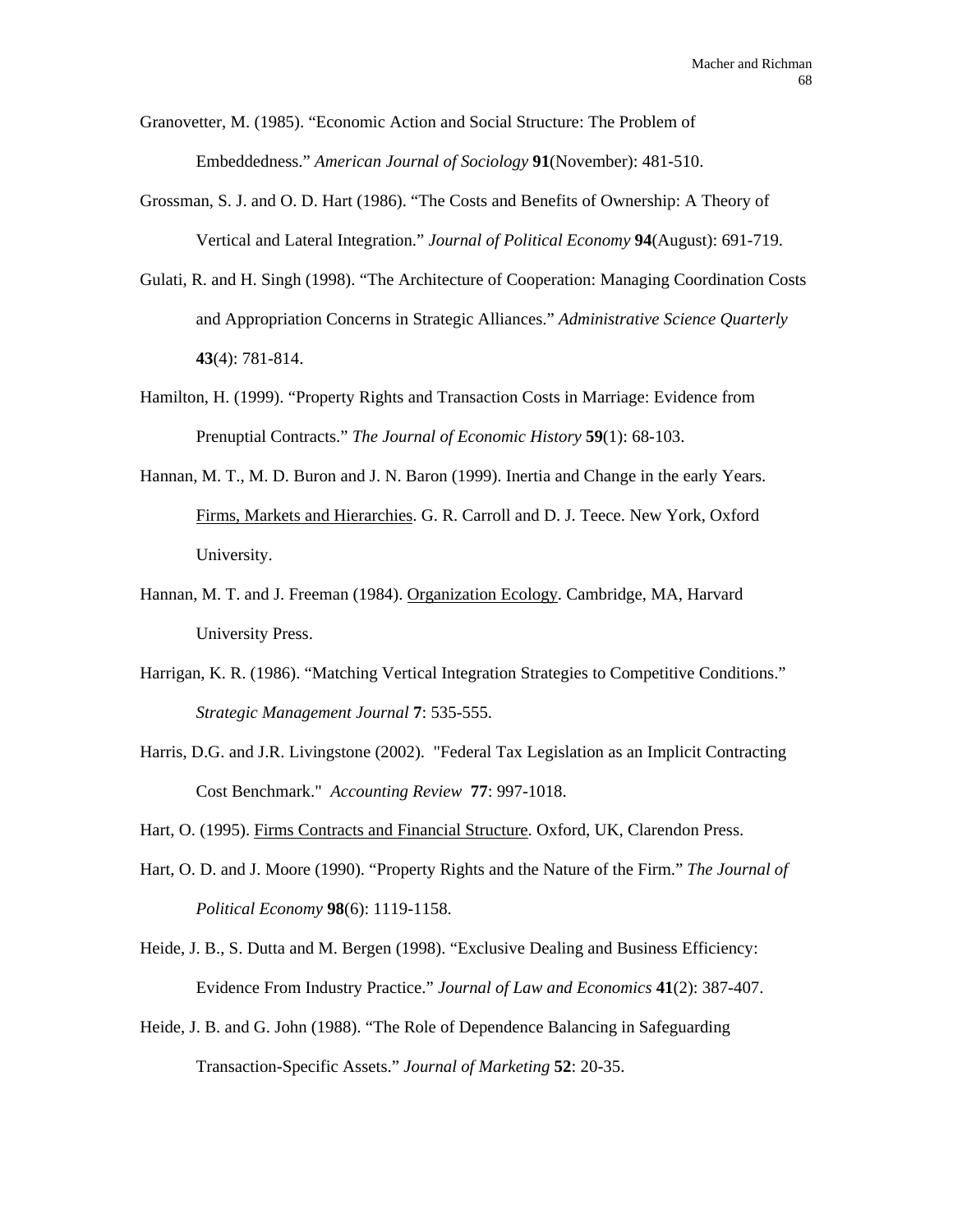Granovetter, M. (1985). "Economic Action and Social Structure: The Problem of Embeddedness." *American Journal of Sociology* **91**(November): 481-510.

Grossman, S. J. and O. D. Hart (1986). "The Costs and Benefits of Ownership: A Theory of Vertical and Lateral Integration." *Journal of Political Economy* **94**(August): 691-719.

Gulati, R. and H. Singh (1998). "The Architecture of Cooperation: Managing Coordination Costs and Appropriation Concerns in Strategic Alliances." *Administrative Science Quarterly* **43**(4): 781-814.

Hamilton, H. (1999). "Property Rights and Transaction Costs in Marriage: Evidence from Prenuptial Contracts." *The Journal of Economic History* **59**(1): 68-103.

Hannan, M. T., M. D. Buron and J. N. Baron (1999). Inertia and Change in the early Years. Firms, Markets and Hierarchies. G. R. Carroll and D. J. Teece. New York, Oxford University.

Hannan, M. T. and J. Freeman (1984). Organization Ecology. Cambridge, MA, Harvard University Press.

Harrigan, K. R. (1986). "Matching Vertical Integration Strategies to Competitive Conditions." *Strategic Management Journal* **7**: 535-555.

Harris, D.G. and J.R. Livingstone (2002). "Federal Tax Legislation as an Implicit Contracting Cost Benchmark." *Accounting Review* **77**: 997-1018.

Hart, O. (1995). Firms Contracts and Financial Structure. Oxford, UK, Clarendon Press.

Hart, O. D. and J. Moore (1990). "Property Rights and the Nature of the Firm." *The Journal of Political Economy* **98**(6): 1119-1158.

Heide, J. B., S. Dutta and M. Bergen (1998). "Exclusive Dealing and Business Efficiency: Evidence From Industry Practice." *Journal of Law and Economics* **41**(2): 387-407.

Heide, J. B. and G. John (1988). "The Role of Dependence Balancing in Safeguarding Transaction-Specific Assets." *Journal of Marketing* **52**: 20-35.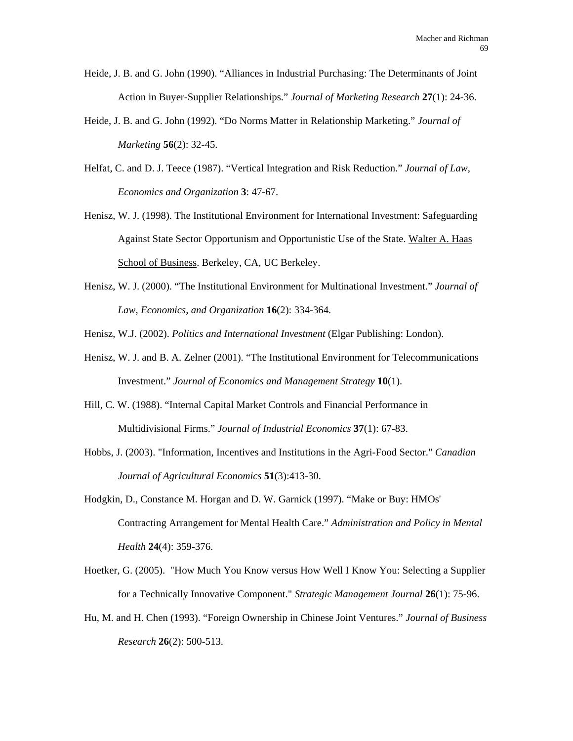Heide, J. B. and G. John (1990). “Alliances in Industrial Purchasing: The Determinants of Joint Action in Buyer-Supplier Relationships.” *Journal of Marketing Research* **27**(1): 24-36.

Heide, J. B. and G. John (1992). “Do Norms Matter in Relationship Marketing.” *Journal of Marketing* **56**(2): 32-45.

Helfat, C. and D. J. Teece (1987). “Vertical Integration and Risk Reduction.” *Journal of Law, Economics and Organization* **3**: 47-67.

Henisz, W. J. (1998). The Institutional Environment for International Investment: Safeguarding Against State Sector Opportunism and Opportunistic Use of the State. Walter A. Haas School of Business. Berkeley, CA, UC Berkeley.

Henisz, W. J. (2000). “The Institutional Environment for Multinational Investment.” *Journal of Law, Economics, and Organization* **16**(2): 334-364.

Henisz, W.J. (2002). *Politics and International Investment* (Elgar Publishing: London).

Henisz, W. J. and B. A. Zelner (2001). “The Institutional Environment for Telecommunications Investment.” *Journal of Economics and Management Strategy* **10**(1).

Hill, C. W. (1988). “Internal Capital Market Controls and Financial Performance in Multidivisional Firms.” *Journal of Industrial Economics* **37**(1): 67-83.

Hobbs, J. (2003). "Information, Incentives and Institutions in the Agri-Food Sector." *Canadian Journal of Agricultural Economics* **51**(3):413-30.

Hodgkin, D., Constance M. Horgan and D. W. Garnick (1997). “Make or Buy: HMOs' Contracting Arrangement for Mental Health Care.” *Administration and Policy in Mental Health* **24**(4): 359-376.

Hoetker, G. (2005). "How Much You Know versus How Well I Know You: Selecting a Supplier for a Technically Innovative Component." *Strategic Management Journal* **26**(1): 75-96.

Hu, M. and H. Chen (1993). “Foreign Ownership in Chinese Joint Ventures.” *Journal of Business Research* **26**(2): 500-513.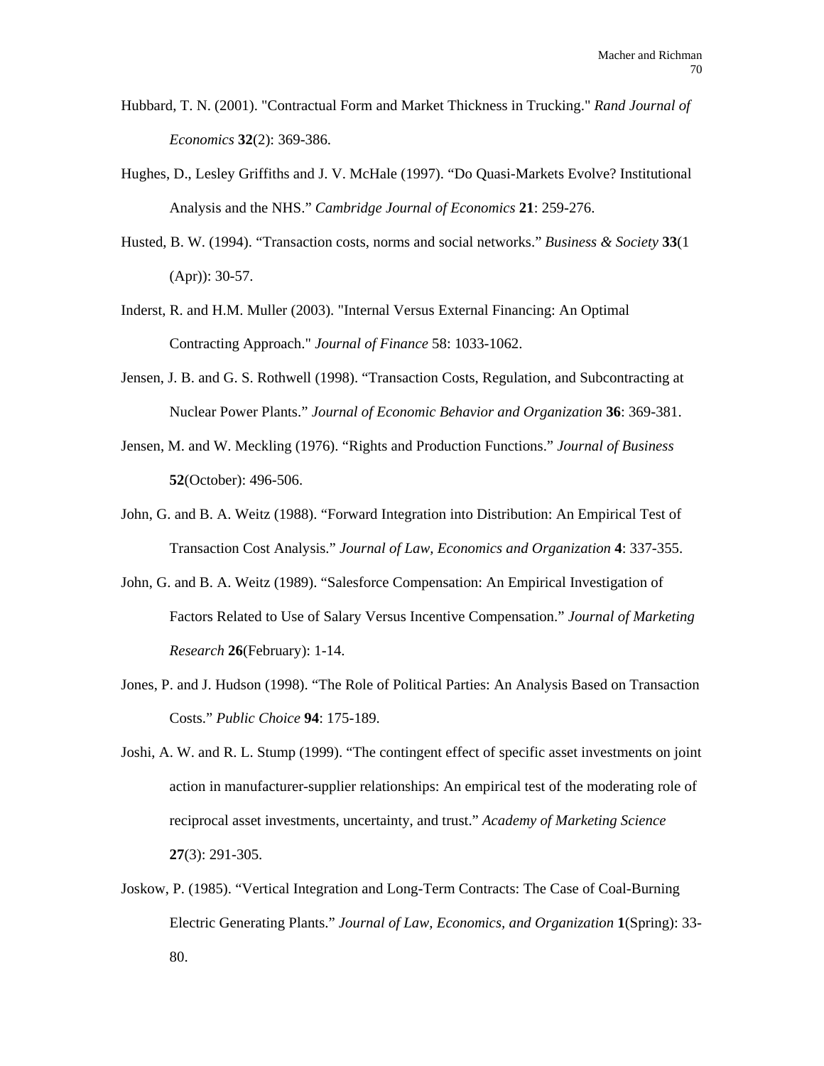Hubbard, T. N. (2001). "Contractual Form and Market Thickness in Trucking." *Rand Journal of Economics* **32**(2): 369-386.

Hughes, D., Lesley Griffiths and J. V. McHale (1997). "Do Quasi-Markets Evolve? Institutional Analysis and the NHS." *Cambridge Journal of Economics* **21**: 259-276.

Husted, B. W. (1994). "Transaction costs, norms and social networks." *Business & Society* **33**(1 (Apr)): 30-57.

Inderst, R. and H.M. Muller (2003). "Internal Versus External Financing: An Optimal Contracting Approach." *Journal of Finance* 58: 1033-1062.

Jensen, J. B. and G. S. Rothwell (1998). "Transaction Costs, Regulation, and Subcontracting at Nuclear Power Plants." *Journal of Economic Behavior and Organization* **36**: 369-381.

Jensen, M. and W. Meckling (1976). "Rights and Production Functions." *Journal of Business* **52**(October): 496-506.

John, G. and B. A. Weitz (1988). "Forward Integration into Distribution: An Empirical Test of Transaction Cost Analysis." *Journal of Law, Economics and Organization* **4**: 337-355.

John, G. and B. A. Weitz (1989). "Salesforce Compensation: An Empirical Investigation of Factors Related to Use of Salary Versus Incentive Compensation." *Journal of Marketing Research* **26**(February): 1-14.

Jones, P. and J. Hudson (1998). "The Role of Political Parties: An Analysis Based on Transaction Costs." *Public Choice* **94**: 175-189.

Joshi, A. W. and R. L. Stump (1999). "The contingent effect of specific asset investments on joint action in manufacturer-supplier relationships: An empirical test of the moderating role of reciprocal asset investments, uncertainty, and trust." *Academy of Marketing Science* **27**(3): 291-305.

Joskow, P. (1985). "Vertical Integration and Long-Term Contracts: The Case of Coal-Burning Electric Generating Plants." *Journal of Law, Economics, and Organization* **1**(Spring): 33-80.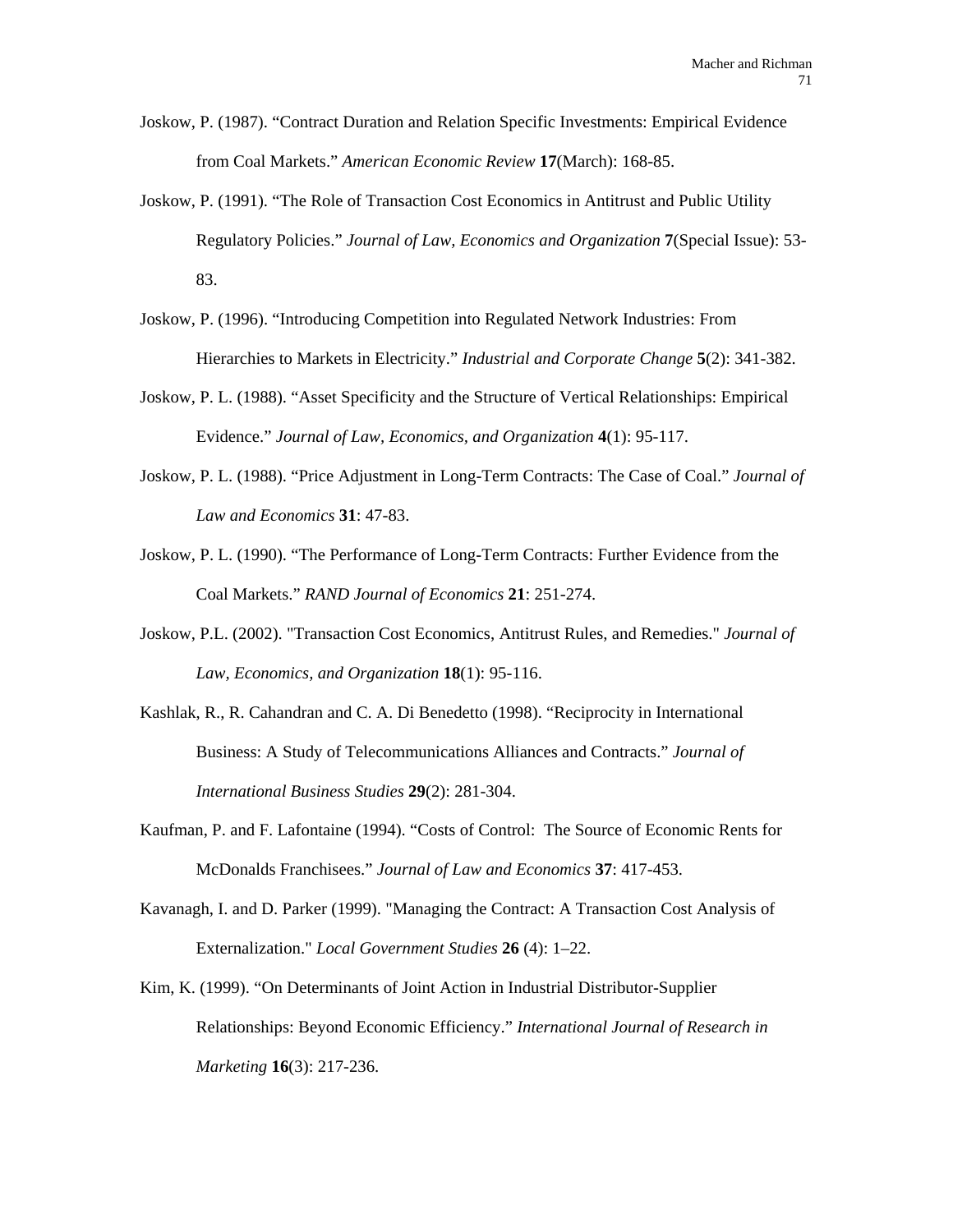Joskow, P. (1987). “Contract Duration and Relation Specific Investments: Empirical Evidence from Coal Markets.” *American Economic Review* **17**(March): 168-85.

Joskow, P. (1991). “The Role of Transaction Cost Economics in Antitrust and Public Utility Regulatory Policies.” *Journal of Law, Economics and Organization* **7**(Special Issue): 53-83.

Joskow, P. (1996). “Introducing Competition into Regulated Network Industries: From Hierarchies to Markets in Electricity.” *Industrial and Corporate Change* **5**(2): 341-382.

Joskow, P. L. (1988). “Asset Specificity and the Structure of Vertical Relationships: Empirical Evidence.” *Journal of Law, Economics, and Organization* **4**(1): 95-117.

Joskow, P. L. (1988). “Price Adjustment in Long-Term Contracts: The Case of Coal.” *Journal of Law and Economics* **31**: 47-83.

Joskow, P. L. (1990). “The Performance of Long-Term Contracts: Further Evidence from the Coal Markets.” *RAND Journal of Economics* **21**: 251-274.

Joskow, P.L. (2002). "Transaction Cost Economics, Antitrust Rules, and Remedies." *Journal of Law, Economics, and Organization* **18**(1): 95-116.

Kashlak, R., R. Cahandran and C. A. Di Benedetto (1998). “Reciprocity in International Business: A Study of Telecommunications Alliances and Contracts.” *Journal of International Business Studies* **29**(2): 281-304.

Kaufman, P. and F. Lafontaine (1994). “Costs of Control: The Source of Economic Rents for McDonalds Franchisees.” *Journal of Law and Economics* **37**: 417-453.

Kavanagh, I. and D. Parker (1999). "Managing the Contract: A Transaction Cost Analysis of Externalization." *Local Government Studies* **26** (4): 1–22.

Kim, K. (1999). “On Determinants of Joint Action in Industrial Distributor-Supplier Relationships: Beyond Economic Efficiency.” *International Journal of Research in Marketing* **16**(3): 217-236.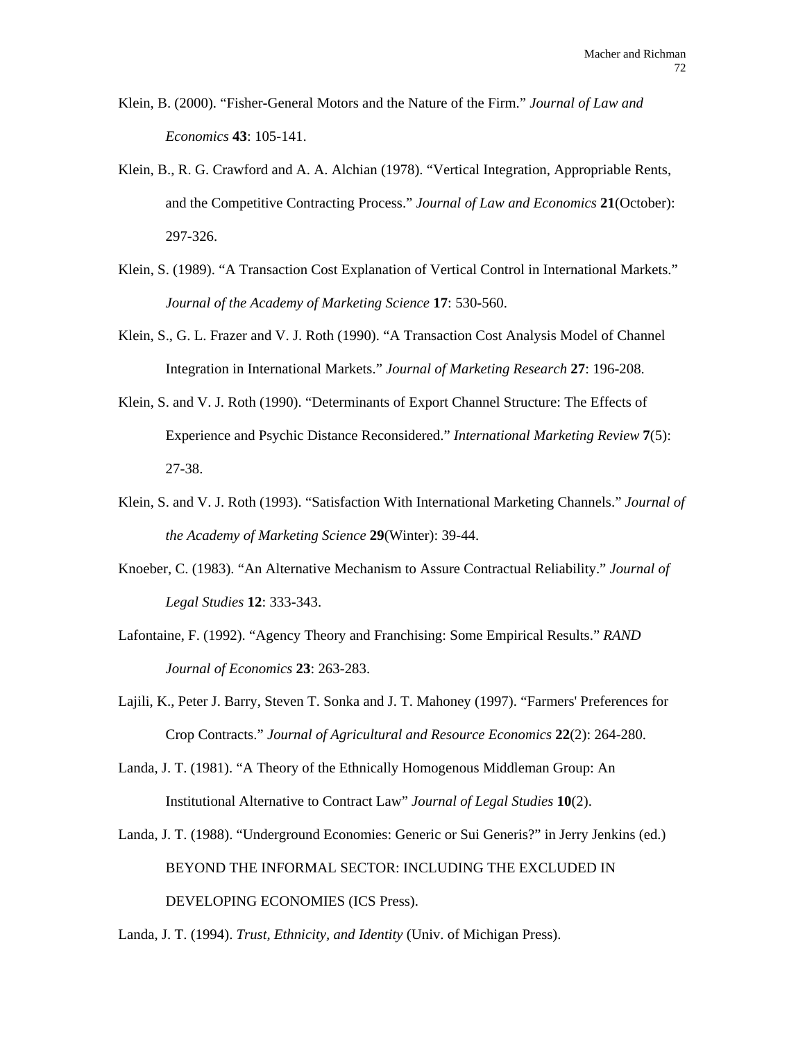Klein, B. (2000). "Fisher-General Motors and the Nature of the Firm." *Journal of Law and Economics* **43**: 105-141.

Klein, B., R. G. Crawford and A. A. Alchian (1978). "Vertical Integration, Appropriable Rents, and the Competitive Contracting Process." *Journal of Law and Economics* **21**(October): 297-326.

Klein, S. (1989). "A Transaction Cost Explanation of Vertical Control in International Markets." *Journal of the Academy of Marketing Science* **17**: 530-560.

Klein, S., G. L. Frazer and V. J. Roth (1990). "A Transaction Cost Analysis Model of Channel Integration in International Markets." *Journal of Marketing Research* **27**: 196-208.

Klein, S. and V. J. Roth (1990). "Determinants of Export Channel Structure: The Effects of Experience and Psychic Distance Reconsidered." *International Marketing Review* **7**(5): 27-38.

Klein, S. and V. J. Roth (1993). "Satisfaction With International Marketing Channels." *Journal of the Academy of Marketing Science* **29**(Winter): 39-44.

Knoeber, C. (1983). "An Alternative Mechanism to Assure Contractual Reliability." *Journal of Legal Studies* **12**: 333-343.

Lafontaine, F. (1992). "Agency Theory and Franchising: Some Empirical Results." *RAND Journal of Economics* **23**: 263-283.

Lajili, K., Peter J. Barry, Steven T. Sonka and J. T. Mahoney (1997). "Farmers' Preferences for Crop Contracts." *Journal of Agricultural and Resource Economics* **22**(2): 264-280.

Landa, J. T. (1981). "A Theory of the Ethnically Homogenous Middleman Group: An Institutional Alternative to Contract Law" *Journal of Legal Studies* **10**(2).

Landa, J. T. (1988). "Underground Economies: Generic or Sui Generis?" in Jerry Jenkins (ed.) BEYOND THE INFORMAL SECTOR: INCLUDING THE EXCLUDED IN DEVELOPING ECONOMIES (ICS Press).

Landa, J. T. (1994). *Trust, Ethnicity, and Identity* (Univ. of Michigan Press).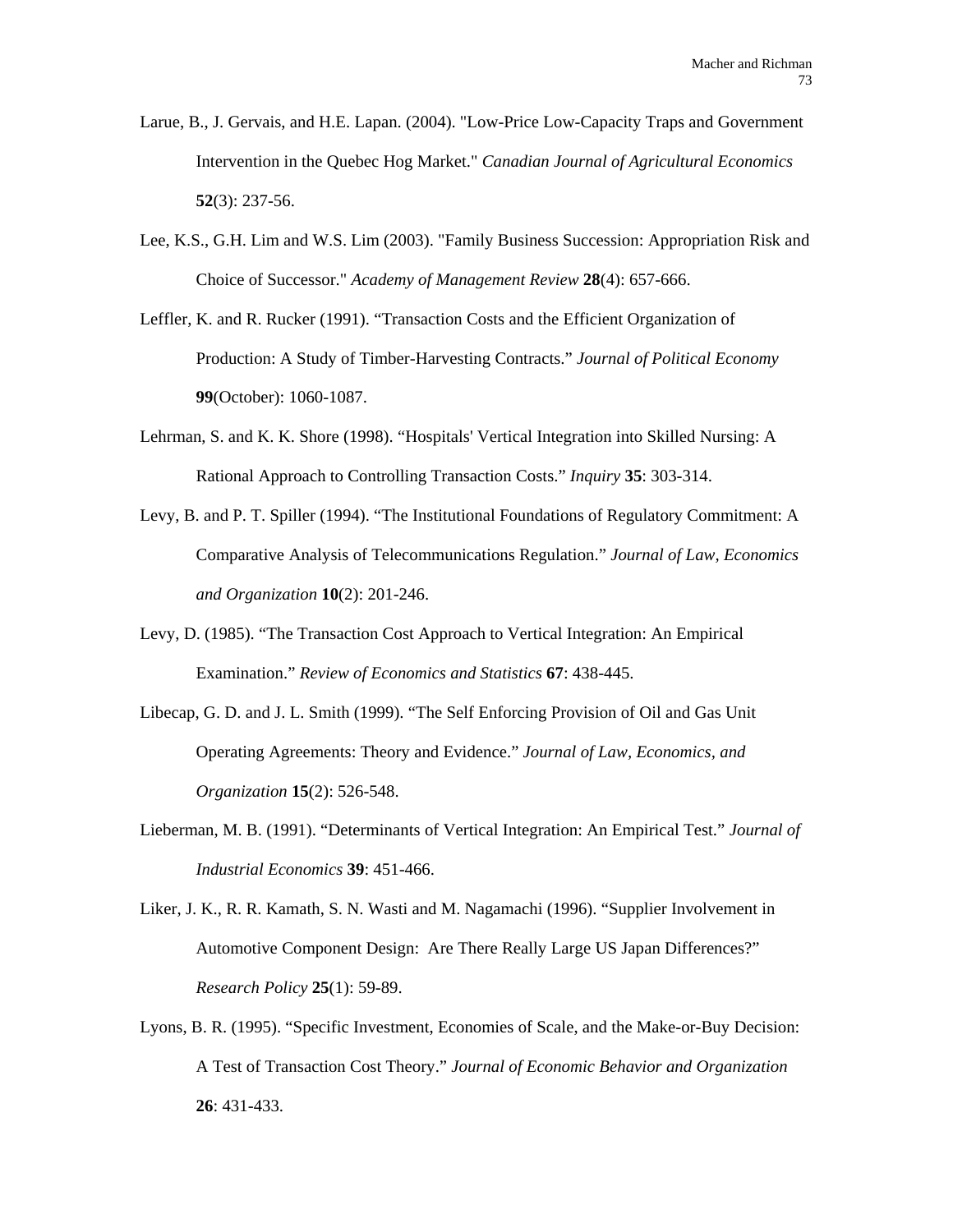Larue, B., J. Gervais, and H.E. Lapan. (2004). "Low-Price Low-Capacity Traps and Government Intervention in the Quebec Hog Market." *Canadian Journal of Agricultural Economics* **52**(3): 237-56.

Lee, K.S., G.H. Lim and W.S. Lim (2003). "Family Business Succession: Appropriation Risk and Choice of Successor." *Academy of Management Review* **28**(4): 657-666.

Leffler, K. and R. Rucker (1991). "Transaction Costs and the Efficient Organization of Production: A Study of Timber-Harvesting Contracts." *Journal of Political Economy* **99**(October): 1060-1087.

Lehrman, S. and K. K. Shore (1998). "Hospitals' Vertical Integration into Skilled Nursing: A Rational Approach to Controlling Transaction Costs." *Inquiry* **35**: 303-314.

Levy, B. and P. T. Spiller (1994). "The Institutional Foundations of Regulatory Commitment: A Comparative Analysis of Telecommunications Regulation." *Journal of Law, Economics and Organization* **10**(2): 201-246.

Levy, D. (1985). "The Transaction Cost Approach to Vertical Integration: An Empirical Examination." *Review of Economics and Statistics* **67**: 438-445.

Libecap, G. D. and J. L. Smith (1999). "The Self Enforcing Provision of Oil and Gas Unit Operating Agreements: Theory and Evidence." *Journal of Law, Economics, and Organization* **15**(2): 526-548.

Lieberman, M. B. (1991). "Determinants of Vertical Integration: An Empirical Test." *Journal of Industrial Economics* **39**: 451-466.

Liker, J. K., R. R. Kamath, S. N. Wasti and M. Nagamachi (1996). "Supplier Involvement in Automotive Component Design: Are There Really Large US Japan Differences?" *Research Policy* **25**(1): 59-89.

Lyons, B. R. (1995). "Specific Investment, Economies of Scale, and the Make-or-Buy Decision: A Test of Transaction Cost Theory." *Journal of Economic Behavior and Organization* **26**: 431-433.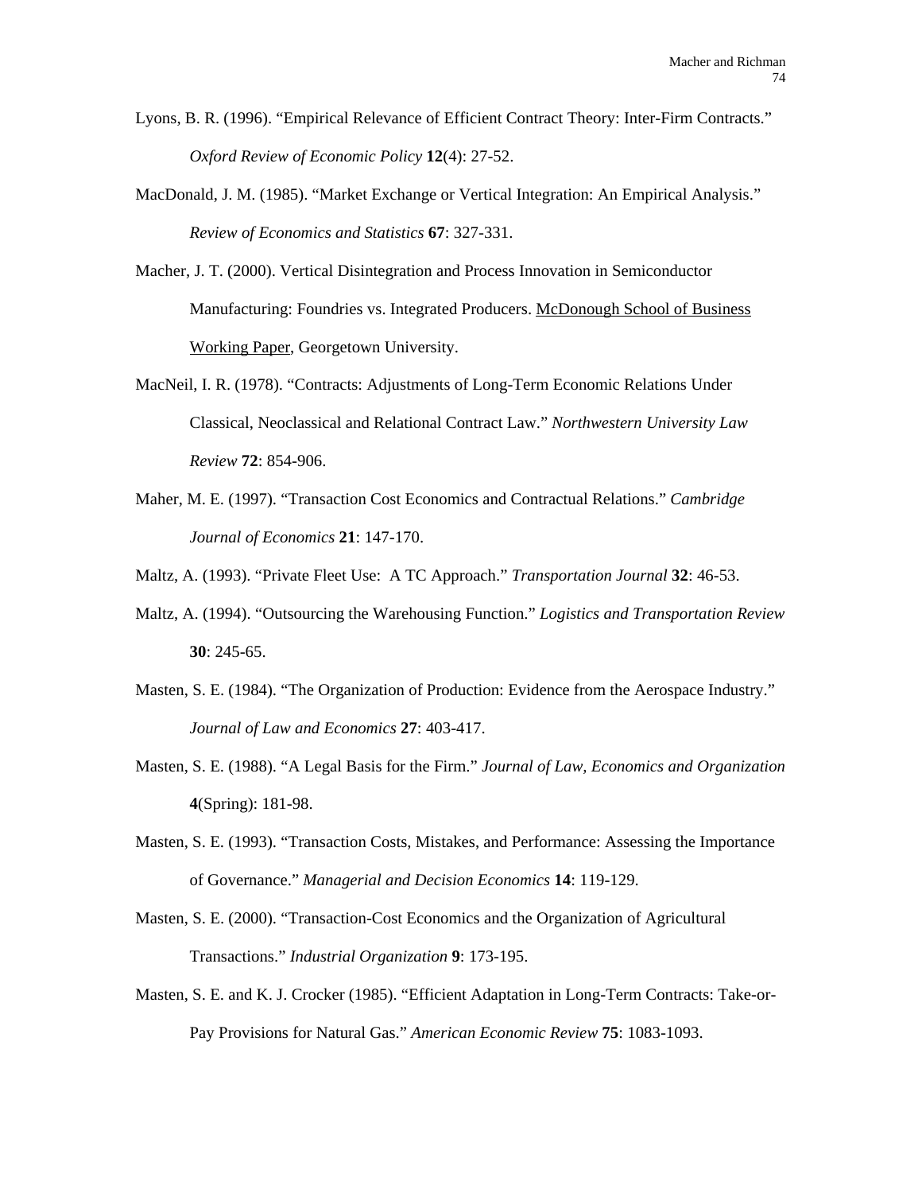Lyons, B. R. (1996). "Empirical Relevance of Efficient Contract Theory: Inter-Firm Contracts." *Oxford Review of Economic Policy* **12**(4): 27-52.

MacDonald, J. M. (1985). "Market Exchange or Vertical Integration: An Empirical Analysis." *Review of Economics and Statistics* **67**: 327-331.

Macher, J. T. (2000). Vertical Disintegration and Process Innovation in Semiconductor Manufacturing: Foundries vs. Integrated Producers. McDonough School of Business Working Paper, Georgetown University.

MacNeil, I. R. (1978). "Contracts: Adjustments of Long-Term Economic Relations Under Classical, Neoclassical and Relational Contract Law." *Northwestern University Law Review* **72**: 854-906.

Maher, M. E. (1997). "Transaction Cost Economics and Contractual Relations." *Cambridge Journal of Economics* **21**: 147-170.

Maltz, A. (1993). "Private Fleet Use: A TC Approach." *Transportation Journal* **32**: 46-53.

Maltz, A. (1994). "Outsourcing the Warehousing Function." *Logistics and Transportation Review* **30**: 245-65.

Masten, S. E. (1984). "The Organization of Production: Evidence from the Aerospace Industry." *Journal of Law and Economics* **27**: 403-417.

Masten, S. E. (1988). "A Legal Basis for the Firm." *Journal of Law, Economics and Organization* **4**(Spring): 181-98.

Masten, S. E. (1993). "Transaction Costs, Mistakes, and Performance: Assessing the Importance of Governance." *Managerial and Decision Economics* **14**: 119-129.

Masten, S. E. (2000). "Transaction-Cost Economics and the Organization of Agricultural Transactions." *Industrial Organization* **9**: 173-195.

Masten, S. E. and K. J. Crocker (1985). "Efficient Adaptation in Long-Term Contracts: Take-or-Pay Provisions for Natural Gas." *American Economic Review* **75**: 1083-1093.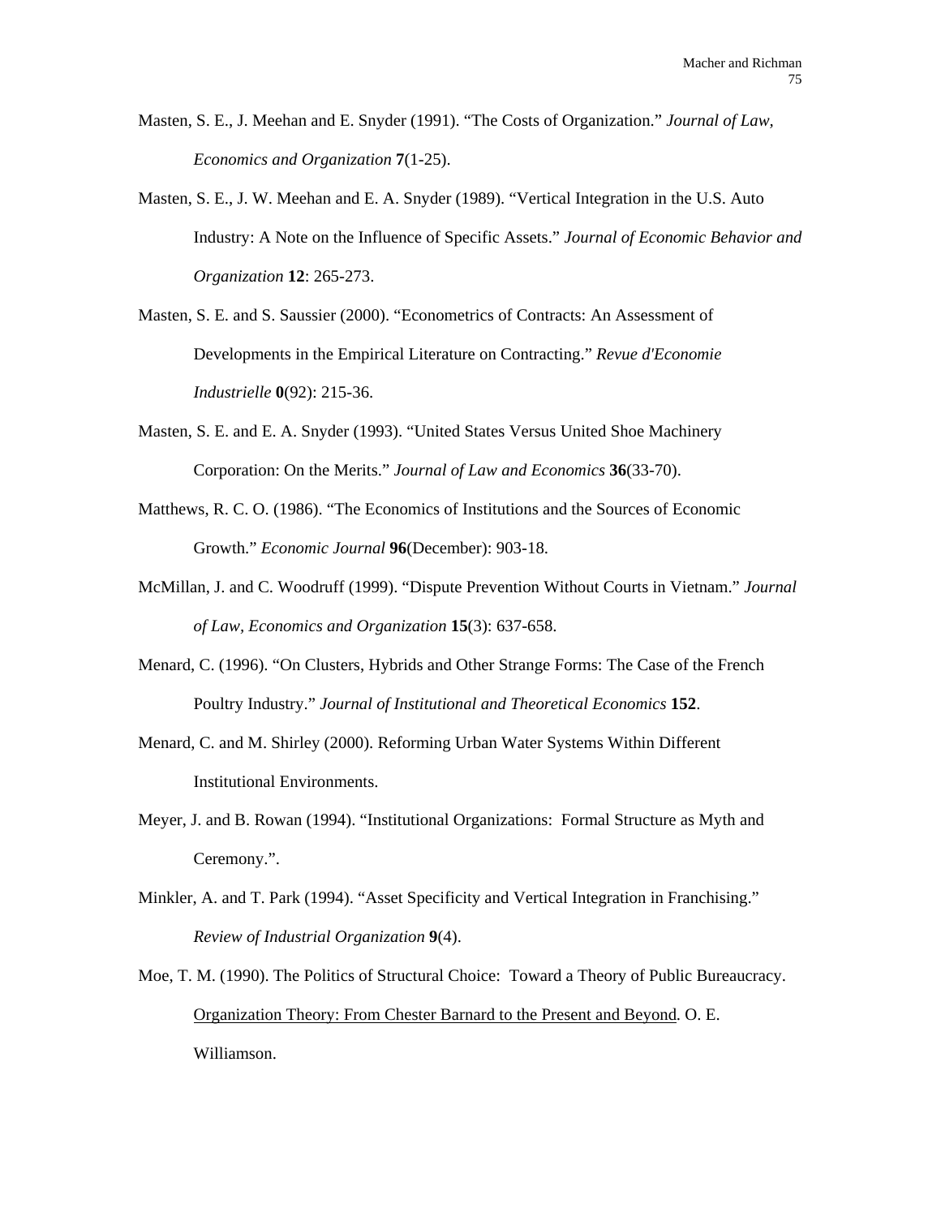Masten, S. E., J. Meehan and E. Snyder (1991). "The Costs of Organization." *Journal of Law, Economics and Organization* **7**(1-25).

Masten, S. E., J. W. Meehan and E. A. Snyder (1989). "Vertical Integration in the U.S. Auto Industry: A Note on the Influence of Specific Assets." *Journal of Economic Behavior and Organization* **12**: 265-273.

Masten, S. E. and S. Saussier (2000). "Econometrics of Contracts: An Assessment of Developments in the Empirical Literature on Contracting." *Revue d'Economie Industrielle* **0**(92): 215-36.

Masten, S. E. and E. A. Snyder (1993). "United States Versus United Shoe Machinery Corporation: On the Merits." *Journal of Law and Economics* **36**(33-70).

Matthews, R. C. O. (1986). "The Economics of Institutions and the Sources of Economic Growth." *Economic Journal* **96**(December): 903-18.

McMillan, J. and C. Woodruff (1999). "Dispute Prevention Without Courts in Vietnam." *Journal of Law, Economics and Organization* **15**(3): 637-658.

Menard, C. (1996). "On Clusters, Hybrids and Other Strange Forms: The Case of the French Poultry Industry." *Journal of Institutional and Theoretical Economics* **152**.

Menard, C. and M. Shirley (2000). Reforming Urban Water Systems Within Different Institutional Environments.

Meyer, J. and B. Rowan (1994). "Institutional Organizations: Formal Structure as Myth and Ceremony.".

Minkler, A. and T. Park (1994). "Asset Specificity and Vertical Integration in Franchising." *Review of Industrial Organization* **9**(4).

Moe, T. M. (1990). The Politics of Structural Choice: Toward a Theory of Public Bureaucracy. Organization Theory: From Chester Barnard to the Present and Beyond. O. E. Williamson.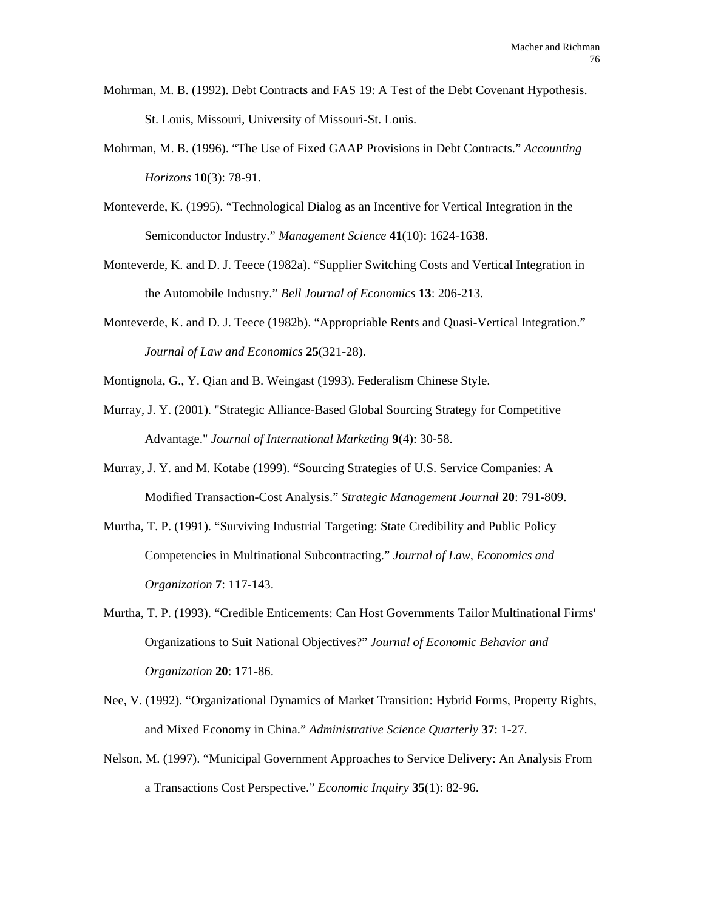Mohrman, M. B. (1992). Debt Contracts and FAS 19: A Test of the Debt Covenant Hypothesis. St. Louis, Missouri, University of Missouri-St. Louis.

Mohrman, M. B. (1996). “The Use of Fixed GAAP Provisions in Debt Contracts.” *Accounting Horizons* **10**(3): 78-91.

Monteverde, K. (1995). “Technological Dialog as an Incentive for Vertical Integration in the Semiconductor Industry.” *Management Science* **41**(10): 1624-1638.

Monteverde, K. and D. J. Teece (1982a). “Supplier Switching Costs and Vertical Integration in the Automobile Industry.” *Bell Journal of Economics* **13**: 206-213.

Monteverde, K. and D. J. Teece (1982b). “Appropriable Rents and Quasi-Vertical Integration.” *Journal of Law and Economics* **25**(321-28).

Montignola, G., Y. Qian and B. Weingast (1993). Federalism Chinese Style.

Murray, J. Y. (2001). "Strategic Alliance-Based Global Sourcing Strategy for Competitive Advantage." *Journal of International Marketing* **9**(4): 30-58.

Murray, J. Y. and M. Kotabe (1999). “Sourcing Strategies of U.S. Service Companies: A Modified Transaction-Cost Analysis.” *Strategic Management Journal* **20**: 791-809.

Murtha, T. P. (1991). “Surviving Industrial Targeting: State Credibility and Public Policy Competencies in Multinational Subcontracting.” *Journal of Law, Economics and Organization* **7**: 117-143.

Murtha, T. P. (1993). “Credible Enticements: Can Host Governments Tailor Multinational Firms' Organizations to Suit National Objectives?” *Journal of Economic Behavior and Organization* **20**: 171-86.

Nee, V. (1992). “Organizational Dynamics of Market Transition: Hybrid Forms, Property Rights, and Mixed Economy in China.” *Administrative Science Quarterly* **37**: 1-27.

Nelson, M. (1997). “Municipal Government Approaches to Service Delivery: An Analysis From a Transactions Cost Perspective.” *Economic Inquiry* **35**(1): 82-96.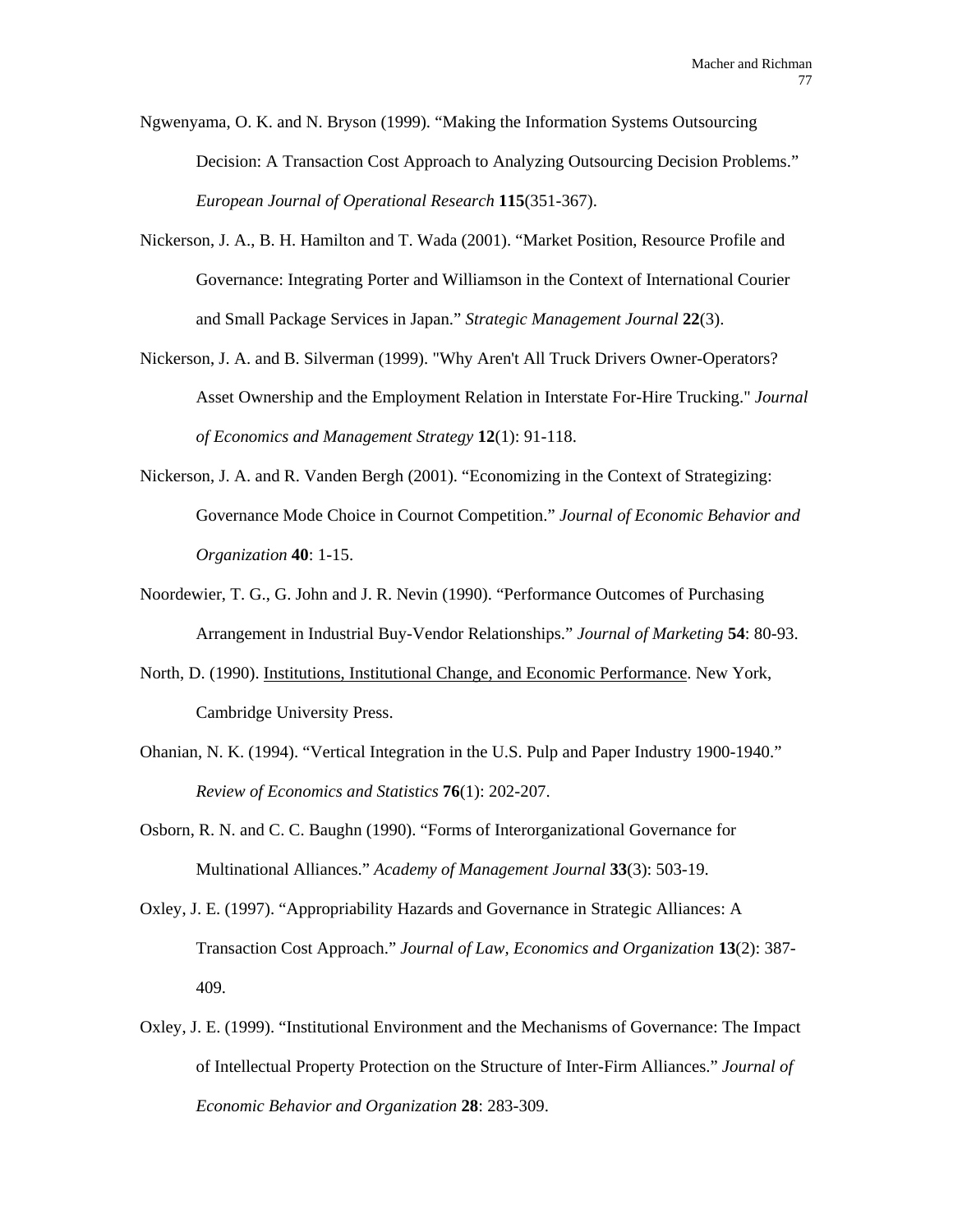Ngwenyama, O. K. and N. Bryson (1999). “Making the Information Systems Outsourcing Decision: A Transaction Cost Approach to Analyzing Outsourcing Decision Problems.” *European Journal of Operational Research* **115**(351-367).

Nickerson, J. A., B. H. Hamilton and T. Wada (2001). “Market Position, Resource Profile and Governance: Integrating Porter and Williamson in the Context of International Courier and Small Package Services in Japan.” *Strategic Management Journal* **22**(3).

Nickerson, J. A. and B. Silverman (1999). "Why Aren't All Truck Drivers Owner-Operators? Asset Ownership and the Employment Relation in Interstate For-Hire Trucking." *Journal of Economics and Management Strategy* **12**(1): 91-118.

Nickerson, J. A. and R. Vanden Bergh (2001). “Economizing in the Context of Strategizing: Governance Mode Choice in Cournot Competition.” *Journal of Economic Behavior and Organization* **40**: 1-15.

Noordewier, T. G., G. John and J. R. Nevin (1990). “Performance Outcomes of Purchasing Arrangement in Industrial Buy-Vendor Relationships.” *Journal of Marketing* **54**: 80-93.

North, D. (1990). Institutions, Institutional Change, and Economic Performance. New York, Cambridge University Press.

Ohanian, N. K. (1994). “Vertical Integration in the U.S. Pulp and Paper Industry 1900-1940.” *Review of Economics and Statistics* **76**(1): 202-207.

Osborn, R. N. and C. C. Baughn (1990). “Forms of Interorganizational Governance for Multinational Alliances.” *Academy of Management Journal* **33**(3): 503-19.

Oxley, J. E. (1997). “Appropriability Hazards and Governance in Strategic Alliances: A Transaction Cost Approach.” *Journal of Law, Economics and Organization* **13**(2): 387-409.

Oxley, J. E. (1999). “Institutional Environment and the Mechanisms of Governance: The Impact of Intellectual Property Protection on the Structure of Inter-Firm Alliances.” *Journal of Economic Behavior and Organization* **28**: 283-309.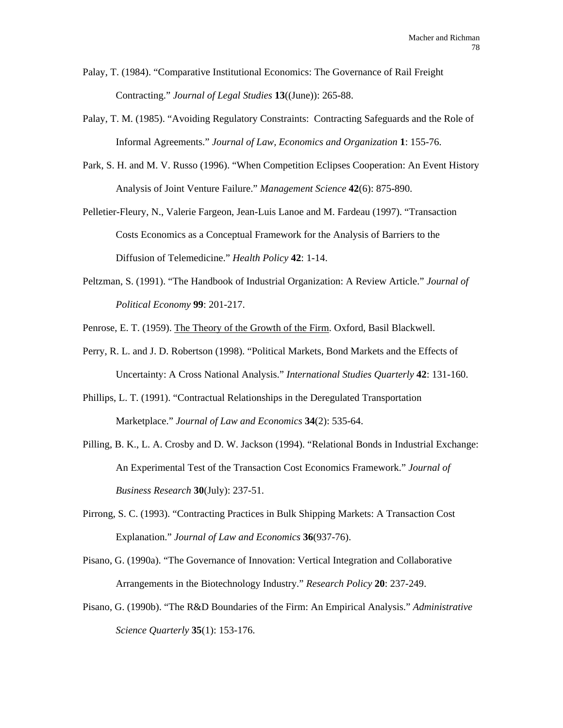Palay, T. (1984). “Comparative Institutional Economics: The Governance of Rail Freight Contracting.” *Journal of Legal Studies* **13**((June)): 265-88.

Palay, T. M. (1985). “Avoiding Regulatory Constraints: Contracting Safeguards and the Role of Informal Agreements.” *Journal of Law, Economics and Organization* **1**: 155-76.

Park, S. H. and M. V. Russo (1996). “When Competition Eclipses Cooperation: An Event History Analysis of Joint Venture Failure.” *Management Science* **42**(6): 875-890.

Pelletier-Fleury, N., Valerie Fargeon, Jean-Luis Lanoe and M. Fardeau (1997). “Transaction Costs Economics as a Conceptual Framework for the Analysis of Barriers to the Diffusion of Telemedicine.” *Health Policy* **42**: 1-14.

Peltzman, S. (1991). “The Handbook of Industrial Organization: A Review Article.” *Journal of Political Economy* **99**: 201-217.

Penrose, E. T. (1959). The Theory of the Growth of the Firm. Oxford, Basil Blackwell.

Perry, R. L. and J. D. Robertson (1998). “Political Markets, Bond Markets and the Effects of Uncertainty: A Cross National Analysis.” *International Studies Quarterly* **42**: 131-160.

Phillips, L. T. (1991). “Contractual Relationships in the Deregulated Transportation Marketplace.” *Journal of Law and Economics* **34**(2): 535-64.

Pilling, B. K., L. A. Crosby and D. W. Jackson (1994). “Relational Bonds in Industrial Exchange: An Experimental Test of the Transaction Cost Economics Framework.” *Journal of Business Research* **30**(July): 237-51.

Pirrong, S. C. (1993). “Contracting Practices in Bulk Shipping Markets: A Transaction Cost Explanation.” *Journal of Law and Economics* **36**(937-76).

Pisano, G. (1990a). “The Governance of Innovation: Vertical Integration and Collaborative Arrangements in the Biotechnology Industry.” *Research Policy* **20**: 237-249.

Pisano, G. (1990b). “The R&D Boundaries of the Firm: An Empirical Analysis.” *Administrative Science Quarterly* **35**(1): 153-176.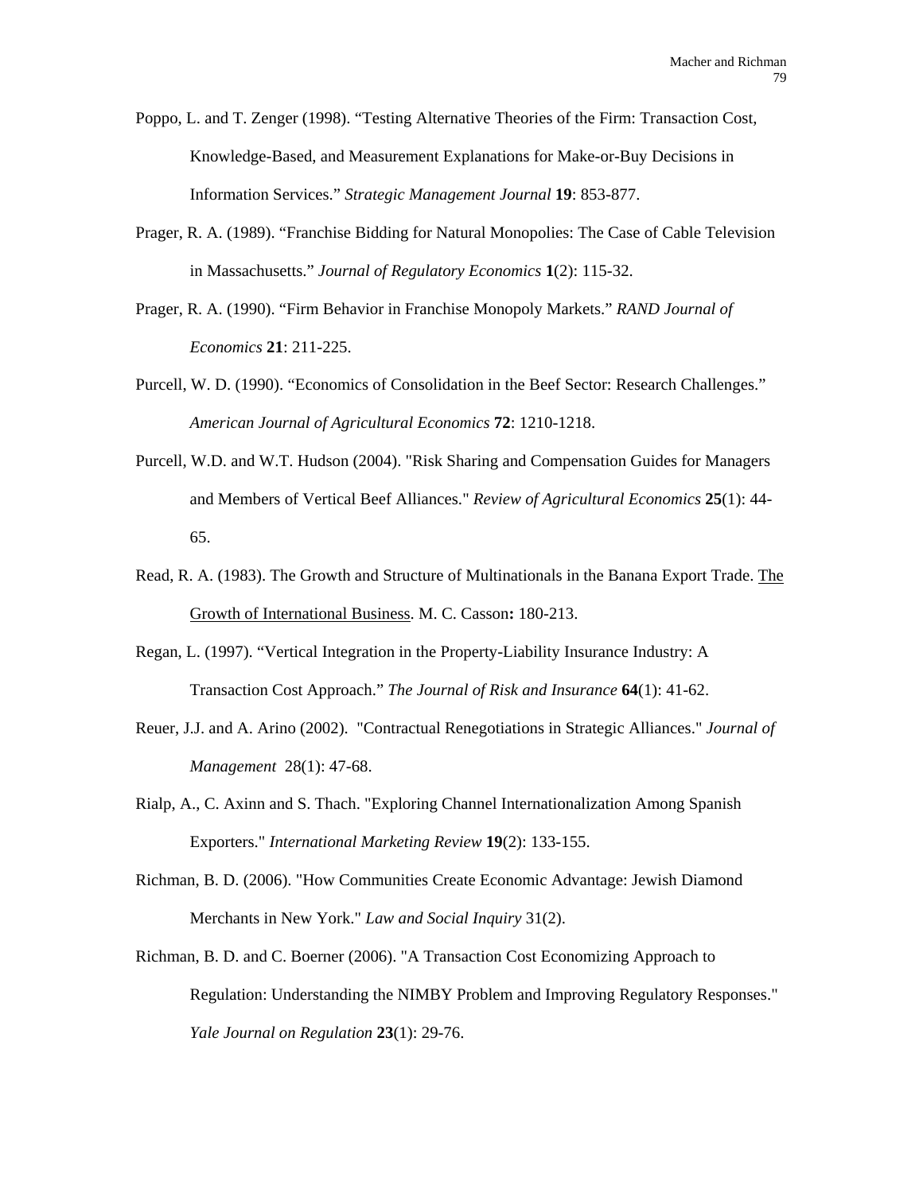Poppo, L. and T. Zenger (1998). "Testing Alternative Theories of the Firm: Transaction Cost, Knowledge-Based, and Measurement Explanations for Make-or-Buy Decisions in Information Services." *Strategic Management Journal* **19**: 853-877.

Prager, R. A. (1989). "Franchise Bidding for Natural Monopolies: The Case of Cable Television in Massachusetts." *Journal of Regulatory Economics* **1**(2): 115-32.

Prager, R. A. (1990). "Firm Behavior in Franchise Monopoly Markets." *RAND Journal of Economics* **21**: 211-225.

Purcell, W. D. (1990). "Economics of Consolidation in the Beef Sector: Research Challenges." *American Journal of Agricultural Economics* **72**: 1210-1218.

Purcell, W.D. and W.T. Hudson (2004). "Risk Sharing and Compensation Guides for Managers and Members of Vertical Beef Alliances." *Review of Agricultural Economics* **25**(1): 44-65.

Read, R. A. (1983). The Growth and Structure of Multinationals in the Banana Export Trade. The Growth of International Business. M. C. Casson**:** 180-213.

Regan, L. (1997). "Vertical Integration in the Property-Liability Insurance Industry: A Transaction Cost Approach." *The Journal of Risk and Insurance* **64**(1): 41-62.

Reuer, J.J. and A. Arino (2002). "Contractual Renegotiations in Strategic Alliances." *Journal of Management* 28(1): 47-68.

Rialp, A., C. Axinn and S. Thach. "Exploring Channel Internationalization Among Spanish Exporters." *International Marketing Review* **19**(2): 133-155.

Richman, B. D. (2006). "How Communities Create Economic Advantage: Jewish Diamond Merchants in New York." *Law and Social Inquiry* 31(2).

Richman, B. D. and C. Boerner (2006). "A Transaction Cost Economizing Approach to Regulation: Understanding the NIMBY Problem and Improving Regulatory Responses." *Yale Journal on Regulation* **23**(1): 29-76.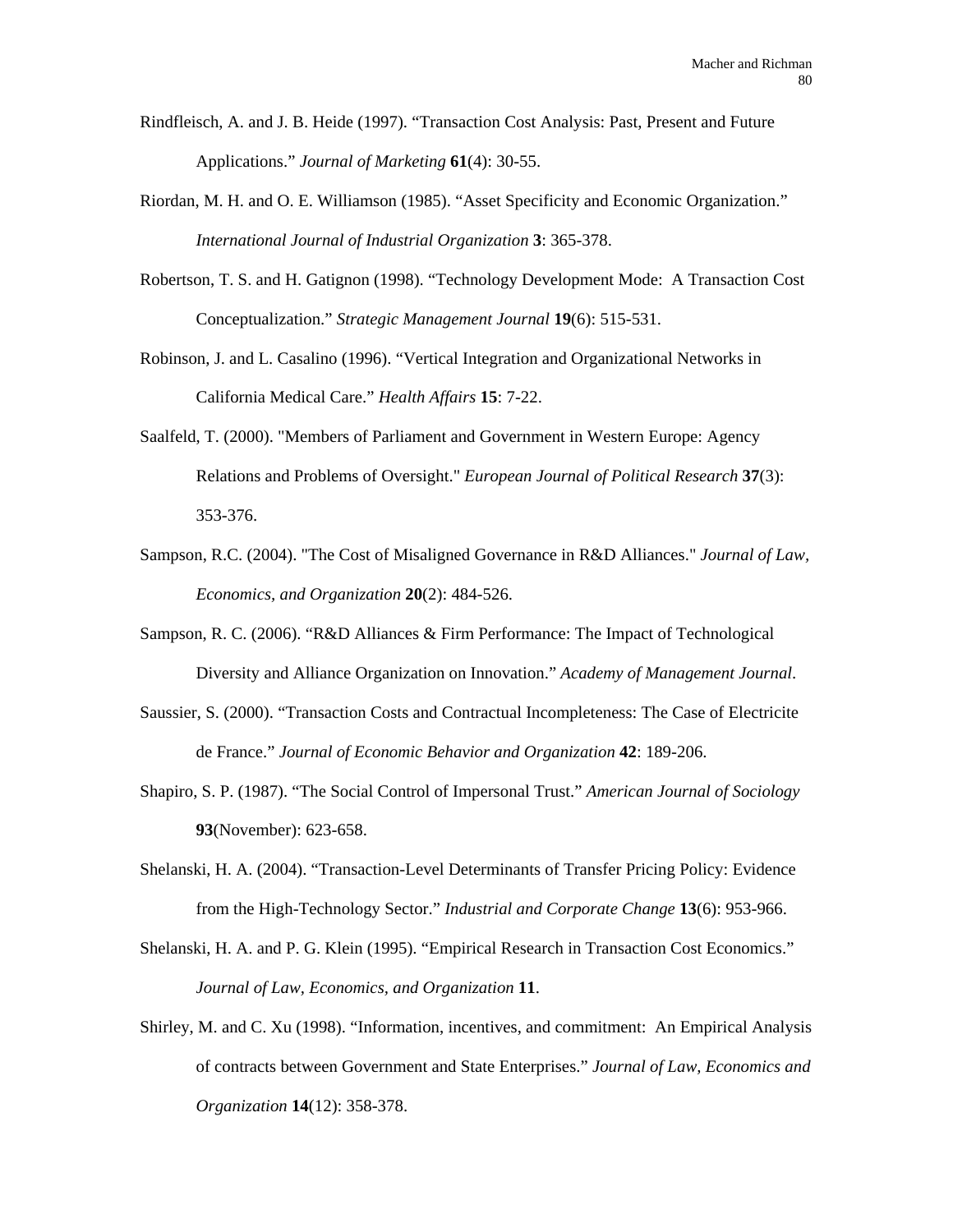Rindfleisch, A. and J. B. Heide (1997). "Transaction Cost Analysis: Past, Present and Future Applications." *Journal of Marketing* **61**(4): 30-55.

Riordan, M. H. and O. E. Williamson (1985). "Asset Specificity and Economic Organization." *International Journal of Industrial Organization* **3**: 365-378.

Robertson, T. S. and H. Gatignon (1998). "Technology Development Mode: A Transaction Cost Conceptualization." *Strategic Management Journal* **19**(6): 515-531.

Robinson, J. and L. Casalino (1996). "Vertical Integration and Organizational Networks in California Medical Care." *Health Affairs* **15**: 7-22.

Saalfeld, T. (2000). "Members of Parliament and Government in Western Europe: Agency Relations and Problems of Oversight." *European Journal of Political Research* **37**(3): 353-376.

Sampson, R.C. (2004). "The Cost of Misaligned Governance in R&D Alliances." *Journal of Law, Economics, and Organization* **20**(2): 484-526.

Sampson, R. C. (2006). "R&D Alliances & Firm Performance: The Impact of Technological Diversity and Alliance Organization on Innovation." *Academy of Management Journal*.

Saussier, S. (2000). "Transaction Costs and Contractual Incompleteness: The Case of Electricite de France." *Journal of Economic Behavior and Organization* **42**: 189-206.

Shapiro, S. P. (1987). "The Social Control of Impersonal Trust." *American Journal of Sociology* **93**(November): 623-658.

Shelanski, H. A. (2004). "Transaction-Level Determinants of Transfer Pricing Policy: Evidence from the High-Technology Sector." *Industrial and Corporate Change* **13**(6): 953-966.

Shelanski, H. A. and P. G. Klein (1995). "Empirical Research in Transaction Cost Economics." *Journal of Law, Economics, and Organization* **11**.

Shirley, M. and C. Xu (1998). "Information, incentives, and commitment: An Empirical Analysis of contracts between Government and State Enterprises." *Journal of Law, Economics and Organization* **14**(12): 358-378.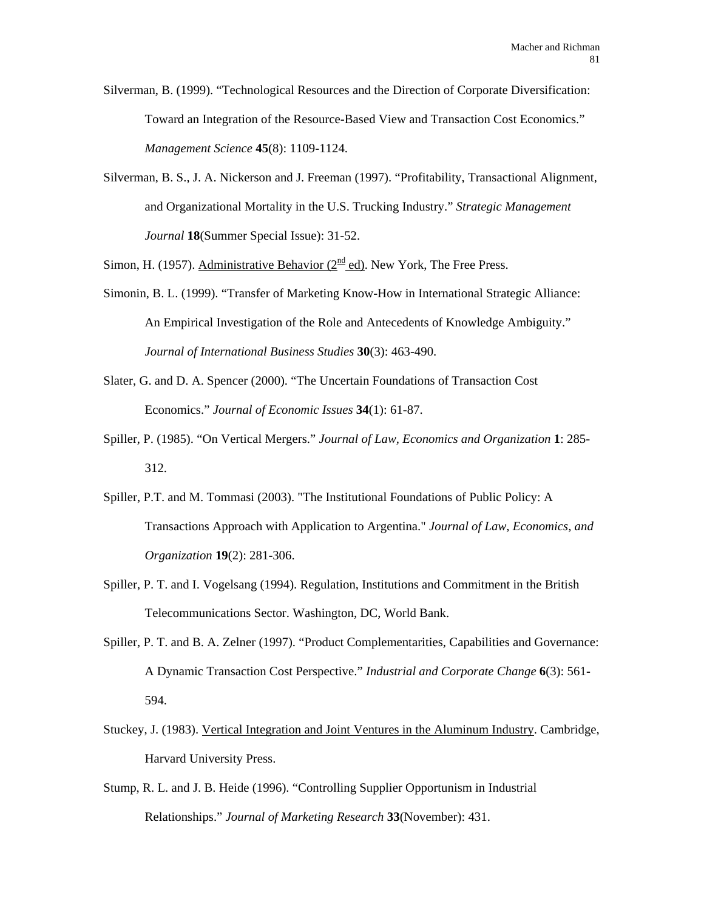Silverman, B. (1999). “Technological Resources and the Direction of Corporate Diversification: Toward an Integration of the Resource-Based View and Transaction Cost Economics.” *Management Science* **45**(8): 1109-1124.

Silverman, B. S., J. A. Nickerson and J. Freeman (1997). “Profitability, Transactional Alignment, and Organizational Mortality in the U.S. Trucking Industry.” *Strategic Management Journal* **18**(Summer Special Issue): 31-52.

Simon, H. (1957). Administrative Behavior (2nd ed). New York, The Free Press.

Simonin, B. L. (1999). “Transfer of Marketing Know-How in International Strategic Alliance: An Empirical Investigation of the Role and Antecedents of Knowledge Ambiguity.” *Journal of International Business Studies* **30**(3): 463-490.

Slater, G. and D. A. Spencer (2000). “The Uncertain Foundations of Transaction Cost Economics.” *Journal of Economic Issues* **34**(1): 61-87.

Spiller, P. (1985). “On Vertical Mergers.” *Journal of Law, Economics and Organization* **1**: 285-312.

Spiller, P.T. and M. Tommasi (2003). "The Institutional Foundations of Public Policy: A Transactions Approach with Application to Argentina." *Journal of Law, Economics, and Organization* **19**(2): 281-306.

Spiller, P. T. and I. Vogelsang (1994). Regulation, Institutions and Commitment in the British Telecommunications Sector. Washington, DC, World Bank.

Spiller, P. T. and B. A. Zelner (1997). “Product Complementarities, Capabilities and Governance: A Dynamic Transaction Cost Perspective.” *Industrial and Corporate Change* **6**(3): 561-594.

Stuckey, J. (1983). Vertical Integration and Joint Ventures in the Aluminum Industry. Cambridge, Harvard University Press.

Stump, R. L. and J. B. Heide (1996). “Controlling Supplier Opportunism in Industrial Relationships.” *Journal of Marketing Research* **33**(November): 431.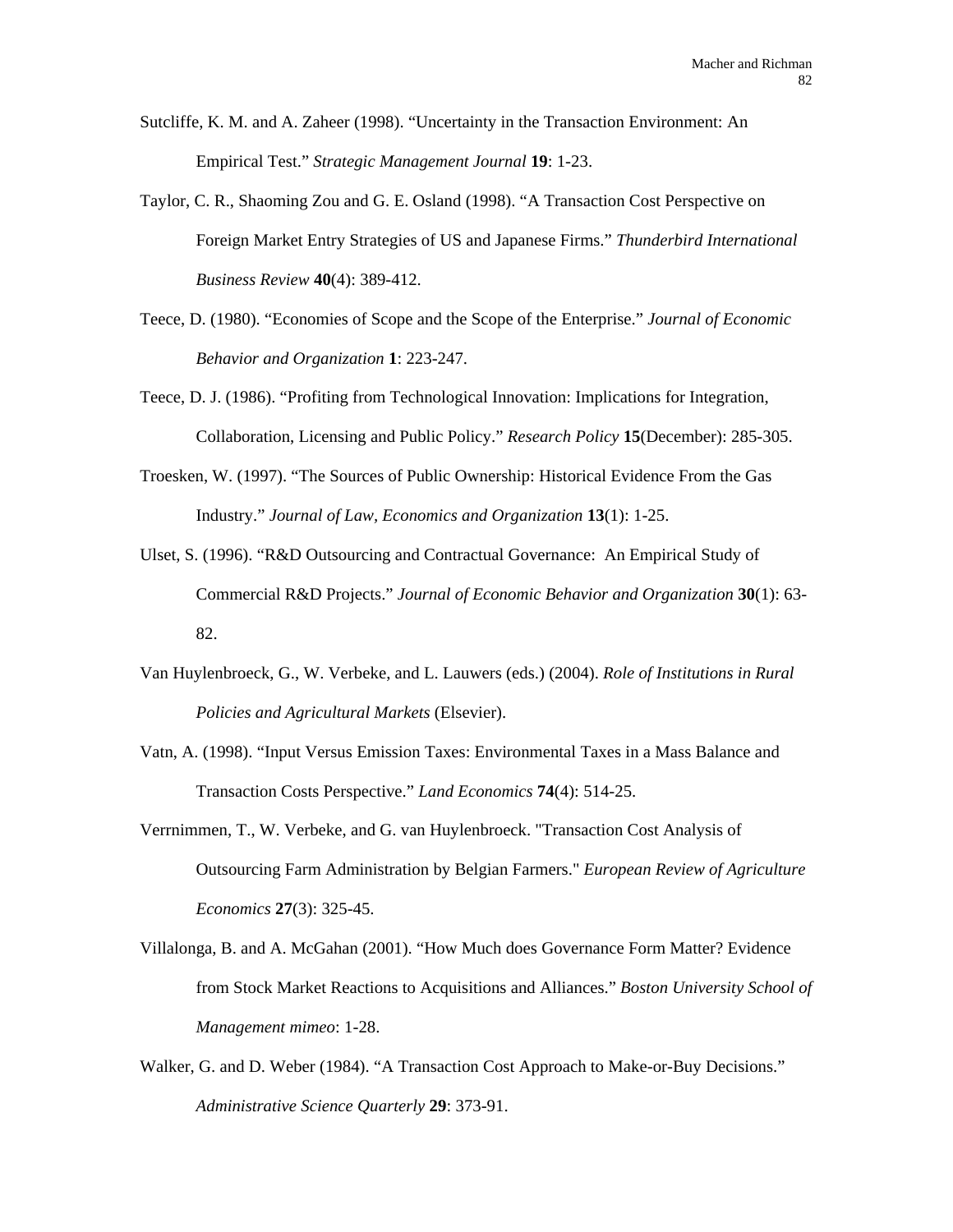Sutcliffe, K. M. and A. Zaheer (1998). “Uncertainty in the Transaction Environment: An Empirical Test.” *Strategic Management Journal* **19**: 1-23.

Taylor, C. R., Shaoming Zou and G. E. Osland (1998). “A Transaction Cost Perspective on Foreign Market Entry Strategies of US and Japanese Firms.” *Thunderbird International Business Review* **40**(4): 389-412.

Teece, D. (1980). “Economies of Scope and the Scope of the Enterprise.” *Journal of Economic Behavior and Organization* **1**: 223-247.

Teece, D. J. (1986). “Profiting from Technological Innovation: Implications for Integration, Collaboration, Licensing and Public Policy.” *Research Policy* **15**(December): 285-305.

Troesken, W. (1997). “The Sources of Public Ownership: Historical Evidence From the Gas Industry.” *Journal of Law, Economics and Organization* **13**(1): 1-25.

Ulset, S. (1996). “R&D Outsourcing and Contractual Governance: An Empirical Study of Commercial R&D Projects.” *Journal of Economic Behavior and Organization* **30**(1): 63-82.

Van Huylenbroeck, G., W. Verbeke, and L. Lauwers (eds.) (2004). *Role of Institutions in Rural Policies and Agricultural Markets* (Elsevier).

Vatn, A. (1998). “Input Versus Emission Taxes: Environmental Taxes in a Mass Balance and Transaction Costs Perspective.” *Land Economics* **74**(4): 514-25.

Verrnimmen, T., W. Verbeke, and G. van Huylenbroeck. "Transaction Cost Analysis of Outsourcing Farm Administration by Belgian Farmers." *European Review of Agriculture Economics* **27**(3): 325-45.

Villalonga, B. and A. McGahan (2001). “How Much does Governance Form Matter? Evidence from Stock Market Reactions to Acquisitions and Alliances.” *Boston University School of Management mimeo*: 1-28.

Walker, G. and D. Weber (1984). “A Transaction Cost Approach to Make-or-Buy Decisions.” *Administrative Science Quarterly* **29**: 373-91.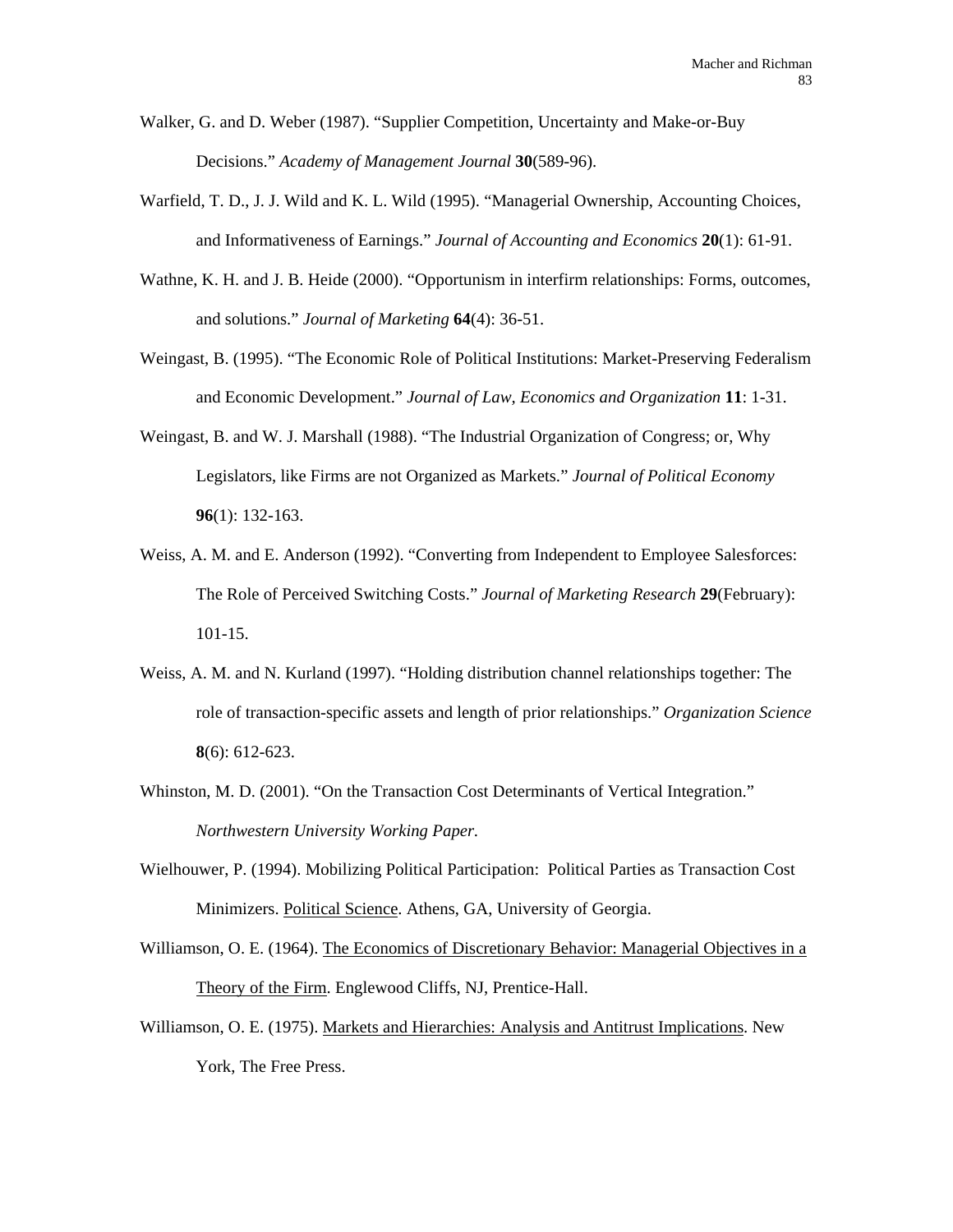Walker, G. and D. Weber (1987). "Supplier Competition, Uncertainty and Make-or-Buy Decisions." *Academy of Management Journal* **30**(589-96).

Warfield, T. D., J. J. Wild and K. L. Wild (1995). "Managerial Ownership, Accounting Choices, and Informativeness of Earnings." *Journal of Accounting and Economics* **20**(1): 61-91.

Wathne, K. H. and J. B. Heide (2000). "Opportunism in interfirm relationships: Forms, outcomes, and solutions." *Journal of Marketing* **64**(4): 36-51.

Weingast, B. (1995). "The Economic Role of Political Institutions: Market-Preserving Federalism and Economic Development." *Journal of Law, Economics and Organization* **11**: 1-31.

Weingast, B. and W. J. Marshall (1988). "The Industrial Organization of Congress; or, Why Legislators, like Firms are not Organized as Markets." *Journal of Political Economy* **96**(1): 132-163.

Weiss, A. M. and E. Anderson (1992). "Converting from Independent to Employee Salesforces: The Role of Perceived Switching Costs." *Journal of Marketing Research* **29**(February): 101-15.

Weiss, A. M. and N. Kurland (1997). "Holding distribution channel relationships together: The role of transaction-specific assets and length of prior relationships." *Organization Science* **8**(6): 612-623.

Whinston, M. D. (2001). "On the Transaction Cost Determinants of Vertical Integration." *Northwestern University Working Paper.*

Wielhouwer, P. (1994). Mobilizing Political Participation: Political Parties as Transaction Cost Minimizers. Political Science. Athens, GA, University of Georgia.

Williamson, O. E. (1964). The Economics of Discretionary Behavior: Managerial Objectives in a Theory of the Firm. Englewood Cliffs, NJ, Prentice-Hall.

Williamson, O. E. (1975). Markets and Hierarchies: Analysis and Antitrust Implications. New York, The Free Press.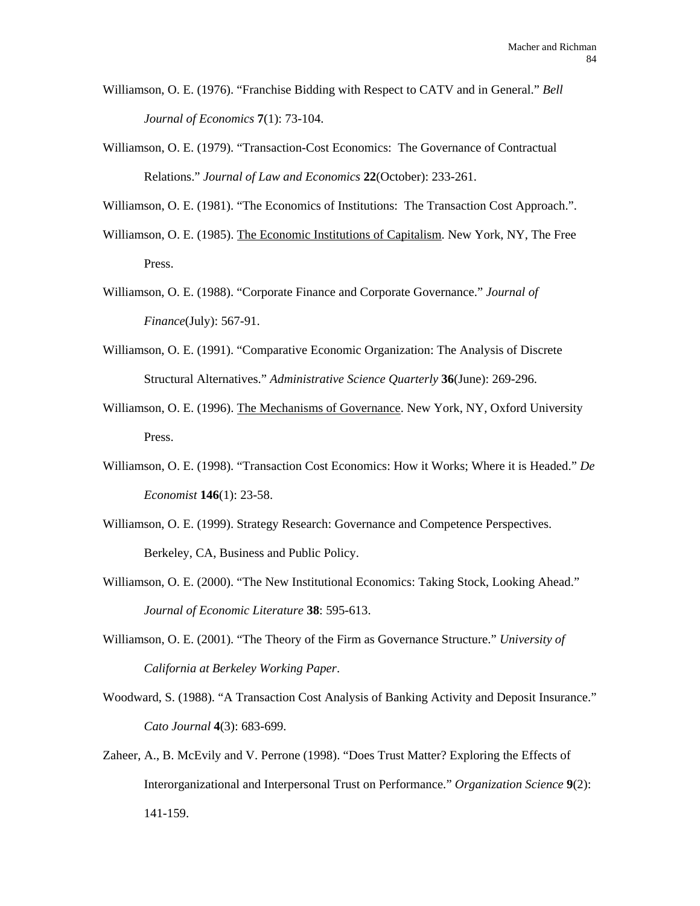Williamson, O. E. (1976). “Franchise Bidding with Respect to CATV and in General.” *Bell Journal of Economics* **7**(1): 73-104.

Williamson, O. E. (1979). “Transaction-Cost Economics: The Governance of Contractual Relations.” *Journal of Law and Economics* **22**(October): 233-261.

Williamson, O. E. (1981). “The Economics of Institutions: The Transaction Cost Approach.”.

Williamson, O. E. (1985). The Economic Institutions of Capitalism. New York, NY, The Free Press.

Williamson, O. E. (1988). “Corporate Finance and Corporate Governance.” *Journal of Finance*(July): 567-91.

Williamson, O. E. (1991). “Comparative Economic Organization: The Analysis of Discrete Structural Alternatives.” *Administrative Science Quarterly* **36**(June): 269-296.

Williamson, O. E. (1996). The Mechanisms of Governance. New York, NY, Oxford University Press.

Williamson, O. E. (1998). “Transaction Cost Economics: How it Works; Where it is Headed.” *De Economist* **146**(1): 23-58.

Williamson, O. E. (1999). Strategy Research: Governance and Competence Perspectives. Berkeley, CA, Business and Public Policy.

Williamson, O. E. (2000). “The New Institutional Economics: Taking Stock, Looking Ahead.” *Journal of Economic Literature* **38**: 595-613.

Williamson, O. E. (2001). “The Theory of the Firm as Governance Structure.” *University of California at Berkeley Working Paper*.

Woodward, S. (1988). “A Transaction Cost Analysis of Banking Activity and Deposit Insurance.” *Cato Journal* **4**(3): 683-699.

Zaheer, A., B. McEvily and V. Perrone (1998). “Does Trust Matter? Exploring the Effects of Interorganizational and Interpersonal Trust on Performance.” *Organization Science* **9**(2): 141-159.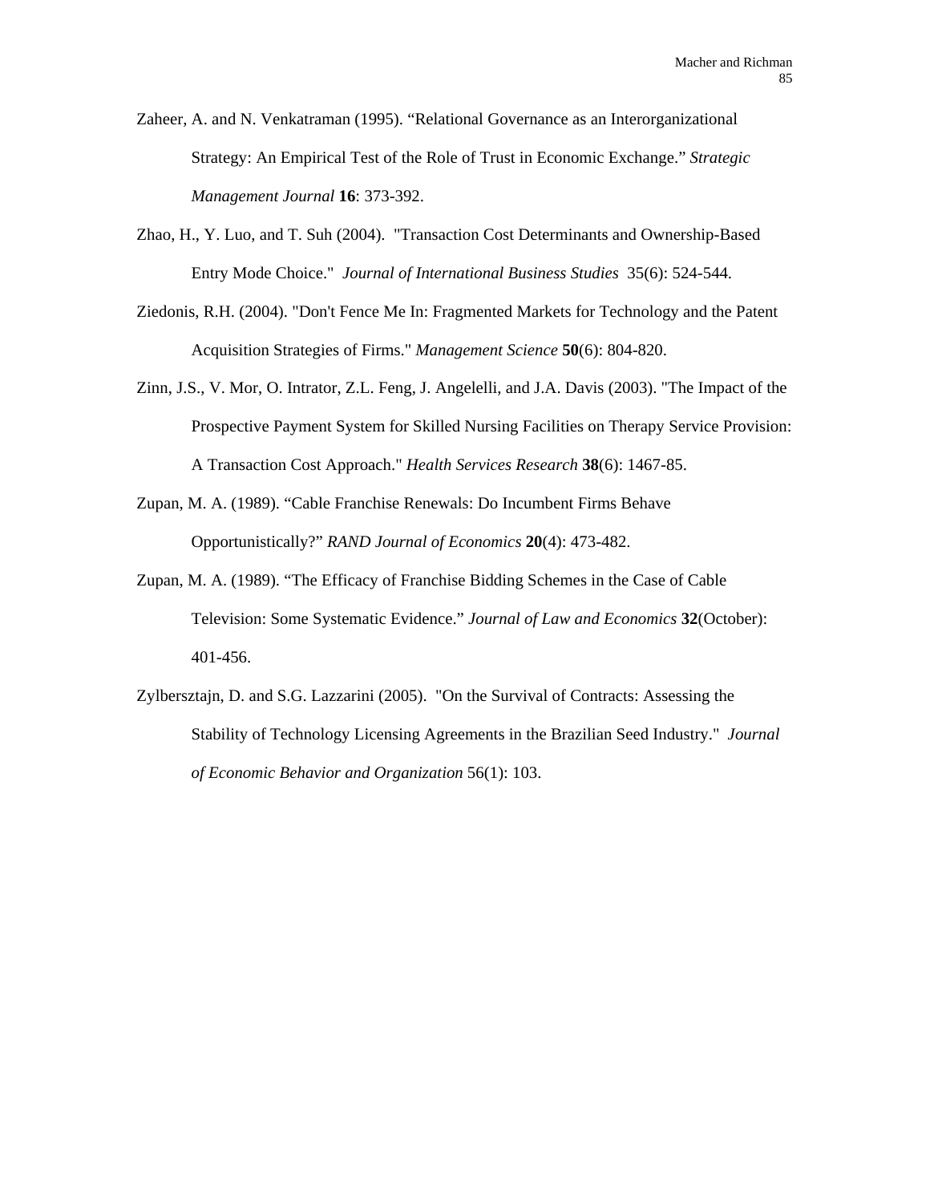Zaheer, A. and N. Venkatraman (1995). "Relational Governance as an Interorganizational Strategy: An Empirical Test of the Role of Trust in Economic Exchange." *Strategic Management Journal* **16**: 373-392.

Zhao, H., Y. Luo, and T. Suh (2004). "Transaction Cost Determinants and Ownership-Based Entry Mode Choice." *Journal of International Business Studies* 35(6): 524-544.

Ziedonis, R.H. (2004). "Don't Fence Me In: Fragmented Markets for Technology and the Patent Acquisition Strategies of Firms." *Management Science* **50**(6): 804-820.

Zinn, J.S., V. Mor, O. Intrator, Z.L. Feng, J. Angelelli, and J.A. Davis (2003). "The Impact of the Prospective Payment System for Skilled Nursing Facilities on Therapy Service Provision: A Transaction Cost Approach." *Health Services Research* **38**(6): 1467-85.

Zupan, M. A. (1989). "Cable Franchise Renewals: Do Incumbent Firms Behave Opportunistically?" *RAND Journal of Economics* **20**(4): 473-482.

Zupan, M. A. (1989). "The Efficacy of Franchise Bidding Schemes in the Case of Cable Television: Some Systematic Evidence." *Journal of Law and Economics* **32**(October): 401-456.

Zylbersztajn, D. and S.G. Lazzarini (2005). "On the Survival of Contracts: Assessing the Stability of Technology Licensing Agreements in the Brazilian Seed Industry." *Journal of Economic Behavior and Organization* 56(1): 103.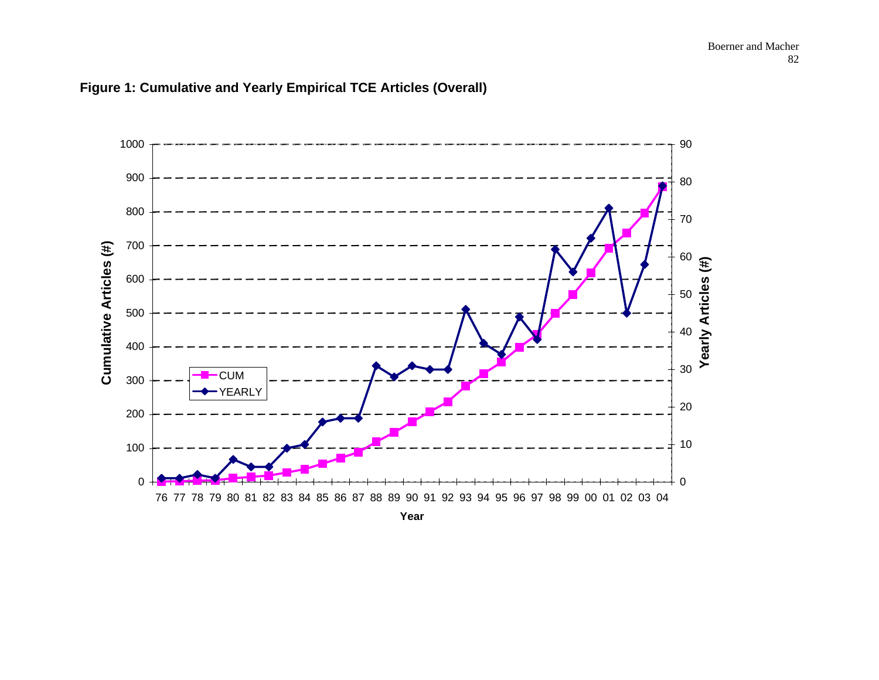**Figure 1: Cumulative and Yearly Empirical TCE Articles (Overall)**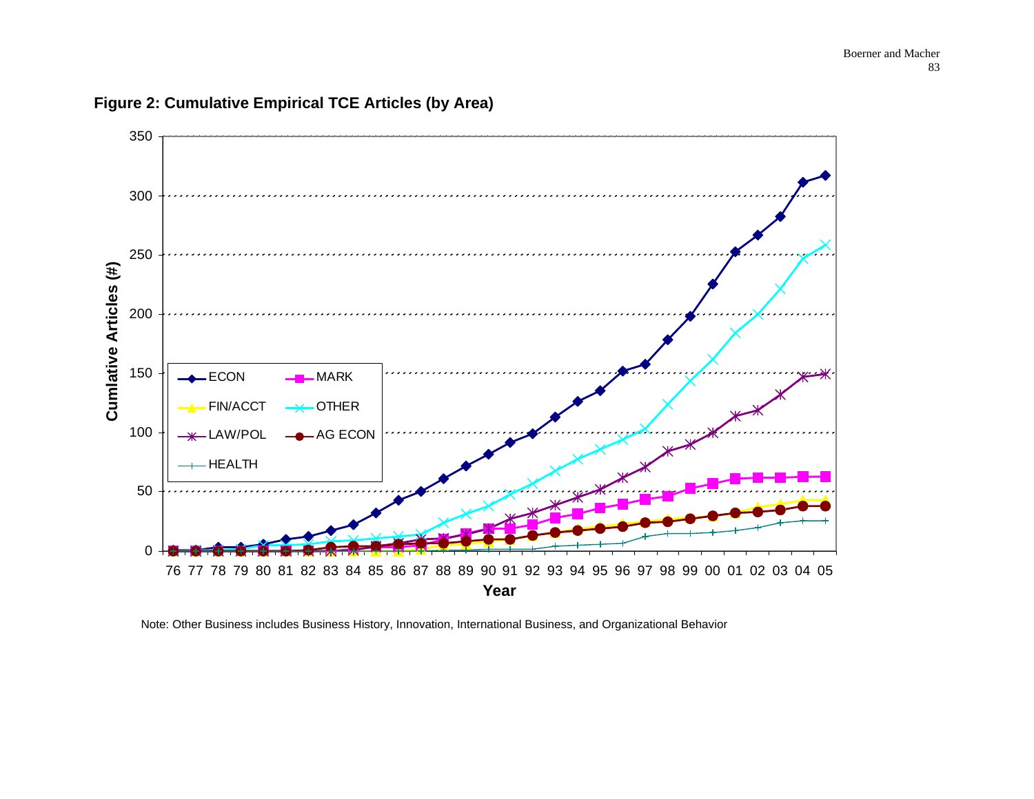**Figure 2: Cumulative Empirical TCE Articles (by Area)**

350
300
250
200
150
100
50
0

Cumlative Articles (#)

76 77 78 79 80 81 82 83 84 85 86 87 88 89 90 91 92 93 94 95 96 97 98 99 00 01 02 03 04 05

Year

ECON
MARK
FIN/ACCT
OTHER
LAW/POL
AG ECON
HEALTH

Note: Other Business includes Business History, Innovation, International Business, and Organizational Behavior